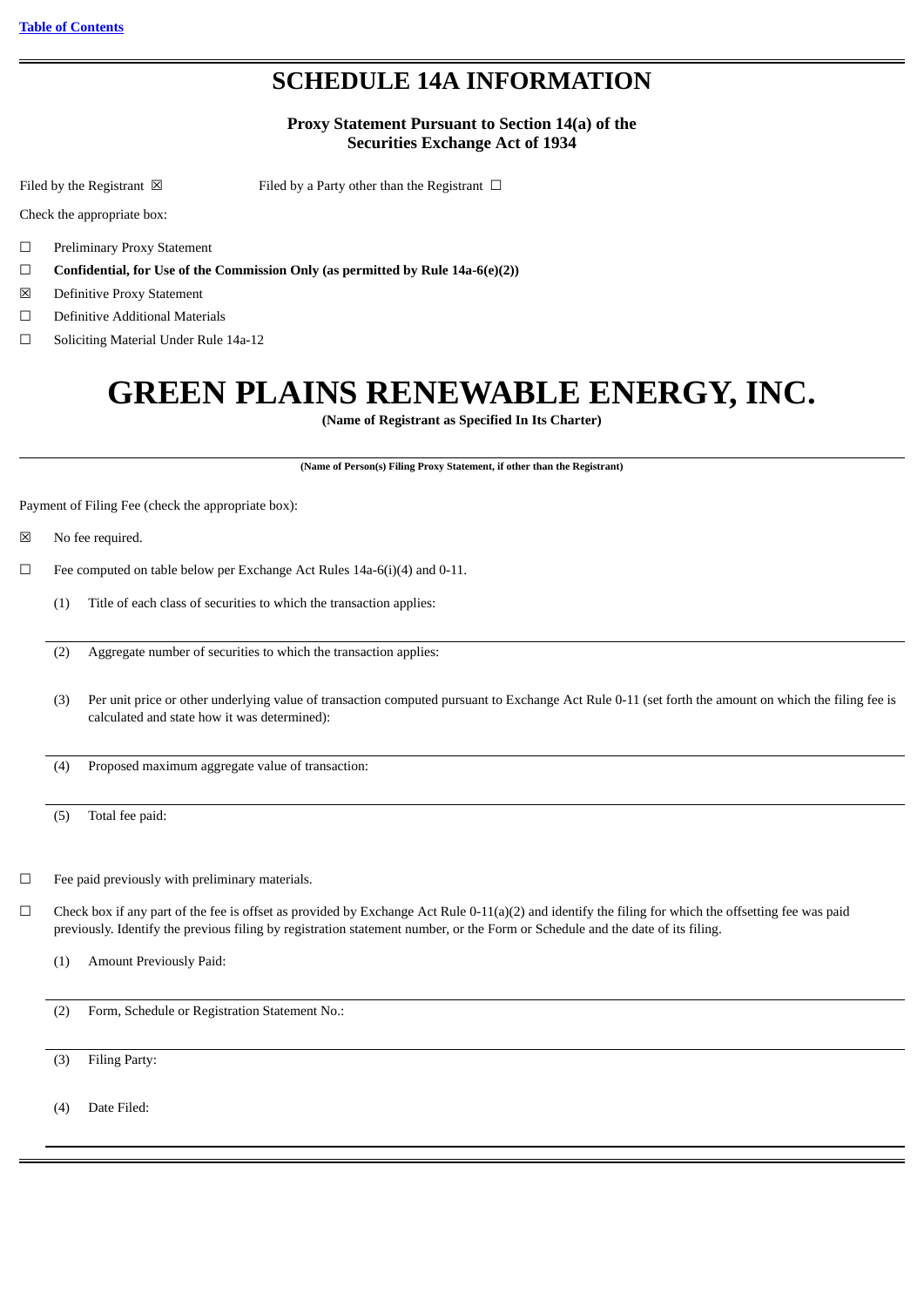[Table of Contents](#)

# SCHEDULE 14A INFORMATION

**Proxy Statement Pursuant to Section 14(a) of the Securities Exchange Act of 1934**

Filed by the Registrant ☒ Filed by a Party other than the Registrant ☐

Check the appropriate box:

☐ Preliminary Proxy Statement

☐ **Confidential, for Use of the Commission Only (as permitted by Rule 14a-6(e)(2))**

☒ Definitive Proxy Statement

☐ Definitive Additional Materials

☐ Soliciting Material Under Rule 14a-12

# GREEN PLAINS RENEWABLE ENERGY, INC.

**(Name of Registrant as Specified In Its Charter)**

**(Name of Person(s) Filing Proxy Statement, if other than the Registrant)**

Payment of Filing Fee (check the appropriate box):

☒ No fee required.

☐ Fee computed on table below per Exchange Act Rules 14a-6(i)(4) and 0-11.

(1) Title of each class of securities to which the transaction applies:

(2) Aggregate number of securities to which the transaction applies:

(3) Per unit price or other underlying value of transaction computed pursuant to Exchange Act Rule 0-11 (set forth the amount on which the filing fee is calculated and state how it was determined):

(4) Proposed maximum aggregate value of transaction:

(5) Total fee paid:

☐ Fee paid previously with preliminary materials.

☐ Check box if any part of the fee is offset as provided by Exchange Act Rule 0-11(a)(2) and identify the filing for which the offsetting fee was paid previously. Identify the previous filing by registration statement number, or the Form or Schedule and the date of its filing.

(1) Amount Previously Paid:

(2) Form, Schedule or Registration Statement No.:

(3) Filing Party:

(4) Date Filed: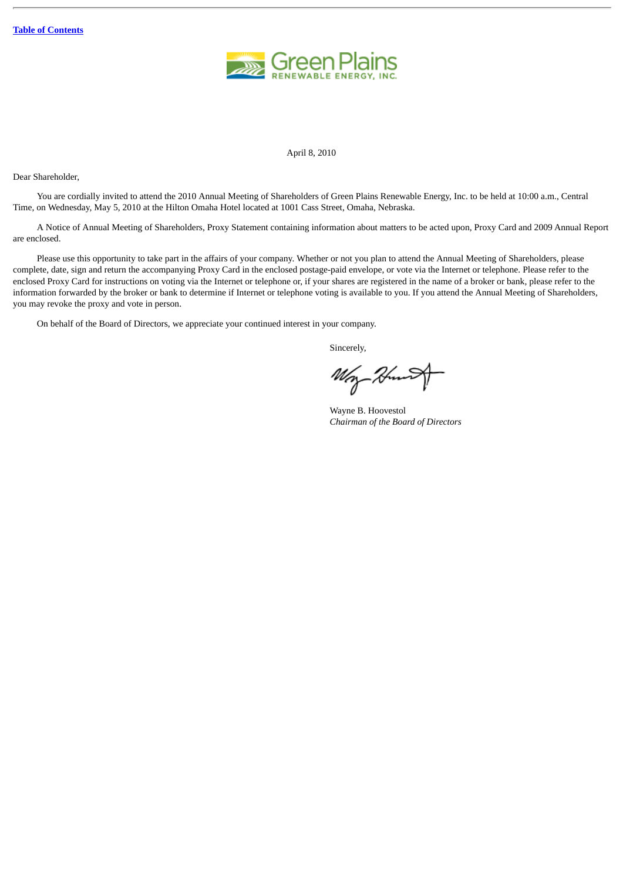[Table of Contents](#)

Green Plains RENEWABLE ENERGY, INC.

April 8, 2010

Dear Shareholder,

You are cordially invited to attend the 2010 Annual Meeting of Shareholders of Green Plains Renewable Energy, Inc. to be held at 10:00 a.m., Central Time, on Wednesday, May 5, 2010 at the Hilton Omaha Hotel located at 1001 Cass Street, Omaha, Nebraska.

A Notice of Annual Meeting of Shareholders, Proxy Statement containing information about matters to be acted upon, Proxy Card and 2009 Annual Report are enclosed.

Please use this opportunity to take part in the affairs of your company. Whether or not you plan to attend the Annual Meeting of Shareholders, please complete, date, sign and return the accompanying Proxy Card in the enclosed postage-paid envelope, or vote via the Internet or telephone. Please refer to the enclosed Proxy Card for instructions on voting via the Internet or telephone or, if your shares are registered in the name of a broker or bank, please refer to the information forwarded by the broker or bank to determine if Internet or telephone voting is available to you. If you attend the Annual Meeting of Shareholders, you may revoke the proxy and vote in person.

On behalf of the Board of Directors, we appreciate your continued interest in your company.

Sincerely,

Wayne B. Hoovestol
*Chairman of the Board of Directors*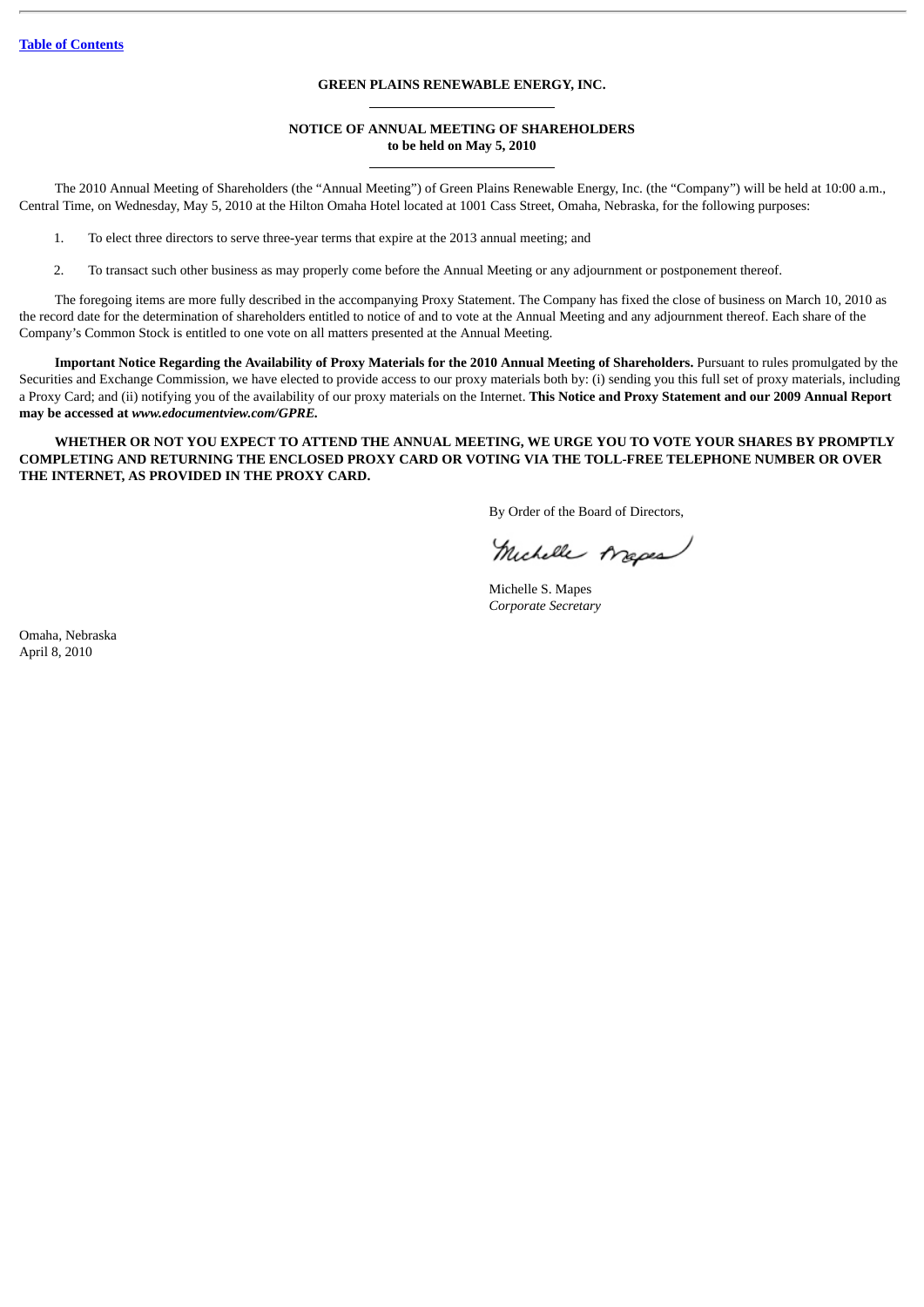[Table of Contents]

**GREEN PLAINS RENEWABLE ENERGY, INC.**

**NOTICE OF ANNUAL MEETING OF SHAREHOLDERS**
**to be held on May 5, 2010**

The 2010 Annual Meeting of Shareholders (the "Annual Meeting") of Green Plains Renewable Energy, Inc. (the "Company") will be held at 10:00 a.m., Central Time, on Wednesday, May 5, 2010 at the Hilton Omaha Hotel located at 1001 Cass Street, Omaha, Nebraska, for the following purposes:

1. To elect three directors to serve three-year terms that expire at the 2013 annual meeting; and

2. To transact such other business as may properly come before the Annual Meeting or any adjournment or postponement thereof.

The foregoing items are more fully described in the accompanying Proxy Statement. The Company has fixed the close of business on March 10, 2010 as the record date for the determination of shareholders entitled to notice of and to vote at the Annual Meeting and any adjournment thereof. Each share of the Company's Common Stock is entitled to one vote on all matters presented at the Annual Meeting.

**Important Notice Regarding the Availability of Proxy Materials for the 2010 Annual Meeting of Shareholders.** Pursuant to rules promulgated by the Securities and Exchange Commission, we have elected to provide access to our proxy materials both by: (i) sending you this full set of proxy materials, including a Proxy Card; and (ii) notifying you of the availability of our proxy materials on the Internet. **This Notice and Proxy Statement and our 2009 Annual Report may be accessed at *www.edocumentview.com/GPRE*.**

**WHETHER OR NOT YOU EXPECT TO ATTEND THE ANNUAL MEETING, WE URGE YOU TO VOTE YOUR SHARES BY PROMPTLY COMPLETING AND RETURNING THE ENCLOSED PROXY CARD OR VOTING VIA THE TOLL-FREE TELEPHONE NUMBER OR OVER THE INTERNET, AS PROVIDED IN THE PROXY CARD.**

By Order of the Board of Directors,

Michelle S. Mapes
*Corporate Secretary*

Omaha, Nebraska
April 8, 2010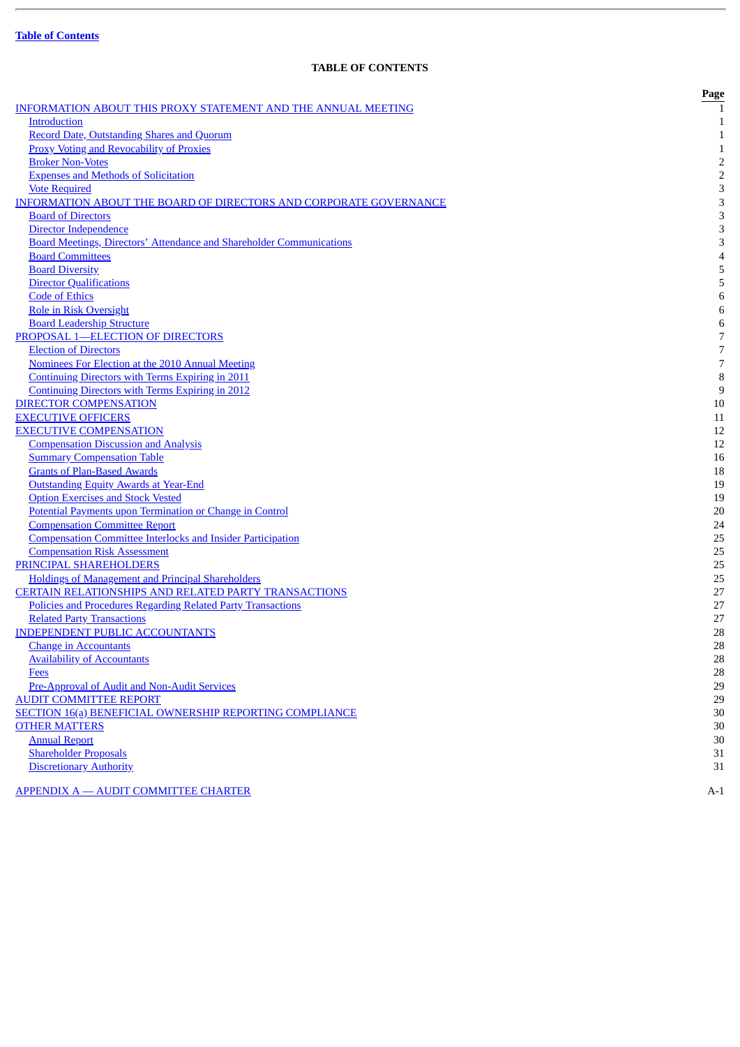[Table of Contents](#)

## TABLE OF CONTENTS

| | Page |
|---|---|
| INFORMATION ABOUT THIS PROXY STATEMENT AND THE ANNUAL MEETING | 1 |
| Introduction | 1 |
| Record Date, Outstanding Shares and Quorum | 1 |
| Proxy Voting and Revocability of Proxies | 1 |
| Broker Non-Votes | 2 |
| Expenses and Methods of Solicitation | 2 |
| Vote Required | 3 |
| INFORMATION ABOUT THE BOARD OF DIRECTORS AND CORPORATE GOVERNANCE | 3 |
| Board of Directors | 3 |
| Director Independence | 3 |
| Board Meetings, Directors' Attendance and Shareholder Communications | 3 |
| Board Committees | 4 |
| Board Diversity | 5 |
| Director Qualifications | 5 |
| Code of Ethics | 6 |
| Role in Risk Oversight | 6 |
| Board Leadership Structure | 6 |
| PROPOSAL 1—ELECTION OF DIRECTORS | 7 |
| Election of Directors | 7 |
| Nominees For Election at the 2010 Annual Meeting | 7 |
| Continuing Directors with Terms Expiring in 2011 | 8 |
| Continuing Directors with Terms Expiring in 2012 | 9 |
| DIRECTOR COMPENSATION | 10 |
| EXECUTIVE OFFICERS | 11 |
| EXECUTIVE COMPENSATION | 12 |
| Compensation Discussion and Analysis | 12 |
| Summary Compensation Table | 16 |
| Grants of Plan-Based Awards | 18 |
| Outstanding Equity Awards at Year-End | 19 |
| Option Exercises and Stock Vested | 19 |
| Potential Payments upon Termination or Change in Control | 20 |
| Compensation Committee Report | 24 |
| Compensation Committee Interlocks and Insider Participation | 25 |
| Compensation Risk Assessment | 25 |
| PRINCIPAL SHAREHOLDERS | 25 |
| Holdings of Management and Principal Shareholders | 25 |
| CERTAIN RELATIONSHIPS AND RELATED PARTY TRANSACTIONS | 27 |
| Policies and Procedures Regarding Related Party Transactions | 27 |
| Related Party Transactions | 27 |
| INDEPENDENT PUBLIC ACCOUNTANTS | 28 |
| Change in Accountants | 28 |
| Availability of Accountants | 28 |
| Fees | 28 |
| Pre-Approval of Audit and Non-Audit Services | 29 |
| AUDIT COMMITTEE REPORT | 29 |
| SECTION 16(a) BENEFICIAL OWNERSHIP REPORTING COMPLIANCE | 30 |
| OTHER MATTERS | 30 |
| Annual Report | 30 |
| Shareholder Proposals | 31 |
| Discretionary Authority | 31 |
| | |
| APPENDIX A — AUDIT COMMITTEE CHARTER | A-1 |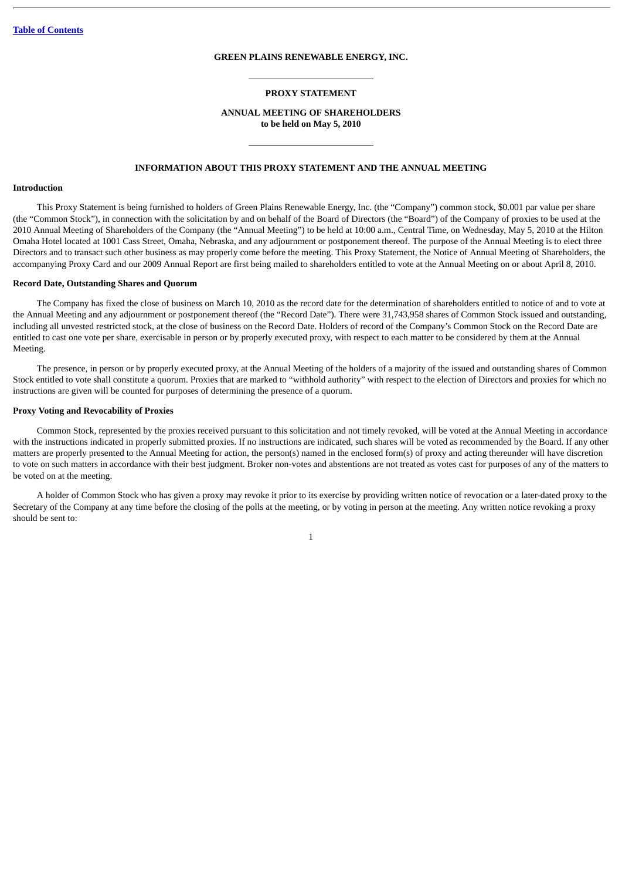**GREEN PLAINS RENEWABLE ENERGY, INC.**

**PROXY STATEMENT**

**ANNUAL MEETING OF SHAREHOLDERS**
**to be held on May 5, 2010**

## INFORMATION ABOUT THIS PROXY STATEMENT AND THE ANNUAL MEETING

### Introduction

This Proxy Statement is being furnished to holders of Green Plains Renewable Energy, Inc. (the "Company") common stock, $0.001 par value per share (the "Common Stock"), in connection with the solicitation by and on behalf of the Board of Directors (the "Board") of the Company of proxies to be used at the 2010 Annual Meeting of Shareholders of the Company (the "Annual Meeting") to be held at 10:00 a.m., Central Time, on Wednesday, May 5, 2010 at the Hilton Omaha Hotel located at 1001 Cass Street, Omaha, Nebraska, and any adjournment or postponement thereof. The purpose of the Annual Meeting is to elect three Directors and to transact such other business as may properly come before the meeting. This Proxy Statement, the Notice of Annual Meeting of Shareholders, the accompanying Proxy Card and our 2009 Annual Report are first being mailed to shareholders entitled to vote at the Annual Meeting on or about April 8, 2010.

### Record Date, Outstanding Shares and Quorum

The Company has fixed the close of business on March 10, 2010 as the record date for the determination of shareholders entitled to notice of and to vote at the Annual Meeting and any adjournment or postponement thereof (the "Record Date"). There were 31,743,958 shares of Common Stock issued and outstanding, including all unvested restricted stock, at the close of business on the Record Date. Holders of record of the Company's Common Stock on the Record Date are entitled to cast one vote per share, exercisable in person or by properly executed proxy, with respect to each matter to be considered by them at the Annual Meeting.

The presence, in person or by properly executed proxy, at the Annual Meeting of the holders of a majority of the issued and outstanding shares of Common Stock entitled to vote shall constitute a quorum. Proxies that are marked to "withhold authority" with respect to the election of Directors and proxies for which no instructions are given will be counted for purposes of determining the presence of a quorum.

### Proxy Voting and Revocability of Proxies

Common Stock, represented by the proxies received pursuant to this solicitation and not timely revoked, will be voted at the Annual Meeting in accordance with the instructions indicated in properly submitted proxies. If no instructions are indicated, such shares will be voted as recommended by the Board. If any other matters are properly presented to the Annual Meeting for action, the person(s) named in the enclosed form(s) of proxy and acting thereunder will have discretion to vote on such matters in accordance with their best judgment. Broker non-votes and abstentions are not treated as votes cast for purposes of any of the matters to be voted on at the meeting.

A holder of Common Stock who has given a proxy may revoke it prior to its exercise by providing written notice of revocation or a later-dated proxy to the Secretary of the Company at any time before the closing of the polls at the meeting, or by voting in person at the meeting. Any written notice revoking a proxy should be sent to: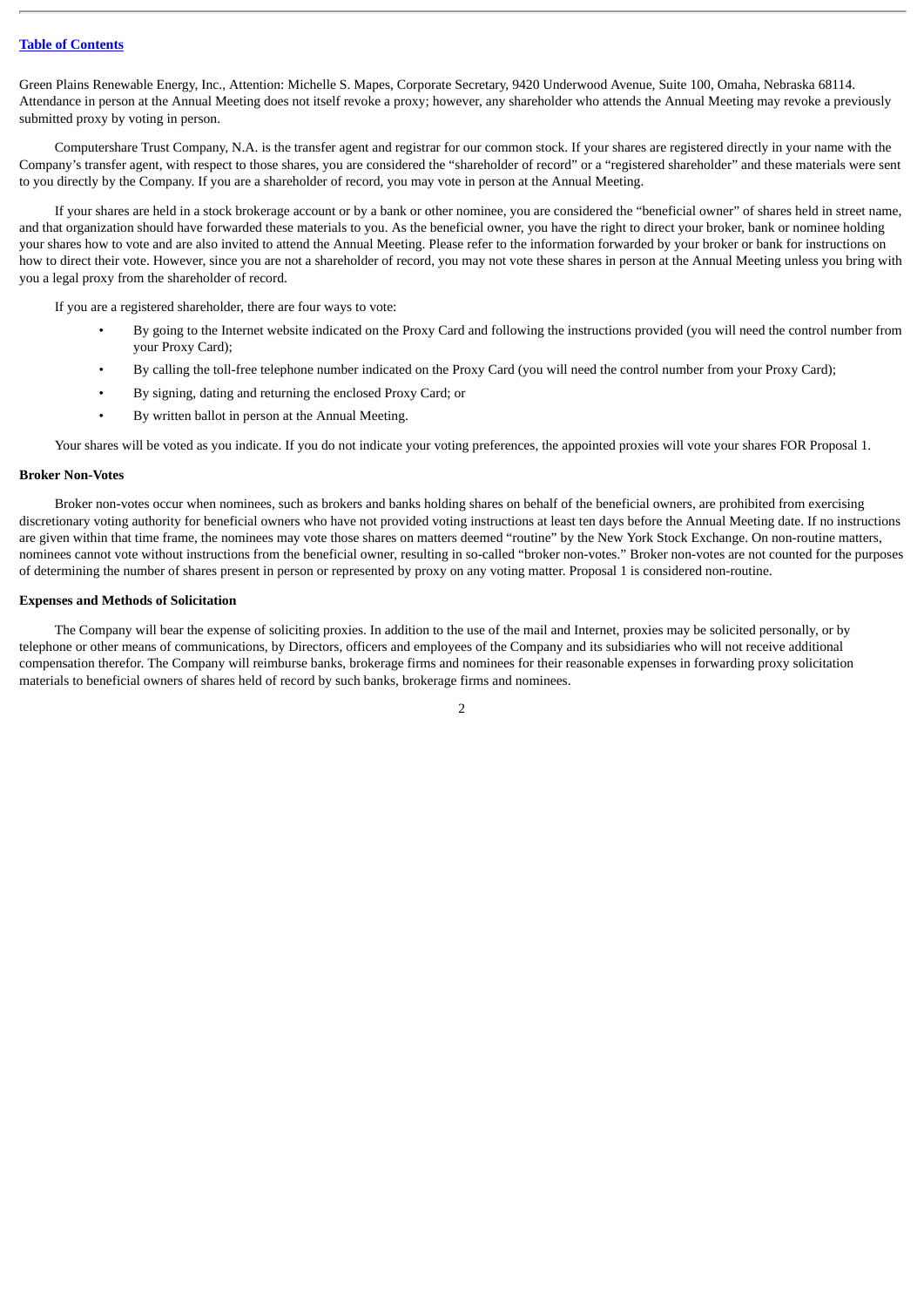Green Plains Renewable Energy, Inc., Attention: Michelle S. Mapes, Corporate Secretary, 9420 Underwood Avenue, Suite 100, Omaha, Nebraska 68114. Attendance in person at the Annual Meeting does not itself revoke a proxy; however, any shareholder who attends the Annual Meeting may revoke a previously submitted proxy by voting in person.

Computershare Trust Company, N.A. is the transfer agent and registrar for our common stock. If your shares are registered directly in your name with the Company's transfer agent, with respect to those shares, you are considered the "shareholder of record" or a "registered shareholder" and these materials were sent to you directly by the Company. If you are a shareholder of record, you may vote in person at the Annual Meeting.

If your shares are held in a stock brokerage account or by a bank or other nominee, you are considered the "beneficial owner" of shares held in street name, and that organization should have forwarded these materials to you. As the beneficial owner, you have the right to direct your broker, bank or nominee holding your shares how to vote and are also invited to attend the Annual Meeting. Please refer to the information forwarded by your broker or bank for instructions on how to direct their vote. However, since you are not a shareholder of record, you may not vote these shares in person at the Annual Meeting unless you bring with you a legal proxy from the shareholder of record.

If you are a registered shareholder, there are four ways to vote:

- By going to the Internet website indicated on the Proxy Card and following the instructions provided (you will need the control number from your Proxy Card);
- By calling the toll-free telephone number indicated on the Proxy Card (you will need the control number from your Proxy Card);
- By signing, dating and returning the enclosed Proxy Card; or
- By written ballot in person at the Annual Meeting.

Your shares will be voted as you indicate. If you do not indicate your voting preferences, the appointed proxies will vote your shares FOR Proposal 1.

**Broker Non-Votes**

Broker non-votes occur when nominees, such as brokers and banks holding shares on behalf of the beneficial owners, are prohibited from exercising discretionary voting authority for beneficial owners who have not provided voting instructions at least ten days before the Annual Meeting date. If no instructions are given within that time frame, the nominees may vote those shares on matters deemed "routine" by the New York Stock Exchange. On non-routine matters, nominees cannot vote without instructions from the beneficial owner, resulting in so-called "broker non-votes." Broker non-votes are not counted for the purposes of determining the number of shares present in person or represented by proxy on any voting matter. Proposal 1 is considered non-routine.

**Expenses and Methods of Solicitation**

The Company will bear the expense of soliciting proxies. In addition to the use of the mail and Internet, proxies may be solicited personally, or by telephone or other means of communications, by Directors, officers and employees of the Company and its subsidiaries who will not receive additional compensation therefor. The Company will reimburse banks, brokerage firms and nominees for their reasonable expenses in forwarding proxy solicitation materials to beneficial owners of shares held of record by such banks, brokerage firms and nominees.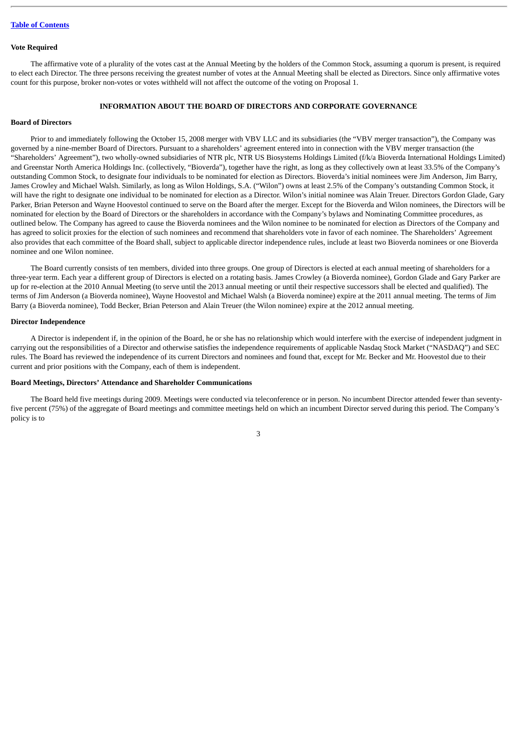**Vote Required**

The affirmative vote of a plurality of the votes cast at the Annual Meeting by the holders of the Common Stock, assuming a quorum is present, is required to elect each Director. The three persons receiving the greatest number of votes at the Annual Meeting shall be elected as Directors. Since only affirmative votes count for this purpose, broker non-votes or votes withheld will not affect the outcome of the voting on Proposal 1.

## INFORMATION ABOUT THE BOARD OF DIRECTORS AND CORPORATE GOVERNANCE

**Board of Directors**

Prior to and immediately following the October 15, 2008 merger with VBV LLC and its subsidiaries (the "VBV merger transaction"), the Company was governed by a nine-member Board of Directors. Pursuant to a shareholders' agreement entered into in connection with the VBV merger transaction (the "Shareholders' Agreement"), two wholly-owned subsidiaries of NTR plc, NTR US Biosystems Holdings Limited (f/k/a Bioverda International Holdings Limited) and Greenstar North America Holdings Inc. (collectively, "Bioverda"), together have the right, as long as they collectively own at least 33.5% of the Company's outstanding Common Stock, to designate four individuals to be nominated for election as Directors. Bioverda's initial nominees were Jim Anderson, Jim Barry, James Crowley and Michael Walsh. Similarly, as long as Wilon Holdings, S.A. ("Wilon") owns at least 2.5% of the Company's outstanding Common Stock, it will have the right to designate one individual to be nominated for election as a Director. Wilon's initial nominee was Alain Treuer. Directors Gordon Glade, Gary Parker, Brian Peterson and Wayne Hoovestol continued to serve on the Board after the merger. Except for the Bioverda and Wilon nominees, the Directors will be nominated for election by the Board of Directors or the shareholders in accordance with the Company's bylaws and Nominating Committee procedures, as outlined below. The Company has agreed to cause the Bioverda nominees and the Wilon nominee to be nominated for election as Directors of the Company and has agreed to solicit proxies for the election of such nominees and recommend that shareholders vote in favor of each nominee. The Shareholders' Agreement also provides that each committee of the Board shall, subject to applicable director independence rules, include at least two Bioverda nominees or one Bioverda nominee and one Wilon nominee.

The Board currently consists of ten members, divided into three groups. One group of Directors is elected at each annual meeting of shareholders for a three-year term. Each year a different group of Directors is elected on a rotating basis. James Crowley (a Bioverda nominee), Gordon Glade and Gary Parker are up for re-election at the 2010 Annual Meeting (to serve until the 2013 annual meeting or until their respective successors shall be elected and qualified). The terms of Jim Anderson (a Bioverda nominee), Wayne Hoovestol and Michael Walsh (a Bioverda nominee) expire at the 2011 annual meeting. The terms of Jim Barry (a Bioverda nominee), Todd Becker, Brian Peterson and Alain Treuer (the Wilon nominee) expire at the 2012 annual meeting.

**Director Independence**

A Director is independent if, in the opinion of the Board, he or she has no relationship which would interfere with the exercise of independent judgment in carrying out the responsibilities of a Director and otherwise satisfies the independence requirements of applicable Nasdaq Stock Market ("NASDAQ") and SEC rules. The Board has reviewed the independence of its current Directors and nominees and found that, except for Mr. Becker and Mr. Hoovestol due to their current and prior positions with the Company, each of them is independent.

**Board Meetings, Directors' Attendance and Shareholder Communications**

The Board held five meetings during 2009. Meetings were conducted via teleconference or in person. No incumbent Director attended fewer than seventy-five percent (75%) of the aggregate of Board meetings and committee meetings held on which an incumbent Director served during this period. The Company's policy is to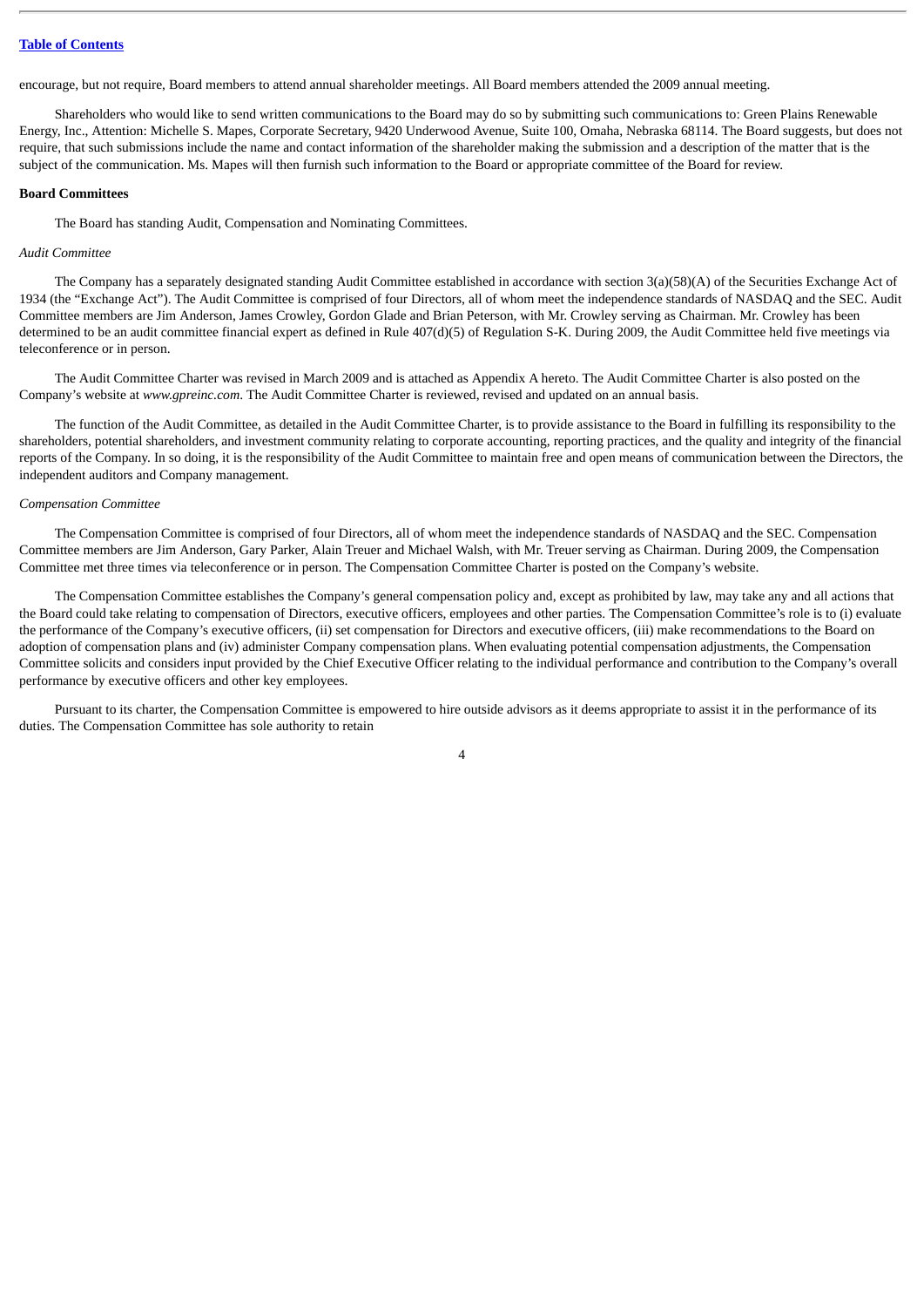encourage, but not require, Board members to attend annual shareholder meetings. All Board members attended the 2009 annual meeting.

Shareholders who would like to send written communications to the Board may do so by submitting such communications to: Green Plains Renewable Energy, Inc., Attention: Michelle S. Mapes, Corporate Secretary, 9420 Underwood Avenue, Suite 100, Omaha, Nebraska 68114. The Board suggests, but does not require, that such submissions include the name and contact information of the shareholder making the submission and a description of the matter that is the subject of the communication. Ms. Mapes will then furnish such information to the Board or appropriate committee of the Board for review.

**Board Committees**

The Board has standing Audit, Compensation and Nominating Committees.

*Audit Committee*

The Company has a separately designated standing Audit Committee established in accordance with section 3(a)(58)(A) of the Securities Exchange Act of 1934 (the "Exchange Act"). The Audit Committee is comprised of four Directors, all of whom meet the independence standards of NASDAQ and the SEC. Audit Committee members are Jim Anderson, James Crowley, Gordon Glade and Brian Peterson, with Mr. Crowley serving as Chairman. Mr. Crowley has been determined to be an audit committee financial expert as defined in Rule 407(d)(5) of Regulation S-K. During 2009, the Audit Committee held five meetings via teleconference or in person.

The Audit Committee Charter was revised in March 2009 and is attached as Appendix A hereto. The Audit Committee Charter is also posted on the Company's website at *www.gpreinc.com*. The Audit Committee Charter is reviewed, revised and updated on an annual basis.

The function of the Audit Committee, as detailed in the Audit Committee Charter, is to provide assistance to the Board in fulfilling its responsibility to the shareholders, potential shareholders, and investment community relating to corporate accounting, reporting practices, and the quality and integrity of the financial reports of the Company. In so doing, it is the responsibility of the Audit Committee to maintain free and open means of communication between the Directors, the independent auditors and Company management.

*Compensation Committee*

The Compensation Committee is comprised of four Directors, all of whom meet the independence standards of NASDAQ and the SEC. Compensation Committee members are Jim Anderson, Gary Parker, Alain Treuer and Michael Walsh, with Mr. Treuer serving as Chairman. During 2009, the Compensation Committee met three times via teleconference or in person. The Compensation Committee Charter is posted on the Company's website.

The Compensation Committee establishes the Company's general compensation policy and, except as prohibited by law, may take any and all actions that the Board could take relating to compensation of Directors, executive officers, employees and other parties. The Compensation Committee's role is to (i) evaluate the performance of the Company's executive officers, (ii) set compensation for Directors and executive officers, (iii) make recommendations to the Board on adoption of compensation plans and (iv) administer Company compensation plans. When evaluating potential compensation adjustments, the Compensation Committee solicits and considers input provided by the Chief Executive Officer relating to the individual performance and contribution to the Company's overall performance by executive officers and other key employees.

Pursuant to its charter, the Compensation Committee is empowered to hire outside advisors as it deems appropriate to assist it in the performance of its duties. The Compensation Committee has sole authority to retain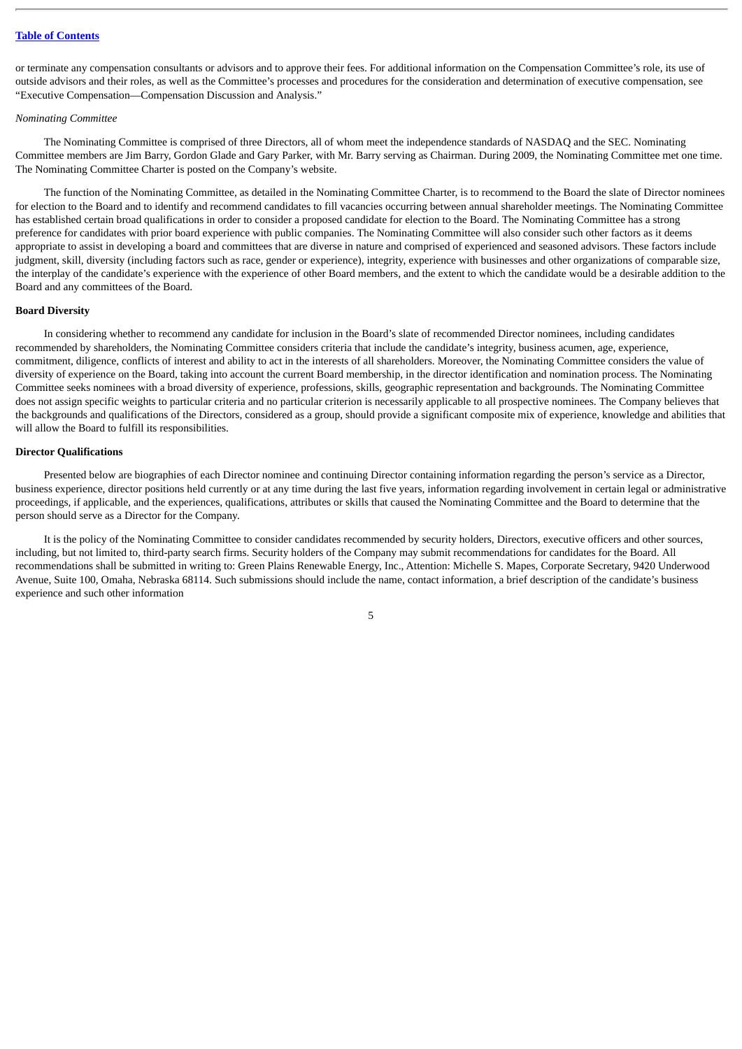or terminate any compensation consultants or advisors and to approve their fees. For additional information on the Compensation Committee's role, its use of outside advisors and their roles, as well as the Committee's processes and procedures for the consideration and determination of executive compensation, see "Executive Compensation—Compensation Discussion and Analysis."

*Nominating Committee*

The Nominating Committee is comprised of three Directors, all of whom meet the independence standards of NASDAQ and the SEC. Nominating Committee members are Jim Barry, Gordon Glade and Gary Parker, with Mr. Barry serving as Chairman. During 2009, the Nominating Committee met one time. The Nominating Committee Charter is posted on the Company's website.

The function of the Nominating Committee, as detailed in the Nominating Committee Charter, is to recommend to the Board the slate of Director nominees for election to the Board and to identify and recommend candidates to fill vacancies occurring between annual shareholder meetings. The Nominating Committee has established certain broad qualifications in order to consider a proposed candidate for election to the Board. The Nominating Committee has a strong preference for candidates with prior board experience with public companies. The Nominating Committee will also consider such other factors as it deems appropriate to assist in developing a board and committees that are diverse in nature and comprised of experienced and seasoned advisors. These factors include judgment, skill, diversity (including factors such as race, gender or experience), integrity, experience with businesses and other organizations of comparable size, the interplay of the candidate's experience with the experience of other Board members, and the extent to which the candidate would be a desirable addition to the Board and any committees of the Board.

**Board Diversity**

In considering whether to recommend any candidate for inclusion in the Board's slate of recommended Director nominees, including candidates recommended by shareholders, the Nominating Committee considers criteria that include the candidate's integrity, business acumen, age, experience, commitment, diligence, conflicts of interest and ability to act in the interests of all shareholders. Moreover, the Nominating Committee considers the value of diversity of experience on the Board, taking into account the current Board membership, in the director identification and nomination process. The Nominating Committee seeks nominees with a broad diversity of experience, professions, skills, geographic representation and backgrounds. The Nominating Committee does not assign specific weights to particular criteria and no particular criterion is necessarily applicable to all prospective nominees. The Company believes that the backgrounds and qualifications of the Directors, considered as a group, should provide a significant composite mix of experience, knowledge and abilities that will allow the Board to fulfill its responsibilities.

**Director Qualifications**

Presented below are biographies of each Director nominee and continuing Director containing information regarding the person's service as a Director, business experience, director positions held currently or at any time during the last five years, information regarding involvement in certain legal or administrative proceedings, if applicable, and the experiences, qualifications, attributes or skills that caused the Nominating Committee and the Board to determine that the person should serve as a Director for the Company.

It is the policy of the Nominating Committee to consider candidates recommended by security holders, Directors, executive officers and other sources, including, but not limited to, third-party search firms. Security holders of the Company may submit recommendations for candidates for the Board. All recommendations shall be submitted in writing to: Green Plains Renewable Energy, Inc., Attention: Michelle S. Mapes, Corporate Secretary, 9420 Underwood Avenue, Suite 100, Omaha, Nebraska 68114. Such submissions should include the name, contact information, a brief description of the candidate's business experience and such other information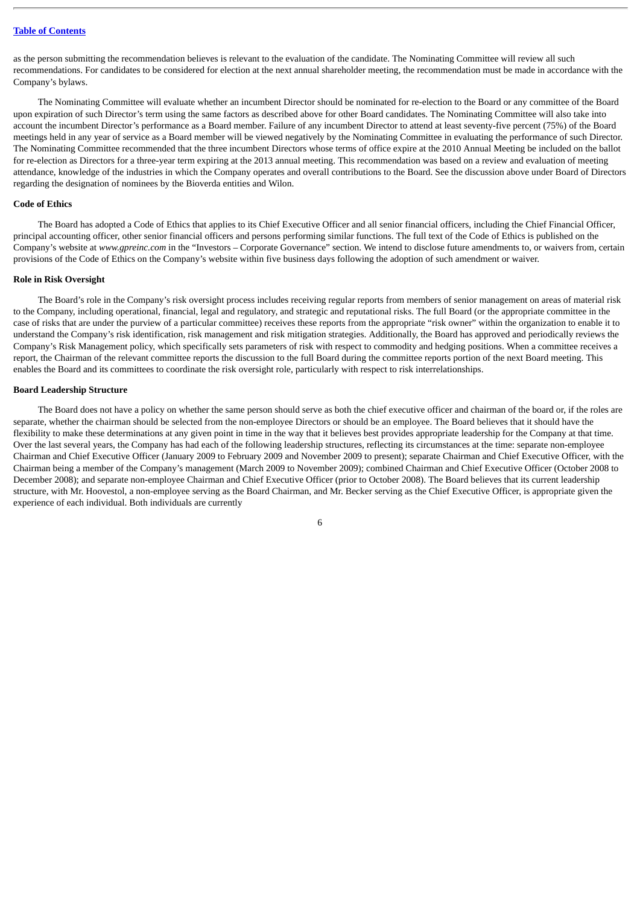as the person submitting the recommendation believes is relevant to the evaluation of the candidate. The Nominating Committee will review all such recommendations. For candidates to be considered for election at the next annual shareholder meeting, the recommendation must be made in accordance with the Company's bylaws.

The Nominating Committee will evaluate whether an incumbent Director should be nominated for re-election to the Board or any committee of the Board upon expiration of such Director's term using the same factors as described above for other Board candidates. The Nominating Committee will also take into account the incumbent Director's performance as a Board member. Failure of any incumbent Director to attend at least seventy-five percent (75%) of the Board meetings held in any year of service as a Board member will be viewed negatively by the Nominating Committee in evaluating the performance of such Director. The Nominating Committee recommended that the three incumbent Directors whose terms of office expire at the 2010 Annual Meeting be included on the ballot for re-election as Directors for a three-year term expiring at the 2013 annual meeting. This recommendation was based on a review and evaluation of meeting attendance, knowledge of the industries in which the Company operates and overall contributions to the Board. See the discussion above under Board of Directors regarding the designation of nominees by the Bioverda entities and Wilon.

**Code of Ethics**

The Board has adopted a Code of Ethics that applies to its Chief Executive Officer and all senior financial officers, including the Chief Financial Officer, principal accounting officer, other senior financial officers and persons performing similar functions. The full text of the Code of Ethics is published on the Company's website at *www.gpreinc.com* in the "Investors – Corporate Governance" section. We intend to disclose future amendments to, or waivers from, certain provisions of the Code of Ethics on the Company's website within five business days following the adoption of such amendment or waiver.

**Role in Risk Oversight**

The Board's role in the Company's risk oversight process includes receiving regular reports from members of senior management on areas of material risk to the Company, including operational, financial, legal and regulatory, and strategic and reputational risks. The full Board (or the appropriate committee in the case of risks that are under the purview of a particular committee) receives these reports from the appropriate "risk owner" within the organization to enable it to understand the Company's risk identification, risk management and risk mitigation strategies. Additionally, the Board has approved and periodically reviews the Company's Risk Management policy, which specifically sets parameters of risk with respect to commodity and hedging positions. When a committee receives a report, the Chairman of the relevant committee reports the discussion to the full Board during the committee reports portion of the next Board meeting. This enables the Board and its committees to coordinate the risk oversight role, particularly with respect to risk interrelationships.

**Board Leadership Structure**

The Board does not have a policy on whether the same person should serve as both the chief executive officer and chairman of the board or, if the roles are separate, whether the chairman should be selected from the non-employee Directors or should be an employee. The Board believes that it should have the flexibility to make these determinations at any given point in time in the way that it believes best provides appropriate leadership for the Company at that time. Over the last several years, the Company has had each of the following leadership structures, reflecting its circumstances at the time: separate non-employee Chairman and Chief Executive Officer (January 2009 to February 2009 and November 2009 to present); separate Chairman and Chief Executive Officer, with the Chairman being a member of the Company's management (March 2009 to November 2009); combined Chairman and Chief Executive Officer (October 2008 to December 2008); and separate non-employee Chairman and Chief Executive Officer (prior to October 2008). The Board believes that its current leadership structure, with Mr. Hoovestol, a non-employee serving as the Board Chairman, and Mr. Becker serving as the Chief Executive Officer, is appropriate given the experience of each individual. Both individuals are currently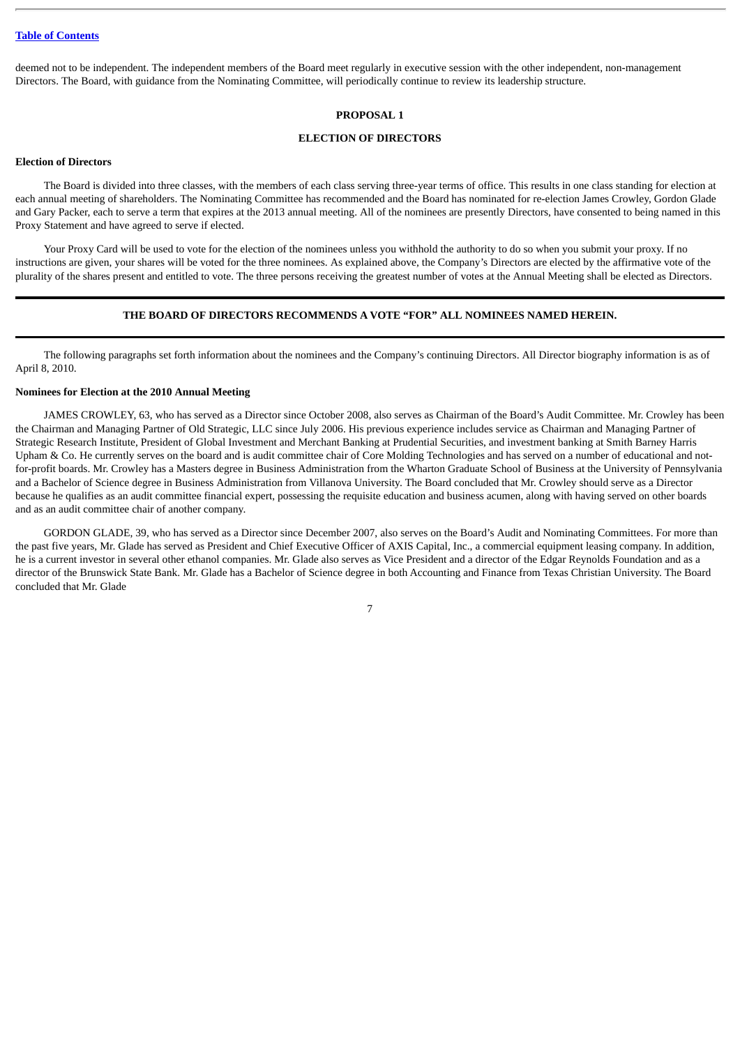deemed not to be independent. The independent members of the Board meet regularly in executive session with the other independent, non-management Directors. The Board, with guidance from the Nominating Committee, will periodically continue to review its leadership structure.

## PROPOSAL 1

## ELECTION OF DIRECTORS

**Election of Directors**

The Board is divided into three classes, with the members of each class serving three-year terms of office. This results in one class standing for election at each annual meeting of shareholders. The Nominating Committee has recommended and the Board has nominated for re-election James Crowley, Gordon Glade and Gary Packer, each to serve a term that expires at the 2013 annual meeting. All of the nominees are presently Directors, have consented to being named in this Proxy Statement and have agreed to serve if elected.

Your Proxy Card will be used to vote for the election of the nominees unless you withhold the authority to do so when you submit your proxy. If no instructions are given, your shares will be voted for the three nominees. As explained above, the Company's Directors are elected by the affirmative vote of the plurality of the shares present and entitled to vote. The three persons receiving the greatest number of votes at the Annual Meeting shall be elected as Directors.

**THE BOARD OF DIRECTORS RECOMMENDS A VOTE "FOR" ALL NOMINEES NAMED HEREIN.**

The following paragraphs set forth information about the nominees and the Company's continuing Directors. All Director biography information is as of April 8, 2010.

**Nominees for Election at the 2010 Annual Meeting**

JAMES CROWLEY, 63, who has served as a Director since October 2008, also serves as Chairman of the Board's Audit Committee. Mr. Crowley has been the Chairman and Managing Partner of Old Strategic, LLC since July 2006. His previous experience includes service as Chairman and Managing Partner of Strategic Research Institute, President of Global Investment and Merchant Banking at Prudential Securities, and investment banking at Smith Barney Harris Upham & Co. He currently serves on the board and is audit committee chair of Core Molding Technologies and has served on a number of educational and not-for-profit boards. Mr. Crowley has a Masters degree in Business Administration from the Wharton Graduate School of Business at the University of Pennsylvania and a Bachelor of Science degree in Business Administration from Villanova University. The Board concluded that Mr. Crowley should serve as a Director because he qualifies as an audit committee financial expert, possessing the requisite education and business acumen, along with having served on other boards and as an audit committee chair of another company.

GORDON GLADE, 39, who has served as a Director since December 2007, also serves on the Board's Audit and Nominating Committees. For more than the past five years, Mr. Glade has served as President and Chief Executive Officer of AXIS Capital, Inc., a commercial equipment leasing company. In addition, he is a current investor in several other ethanol companies. Mr. Glade also serves as Vice President and a director of the Edgar Reynolds Foundation and as a director of the Brunswick State Bank. Mr. Glade has a Bachelor of Science degree in both Accounting and Finance from Texas Christian University. The Board concluded that Mr. Glade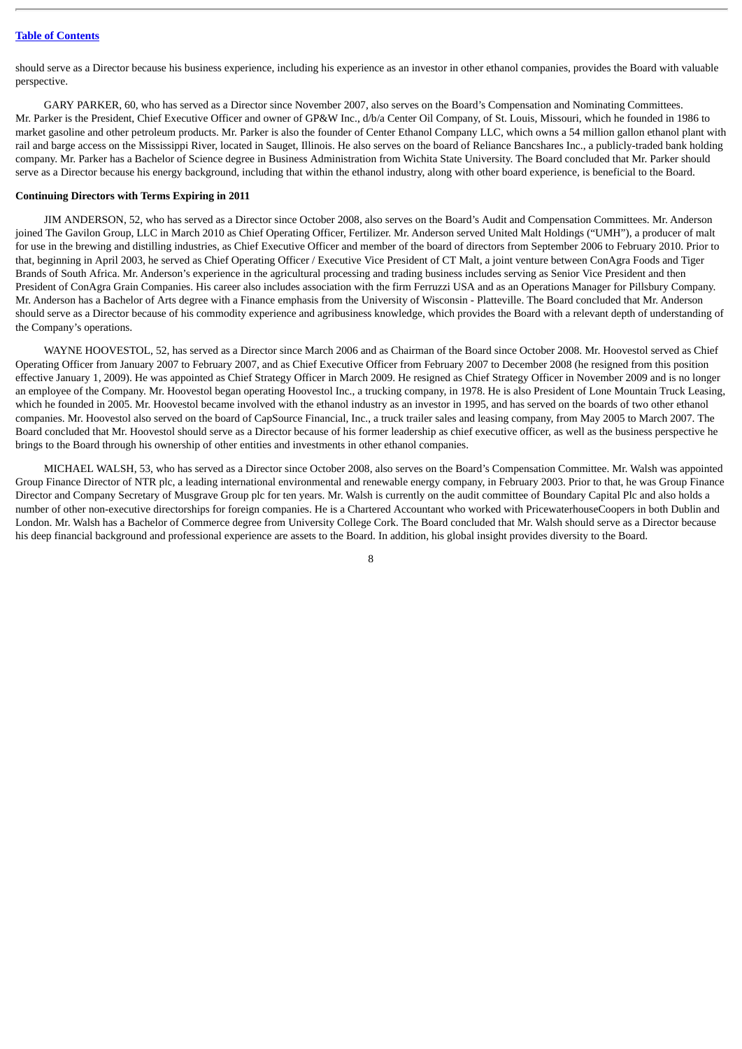should serve as a Director because his business experience, including his experience as an investor in other ethanol companies, provides the Board with valuable perspective.

GARY PARKER, 60, who has served as a Director since November 2007, also serves on the Board's Compensation and Nominating Committees. Mr. Parker is the President, Chief Executive Officer and owner of GP&W Inc., d/b/a Center Oil Company, of St. Louis, Missouri, which he founded in 1986 to market gasoline and other petroleum products. Mr. Parker is also the founder of Center Ethanol Company LLC, which owns a 54 million gallon ethanol plant with rail and barge access on the Mississippi River, located in Sauget, Illinois. He also serves on the board of Reliance Bancshares Inc., a publicly-traded bank holding company. Mr. Parker has a Bachelor of Science degree in Business Administration from Wichita State University. The Board concluded that Mr. Parker should serve as a Director because his energy background, including that within the ethanol industry, along with other board experience, is beneficial to the Board.

**Continuing Directors with Terms Expiring in 2011**

JIM ANDERSON, 52, who has served as a Director since October 2008, also serves on the Board's Audit and Compensation Committees. Mr. Anderson joined The Gavilon Group, LLC in March 2010 as Chief Operating Officer, Fertilizer. Mr. Anderson served United Malt Holdings ("UMH"), a producer of malt for use in the brewing and distilling industries, as Chief Executive Officer and member of the board of directors from September 2006 to February 2010. Prior to that, beginning in April 2003, he served as Chief Operating Officer / Executive Vice President of CT Malt, a joint venture between ConAgra Foods and Tiger Brands of South Africa. Mr. Anderson's experience in the agricultural processing and trading business includes serving as Senior Vice President and then President of ConAgra Grain Companies. His career also includes association with the firm Ferruzzi USA and as an Operations Manager for Pillsbury Company. Mr. Anderson has a Bachelor of Arts degree with a Finance emphasis from the University of Wisconsin - Platteville. The Board concluded that Mr. Anderson should serve as a Director because of his commodity experience and agribusiness knowledge, which provides the Board with a relevant depth of understanding of the Company's operations.

WAYNE HOOVESTOL, 52, has served as a Director since March 2006 and as Chairman of the Board since October 2008. Mr. Hoovestol served as Chief Operating Officer from January 2007 to February 2007, and as Chief Executive Officer from February 2007 to December 2008 (he resigned from this position effective January 1, 2009). He was appointed as Chief Strategy Officer in March 2009. He resigned as Chief Strategy Officer in November 2009 and is no longer an employee of the Company. Mr. Hoovestol began operating Hoovestol Inc., a trucking company, in 1978. He is also President of Lone Mountain Truck Leasing, which he founded in 2005. Mr. Hoovestol became involved with the ethanol industry as an investor in 1995, and has served on the boards of two other ethanol companies. Mr. Hoovestol also served on the board of CapSource Financial, Inc., a truck trailer sales and leasing company, from May 2005 to March 2007. The Board concluded that Mr. Hoovestol should serve as a Director because of his former leadership as chief executive officer, as well as the business perspective he brings to the Board through his ownership of other entities and investments in other ethanol companies.

MICHAEL WALSH, 53, who has served as a Director since October 2008, also serves on the Board's Compensation Committee. Mr. Walsh was appointed Group Finance Director of NTR plc, a leading international environmental and renewable energy company, in February 2003. Prior to that, he was Group Finance Director and Company Secretary of Musgrave Group plc for ten years. Mr. Walsh is currently on the audit committee of Boundary Capital Plc and also holds a number of other non-executive directorships for foreign companies. He is a Chartered Accountant who worked with PricewaterhouseCoopers in both Dublin and London. Mr. Walsh has a Bachelor of Commerce degree from University College Cork. The Board concluded that Mr. Walsh should serve as a Director because his deep financial background and professional experience are assets to the Board. In addition, his global insight provides diversity to the Board.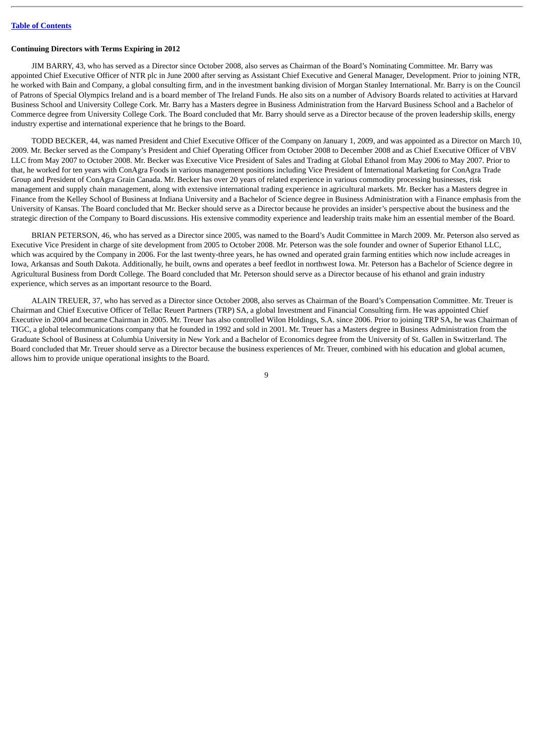**Continuing Directors with Terms Expiring in 2012**

JIM BARRY, 43, who has served as a Director since October 2008, also serves as Chairman of the Board's Nominating Committee. Mr. Barry was appointed Chief Executive Officer of NTR plc in June 2000 after serving as Assistant Chief Executive and General Manager, Development. Prior to joining NTR, he worked with Bain and Company, a global consulting firm, and in the investment banking division of Morgan Stanley International. Mr. Barry is on the Council of Patrons of Special Olympics Ireland and is a board member of The Ireland Funds. He also sits on a number of Advisory Boards related to activities at Harvard Business School and University College Cork. Mr. Barry has a Masters degree in Business Administration from the Harvard Business School and a Bachelor of Commerce degree from University College Cork. The Board concluded that Mr. Barry should serve as a Director because of the proven leadership skills, energy industry expertise and international experience that he brings to the Board.

TODD BECKER, 44, was named President and Chief Executive Officer of the Company on January 1, 2009, and was appointed as a Director on March 10, 2009. Mr. Becker served as the Company's President and Chief Operating Officer from October 2008 to December 2008 and as Chief Executive Officer of VBV LLC from May 2007 to October 2008. Mr. Becker was Executive Vice President of Sales and Trading at Global Ethanol from May 2006 to May 2007. Prior to that, he worked for ten years with ConAgra Foods in various management positions including Vice President of International Marketing for ConAgra Trade Group and President of ConAgra Grain Canada. Mr. Becker has over 20 years of related experience in various commodity processing businesses, risk management and supply chain management, along with extensive international trading experience in agricultural markets. Mr. Becker has a Masters degree in Finance from the Kelley School of Business at Indiana University and a Bachelor of Science degree in Business Administration with a Finance emphasis from the University of Kansas. The Board concluded that Mr. Becker should serve as a Director because he provides an insider's perspective about the business and the strategic direction of the Company to Board discussions. His extensive commodity experience and leadership traits make him an essential member of the Board.

BRIAN PETERSON, 46, who has served as a Director since 2005, was named to the Board's Audit Committee in March 2009. Mr. Peterson also served as Executive Vice President in charge of site development from 2005 to October 2008. Mr. Peterson was the sole founder and owner of Superior Ethanol LLC, which was acquired by the Company in 2006. For the last twenty-three years, he has owned and operated grain farming entities which now include acreages in Iowa, Arkansas and South Dakota. Additionally, he built, owns and operates a beef feedlot in northwest Iowa. Mr. Peterson has a Bachelor of Science degree in Agricultural Business from Dordt College. The Board concluded that Mr. Peterson should serve as a Director because of his ethanol and grain industry experience, which serves as an important resource to the Board.

ALAIN TREUER, 37, who has served as a Director since October 2008, also serves as Chairman of the Board's Compensation Committee. Mr. Treuer is Chairman and Chief Executive Officer of Tellac Reuert Partners (TRP) SA, a global Investment and Financial Consulting firm. He was appointed Chief Executive in 2004 and became Chairman in 2005. Mr. Treuer has also controlled Wilon Holdings, S.A. since 2006. Prior to joining TRP SA, he was Chairman of TIGC, a global telecommunications company that he founded in 1992 and sold in 2001. Mr. Treuer has a Masters degree in Business Administration from the Graduate School of Business at Columbia University in New York and a Bachelor of Economics degree from the University of St. Gallen in Switzerland. The Board concluded that Mr. Treuer should serve as a Director because the business experiences of Mr. Treuer, combined with his education and global acumen, allows him to provide unique operational insights to the Board.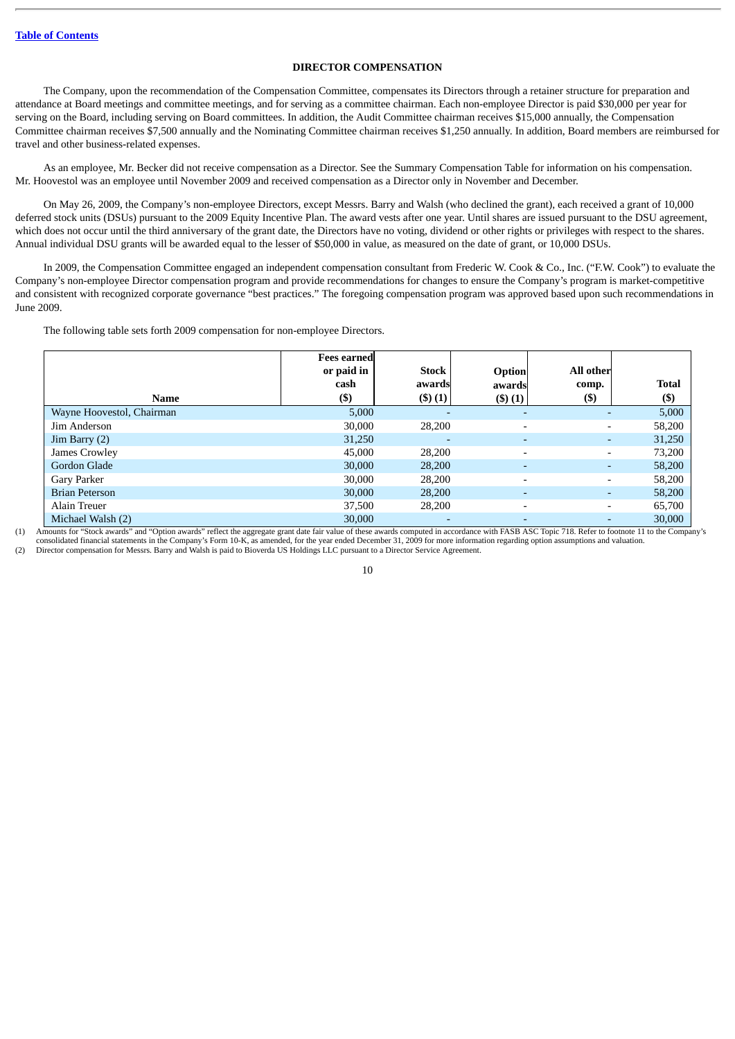Table of Contents

## DIRECTOR COMPENSATION

The Company, upon the recommendation of the Compensation Committee, compensates its Directors through a retainer structure for preparation and attendance at Board meetings and committee meetings, and for serving as a committee chairman. Each non-employee Director is paid $30,000 per year for serving on the Board, including serving on Board committees. In addition, the Audit Committee chairman receives $15,000 annually, the Compensation Committee chairman receives $7,500 annually and the Nominating Committee chairman receives $1,250 annually. In addition, Board members are reimbursed for travel and other business-related expenses.

As an employee, Mr. Becker did not receive compensation as a Director. See the Summary Compensation Table for information on his compensation. Mr. Hoovestol was an employee until November 2009 and received compensation as a Director only in November and December.

On May 26, 2009, the Company's non-employee Directors, except Messrs. Barry and Walsh (who declined the grant), each received a grant of 10,000 deferred stock units (DSUs) pursuant to the 2009 Equity Incentive Plan. The award vests after one year. Until shares are issued pursuant to the DSU agreement, which does not occur until the third anniversary of the grant date, the Directors have no voting, dividend or other rights or privileges with respect to the shares. Annual individual DSU grants will be awarded equal to the lesser of $50,000 in value, as measured on the date of grant, or 10,000 DSUs.

In 2009, the Compensation Committee engaged an independent compensation consultant from Frederic W. Cook & Co., Inc. ("F.W. Cook") to evaluate the Company's non-employee Director compensation program and provide recommendations for changes to ensure the Company's program is market-competitive and consistent with recognized corporate governance "best practices." The foregoing compensation program was approved based upon such recommendations in June 2009.

The following table sets forth 2009 compensation for non-employee Directors.

| Name | Fees earned or paid in cash ($) | Stock awards ($) (1) | Option awards ($) (1) | All other comp. ($) | Total ($) |
|---|---|---|---|---|---|
| Wayne Hoovestol, Chairman | 5,000 | - | - | - | 5,000 |
| Jim Anderson | 30,000 | 28,200 | - | - | 58,200 |
| Jim Barry (2) | 31,250 | - | - | - | 31,250 |
| James Crowley | 45,000 | 28,200 | - | - | 73,200 |
| Gordon Glade | 30,000 | 28,200 | - | - | 58,200 |
| Gary Parker | 30,000 | 28,200 | - | - | 58,200 |
| Brian Peterson | 30,000 | 28,200 | - | - | 58,200 |
| Alain Treuer | 37,500 | 28,200 | - | - | 65,700 |
| Michael Walsh (2) | 30,000 | - | - | - | 30,000 |

(1) Amounts for "Stock awards" and "Option awards" reflect the aggregate grant date fair value of these awards computed in accordance with FASB ASC Topic 718. Refer to footnote 11 to the Company's consolidated financial statements in the Company's Form 10-K, as amended, for the year ended December 31, 2009 for more information regarding option assumptions and valuation.

(2) Director compensation for Messrs. Barry and Walsh is paid to Bioverda US Holdings LLC pursuant to a Director Service Agreement.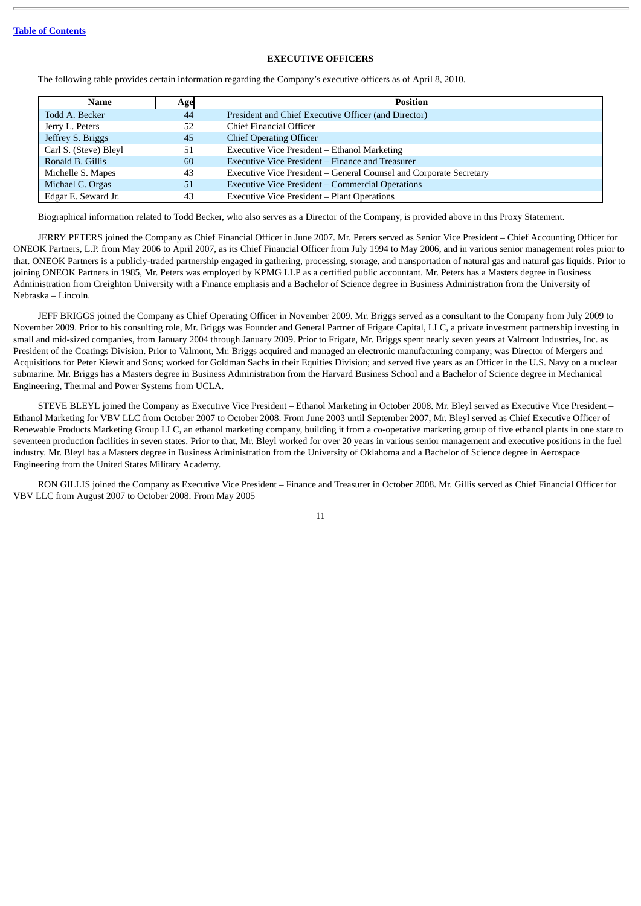## EXECUTIVE OFFICERS

The following table provides certain information regarding the Company's executive officers as of April 8, 2010.

| Name | Age | Position |
|---|---|---|
| Todd A. Becker | 44 | President and Chief Executive Officer (and Director) |
| Jerry L. Peters | 52 | Chief Financial Officer |
| Jeffrey S. Briggs | 45 | Chief Operating Officer |
| Carl S. (Steve) Bleyl | 51 | Executive Vice President – Ethanol Marketing |
| Ronald B. Gillis | 60 | Executive Vice President – Finance and Treasurer |
| Michelle S. Mapes | 43 | Executive Vice President – General Counsel and Corporate Secretary |
| Michael C. Orgas | 51 | Executive Vice President – Commercial Operations |
| Edgar E. Seward Jr. | 43 | Executive Vice President – Plant Operations |

Biographical information related to Todd Becker, who also serves as a Director of the Company, is provided above in this Proxy Statement.

JERRY PETERS joined the Company as Chief Financial Officer in June 2007. Mr. Peters served as Senior Vice President – Chief Accounting Officer for ONEOK Partners, L.P. from May 2006 to April 2007, as its Chief Financial Officer from July 1994 to May 2006, and in various senior management roles prior to that. ONEOK Partners is a publicly-traded partnership engaged in gathering, processing, storage, and transportation of natural gas and natural gas liquids. Prior to joining ONEOK Partners in 1985, Mr. Peters was employed by KPMG LLP as a certified public accountant. Mr. Peters has a Masters degree in Business Administration from Creighton University with a Finance emphasis and a Bachelor of Science degree in Business Administration from the University of Nebraska – Lincoln.

JEFF BRIGGS joined the Company as Chief Operating Officer in November 2009. Mr. Briggs served as a consultant to the Company from July 2009 to November 2009. Prior to his consulting role, Mr. Briggs was Founder and General Partner of Frigate Capital, LLC, a private investment partnership investing in small and mid-sized companies, from January 2004 through January 2009. Prior to Frigate, Mr. Briggs spent nearly seven years at Valmont Industries, Inc. as President of the Coatings Division. Prior to Valmont, Mr. Briggs acquired and managed an electronic manufacturing company; was Director of Mergers and Acquisitions for Peter Kiewit and Sons; worked for Goldman Sachs in their Equities Division; and served five years as an Officer in the U.S. Navy on a nuclear submarine. Mr. Briggs has a Masters degree in Business Administration from the Harvard Business School and a Bachelor of Science degree in Mechanical Engineering, Thermal and Power Systems from UCLA.

STEVE BLEYL joined the Company as Executive Vice President – Ethanol Marketing in October 2008. Mr. Bleyl served as Executive Vice President – Ethanol Marketing for VBV LLC from October 2007 to October 2008. From June 2003 until September 2007, Mr. Bleyl served as Chief Executive Officer of Renewable Products Marketing Group LLC, an ethanol marketing company, building it from a co-operative marketing group of five ethanol plants in one state to seventeen production facilities in seven states. Prior to that, Mr. Bleyl worked for over 20 years in various senior management and executive positions in the fuel industry. Mr. Bleyl has a Masters degree in Business Administration from the University of Oklahoma and a Bachelor of Science degree in Aerospace Engineering from the United States Military Academy.

RON GILLIS joined the Company as Executive Vice President – Finance and Treasurer in October 2008. Mr. Gillis served as Chief Financial Officer for VBV LLC from August 2007 to October 2008. From May 2005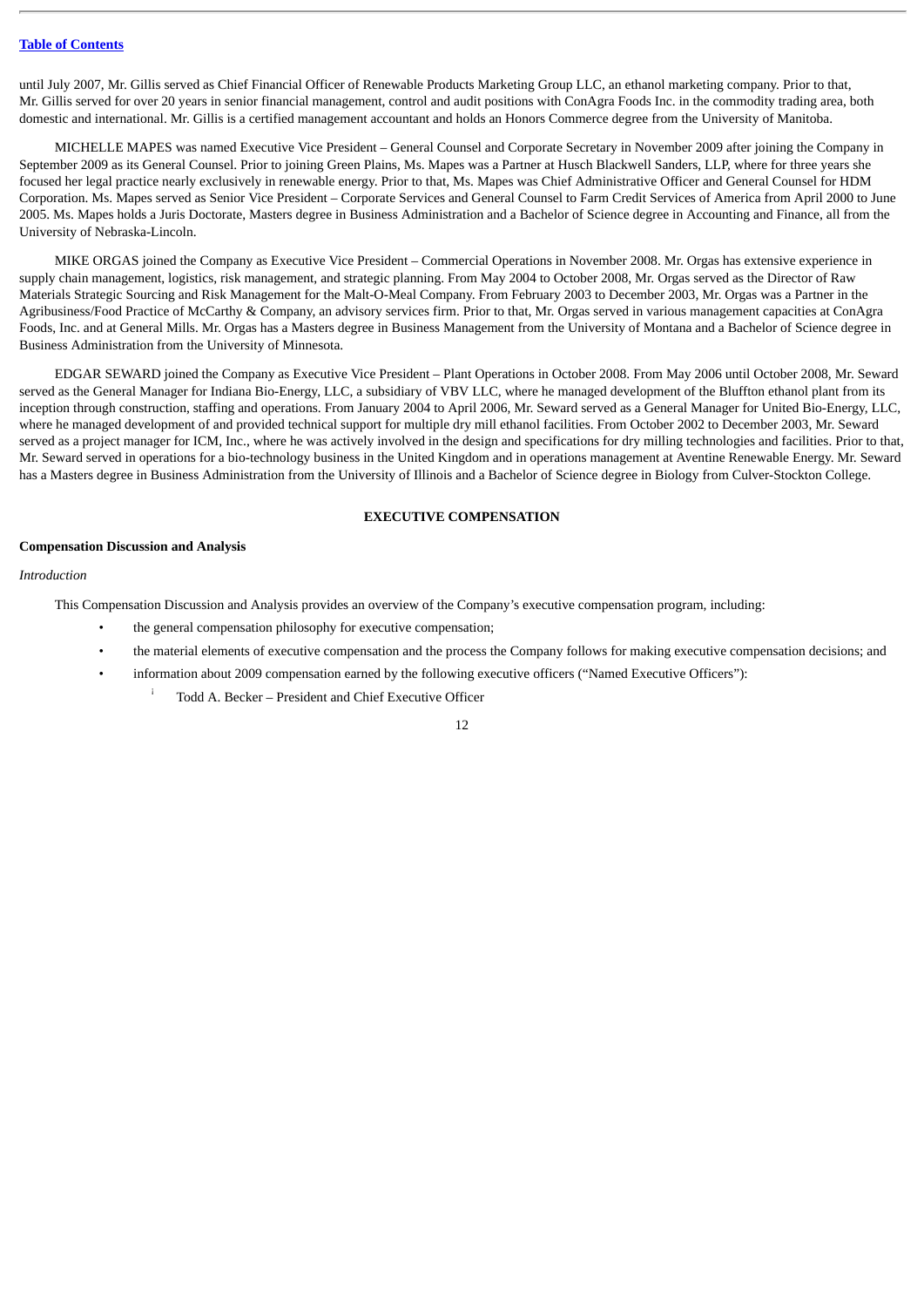until July 2007, Mr. Gillis served as Chief Financial Officer of Renewable Products Marketing Group LLC, an ethanol marketing company. Prior to that, Mr. Gillis served for over 20 years in senior financial management, control and audit positions with ConAgra Foods Inc. in the commodity trading area, both domestic and international. Mr. Gillis is a certified management accountant and holds an Honors Commerce degree from the University of Manitoba.

MICHELLE MAPES was named Executive Vice President – General Counsel and Corporate Secretary in November 2009 after joining the Company in September 2009 as its General Counsel. Prior to joining Green Plains, Ms. Mapes was a Partner at Husch Blackwell Sanders, LLP, where for three years she focused her legal practice nearly exclusively in renewable energy. Prior to that, Ms. Mapes was Chief Administrative Officer and General Counsel for HDM Corporation. Ms. Mapes served as Senior Vice President – Corporate Services and General Counsel to Farm Credit Services of America from April 2000 to June 2005. Ms. Mapes holds a Juris Doctorate, Masters degree in Business Administration and a Bachelor of Science degree in Accounting and Finance, all from the University of Nebraska-Lincoln.

MIKE ORGAS joined the Company as Executive Vice President – Commercial Operations in November 2008. Mr. Orgas has extensive experience in supply chain management, logistics, risk management, and strategic planning. From May 2004 to October 2008, Mr. Orgas served as the Director of Raw Materials Strategic Sourcing and Risk Management for the Malt-O-Meal Company. From February 2003 to December 2003, Mr. Orgas was a Partner in the Agribusiness/Food Practice of McCarthy & Company, an advisory services firm. Prior to that, Mr. Orgas served in various management capacities at ConAgra Foods, Inc. and at General Mills. Mr. Orgas has a Masters degree in Business Management from the University of Montana and a Bachelor of Science degree in Business Administration from the University of Minnesota.

EDGAR SEWARD joined the Company as Executive Vice President – Plant Operations in October 2008. From May 2006 until October 2008, Mr. Seward served as the General Manager for Indiana Bio-Energy, LLC, a subsidiary of VBV LLC, where he managed development of the Bluffton ethanol plant from its inception through construction, staffing and operations. From January 2004 to April 2006, Mr. Seward served as a General Manager for United Bio-Energy, LLC, where he managed development of and provided technical support for multiple dry mill ethanol facilities. From October 2002 to December 2003, Mr. Seward served as a project manager for ICM, Inc., where he was actively involved in the design and specifications for dry milling technologies and facilities. Prior to that, Mr. Seward served in operations for a bio-technology business in the United Kingdom and in operations management at Aventine Renewable Energy. Mr. Seward has a Masters degree in Business Administration from the University of Illinois and a Bachelor of Science degree in Biology from Culver-Stockton College.

## EXECUTIVE COMPENSATION

### Compensation Discussion and Analysis

*Introduction*

This Compensation Discussion and Analysis provides an overview of the Company's executive compensation program, including:

- the general compensation philosophy for executive compensation;
- the material elements of executive compensation and the process the Company follows for making executive compensation decisions; and
- information about 2009 compensation earned by the following executive officers ("Named Executive Officers"):
  - Todd A. Becker – President and Chief Executive Officer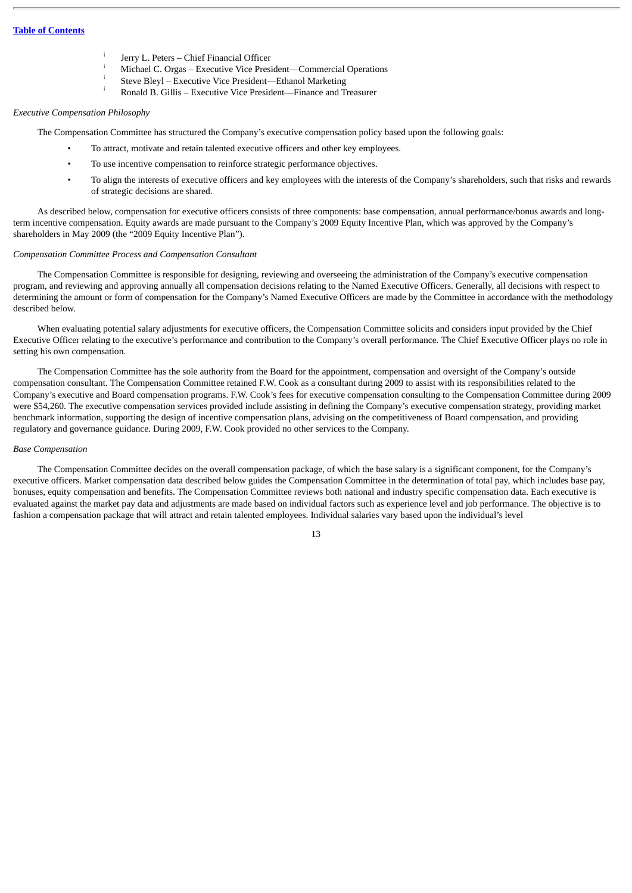- Jerry L. Peters – Chief Financial Officer
- Michael C. Orgas – Executive Vice President—Commercial Operations
- Steve Bleyl – Executive Vice President—Ethanol Marketing
- Ronald B. Gillis – Executive Vice President—Finance and Treasurer

*Executive Compensation Philosophy*

The Compensation Committee has structured the Company's executive compensation policy based upon the following goals:

- To attract, motivate and retain talented executive officers and other key employees.
- To use incentive compensation to reinforce strategic performance objectives.
- To align the interests of executive officers and key employees with the interests of the Company's shareholders, such that risks and rewards of strategic decisions are shared.

As described below, compensation for executive officers consists of three components: base compensation, annual performance/bonus awards and long-term incentive compensation. Equity awards are made pursuant to the Company's 2009 Equity Incentive Plan, which was approved by the Company's shareholders in May 2009 (the "2009 Equity Incentive Plan").

*Compensation Committee Process and Compensation Consultant*

The Compensation Committee is responsible for designing, reviewing and overseeing the administration of the Company's executive compensation program, and reviewing and approving annually all compensation decisions relating to the Named Executive Officers. Generally, all decisions with respect to determining the amount or form of compensation for the Company's Named Executive Officers are made by the Committee in accordance with the methodology described below.

When evaluating potential salary adjustments for executive officers, the Compensation Committee solicits and considers input provided by the Chief Executive Officer relating to the executive's performance and contribution to the Company's overall performance. The Chief Executive Officer plays no role in setting his own compensation.

The Compensation Committee has the sole authority from the Board for the appointment, compensation and oversight of the Company's outside compensation consultant. The Compensation Committee retained F.W. Cook as a consultant during 2009 to assist with its responsibilities related to the Company's executive and Board compensation programs. F.W. Cook's fees for executive compensation consulting to the Compensation Committee during 2009 were $54,260. The executive compensation services provided include assisting in defining the Company's executive compensation strategy, providing market benchmark information, supporting the design of incentive compensation plans, advising on the competitiveness of Board compensation, and providing regulatory and governance guidance. During 2009, F.W. Cook provided no other services to the Company.

*Base Compensation*

The Compensation Committee decides on the overall compensation package, of which the base salary is a significant component, for the Company's executive officers. Market compensation data described below guides the Compensation Committee in the determination of total pay, which includes base pay, bonuses, equity compensation and benefits. The Compensation Committee reviews both national and industry specific compensation data. Each executive is evaluated against the market pay data and adjustments are made based on individual factors such as experience level and job performance. The objective is to fashion a compensation package that will attract and retain talented employees. Individual salaries vary based upon the individual's level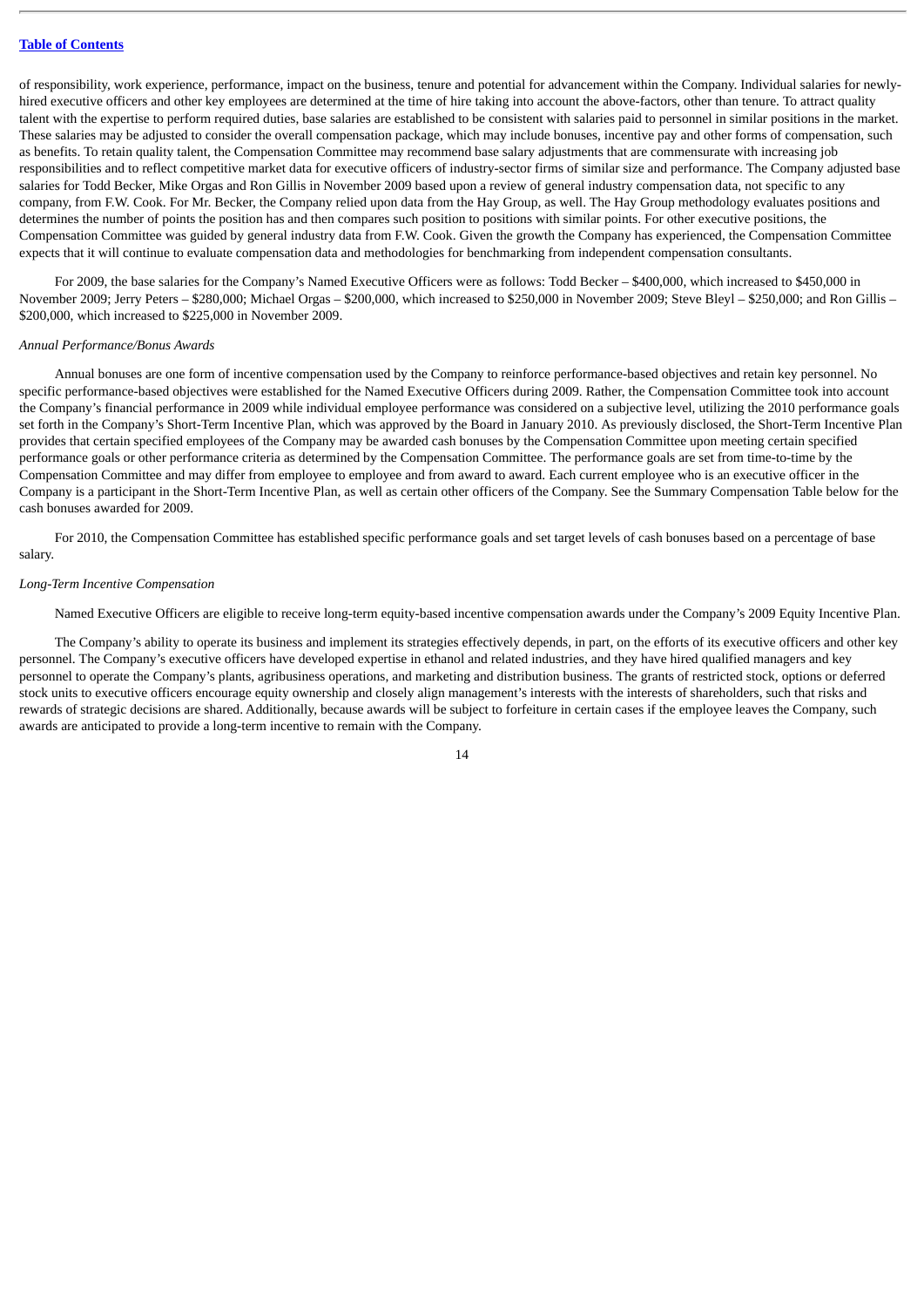of responsibility, work experience, performance, impact on the business, tenure and potential for advancement within the Company. Individual salaries for newly-hired executive officers and other key employees are determined at the time of hire taking into account the above-factors, other than tenure. To attract quality talent with the expertise to perform required duties, base salaries are established to be consistent with salaries paid to personnel in similar positions in the market. These salaries may be adjusted to consider the overall compensation package, which may include bonuses, incentive pay and other forms of compensation, such as benefits. To retain quality talent, the Compensation Committee may recommend base salary adjustments that are commensurate with increasing job responsibilities and to reflect competitive market data for executive officers of industry-sector firms of similar size and performance. The Company adjusted base salaries for Todd Becker, Mike Orgas and Ron Gillis in November 2009 based upon a review of general industry compensation data, not specific to any company, from F.W. Cook. For Mr. Becker, the Company relied upon data from the Hay Group, as well. The Hay Group methodology evaluates positions and determines the number of points the position has and then compares such position to positions with similar points. For other executive positions, the Compensation Committee was guided by general industry data from F.W. Cook. Given the growth the Company has experienced, the Compensation Committee expects that it will continue to evaluate compensation data and methodologies for benchmarking from independent compensation consultants.

For 2009, the base salaries for the Company's Named Executive Officers were as follows: Todd Becker – $400,000, which increased to $450,000 in November 2009; Jerry Peters – $280,000; Michael Orgas – $200,000, which increased to $250,000 in November 2009; Steve Bleyl – $250,000; and Ron Gillis – $200,000, which increased to $225,000 in November 2009.

*Annual Performance/Bonus Awards*

Annual bonuses are one form of incentive compensation used by the Company to reinforce performance-based objectives and retain key personnel. No specific performance-based objectives were established for the Named Executive Officers during 2009. Rather, the Compensation Committee took into account the Company's financial performance in 2009 while individual employee performance was considered on a subjective level, utilizing the 2010 performance goals set forth in the Company's Short-Term Incentive Plan, which was approved by the Board in January 2010. As previously disclosed, the Short-Term Incentive Plan provides that certain specified employees of the Company may be awarded cash bonuses by the Compensation Committee upon meeting certain specified performance goals or other performance criteria as determined by the Compensation Committee. The performance goals are set from time-to-time by the Compensation Committee and may differ from employee to employee and from award to award. Each current employee who is an executive officer in the Company is a participant in the Short-Term Incentive Plan, as well as certain other officers of the Company. See the Summary Compensation Table below for the cash bonuses awarded for 2009.

For 2010, the Compensation Committee has established specific performance goals and set target levels of cash bonuses based on a percentage of base salary.

*Long-Term Incentive Compensation*

Named Executive Officers are eligible to receive long-term equity-based incentive compensation awards under the Company's 2009 Equity Incentive Plan.

The Company's ability to operate its business and implement its strategies effectively depends, in part, on the efforts of its executive officers and other key personnel. The Company's executive officers have developed expertise in ethanol and related industries, and they have hired qualified managers and key personnel to operate the Company's plants, agribusiness operations, and marketing and distribution business. The grants of restricted stock, options or deferred stock units to executive officers encourage equity ownership and closely align management's interests with the interests of shareholders, such that risks and rewards of strategic decisions are shared. Additionally, because awards will be subject to forfeiture in certain cases if the employee leaves the Company, such awards are anticipated to provide a long-term incentive to remain with the Company.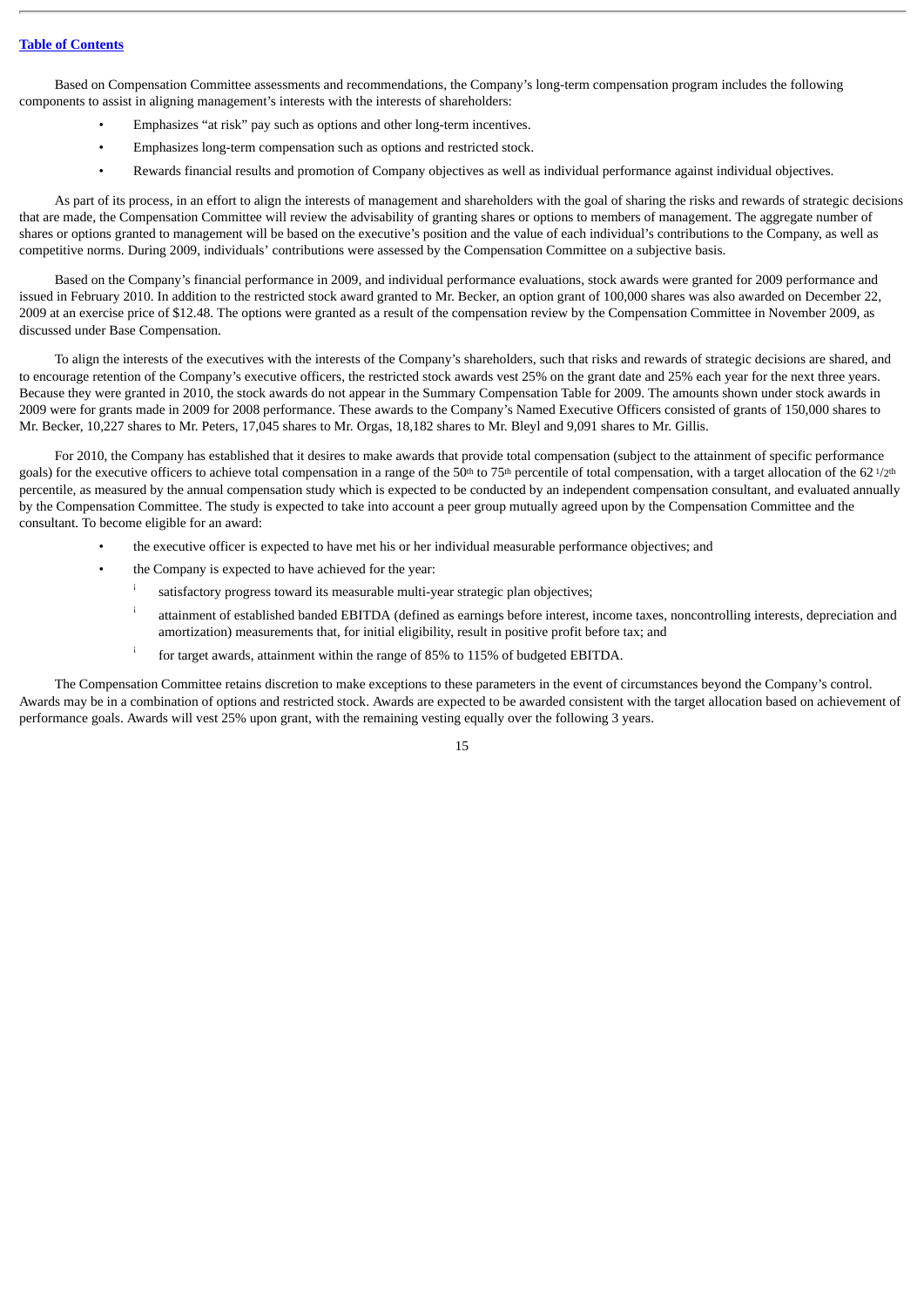Based on Compensation Committee assessments and recommendations, the Company's long-term compensation program includes the following components to assist in aligning management's interests with the interests of shareholders:

- Emphasizes "at risk" pay such as options and other long-term incentives.
- Emphasizes long-term compensation such as options and restricted stock.
- Rewards financial results and promotion of Company objectives as well as individual performance against individual objectives.

As part of its process, in an effort to align the interests of management and shareholders with the goal of sharing the risks and rewards of strategic decisions that are made, the Compensation Committee will review the advisability of granting shares or options to members of management. The aggregate number of shares or options granted to management will be based on the executive's position and the value of each individual's contributions to the Company, as well as competitive norms. During 2009, individuals' contributions were assessed by the Compensation Committee on a subjective basis.

Based on the Company's financial performance in 2009, and individual performance evaluations, stock awards were granted for 2009 performance and issued in February 2010. In addition to the restricted stock award granted to Mr. Becker, an option grant of 100,000 shares was also awarded on December 22, 2009 at an exercise price of $12.48. The options were granted as a result of the compensation review by the Compensation Committee in November 2009, as discussed under Base Compensation.

To align the interests of the executives with the interests of the Company's shareholders, such that risks and rewards of strategic decisions are shared, and to encourage retention of the Company's executive officers, the restricted stock awards vest 25% on the grant date and 25% each year for the next three years. Because they were granted in 2010, the stock awards do not appear in the Summary Compensation Table for 2009. The amounts shown under stock awards in 2009 were for grants made in 2009 for 2008 performance. These awards to the Company's Named Executive Officers consisted of grants of 150,000 shares to Mr. Becker, 10,227 shares to Mr. Peters, 17,045 shares to Mr. Orgas, 18,182 shares to Mr. Bleyl and 9,091 shares to Mr. Gillis.

For 2010, the Company has established that it desires to make awards that provide total compensation (subject to the attainment of specific performance goals) for the executive officers to achieve total compensation in a range of the 50th to 75th percentile of total compensation, with a target allocation of the 62 1/2th percentile, as measured by the annual compensation study which is expected to be conducted by an independent compensation consultant, and evaluated annually by the Compensation Committee. The study is expected to take into account a peer group mutually agreed upon by the Compensation Committee and the consultant. To become eligible for an award:

- the executive officer is expected to have met his or her individual measurable performance objectives; and
- the Company is expected to have achieved for the year:
  - satisfactory progress toward its measurable multi-year strategic plan objectives;
  - attainment of established banded EBITDA (defined as earnings before interest, income taxes, noncontrolling interests, depreciation and amortization) measurements that, for initial eligibility, result in positive profit before tax; and
  - for target awards, attainment within the range of 85% to 115% of budgeted EBITDA.

The Compensation Committee retains discretion to make exceptions to these parameters in the event of circumstances beyond the Company's control. Awards may be in a combination of options and restricted stock. Awards are expected to be awarded consistent with the target allocation based on achievement of performance goals. Awards will vest 25% upon grant, with the remaining vesting equally over the following 3 years.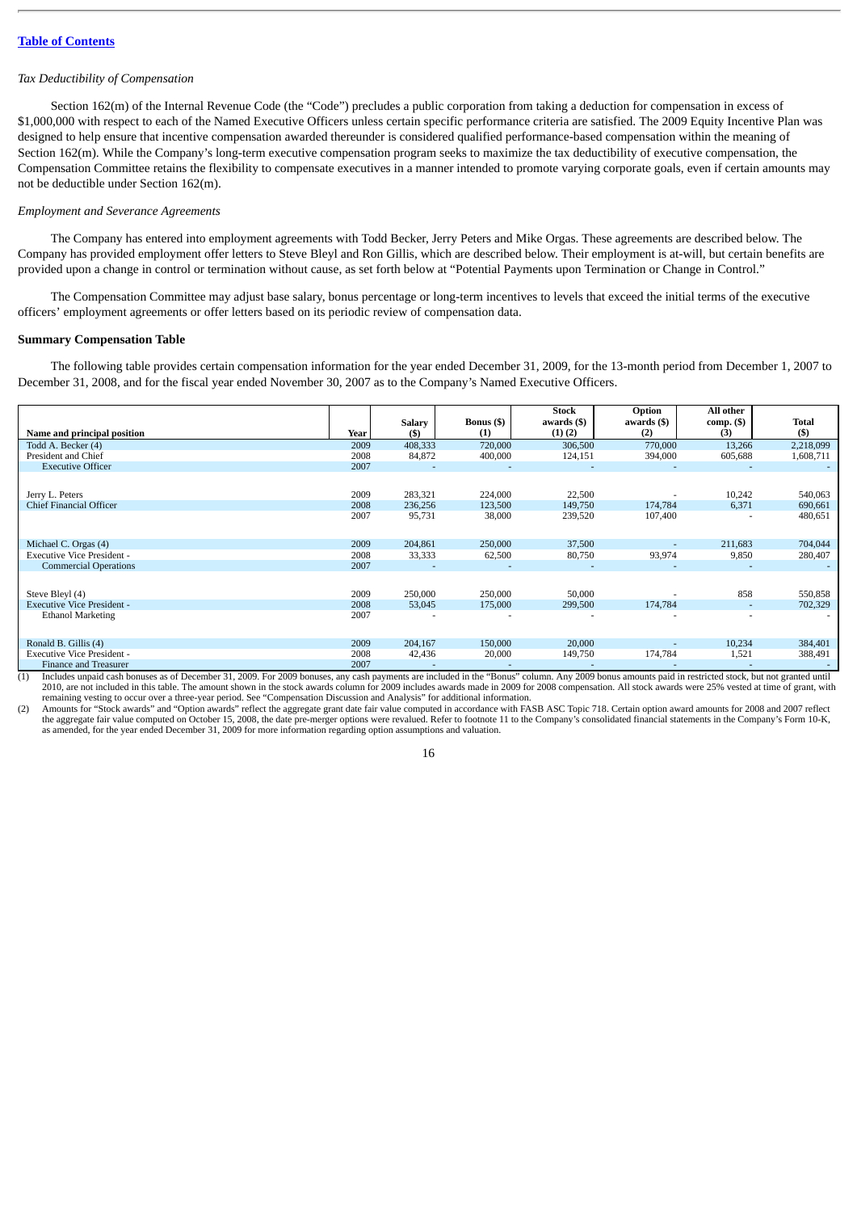[Table of Contents](#)

*Tax Deductibility of Compensation*

Section 162(m) of the Internal Revenue Code (the "Code") precludes a public corporation from taking a deduction for compensation in excess of $1,000,000 with respect to each of the Named Executive Officers unless certain specific performance criteria are satisfied. The 2009 Equity Incentive Plan was designed to help ensure that incentive compensation awarded thereunder is considered qualified performance-based compensation within the meaning of Section 162(m). While the Company's long-term executive compensation program seeks to maximize the tax deductibility of executive compensation, the Compensation Committee retains the flexibility to compensate executives in a manner intended to promote varying corporate goals, even if certain amounts may not be deductible under Section 162(m).

*Employment and Severance Agreements*

The Company has entered into employment agreements with Todd Becker, Jerry Peters and Mike Orgas. These agreements are described below. The Company has provided employment offer letters to Steve Bleyl and Ron Gillis, which are described below. Their employment is at-will, but certain benefits are provided upon a change in control or termination without cause, as set forth below at "Potential Payments upon Termination or Change in Control."

The Compensation Committee may adjust base salary, bonus percentage or long-term incentives to levels that exceed the initial terms of the executive officers' employment agreements or offer letters based on its periodic review of compensation data.

**Summary Compensation Table**

The following table provides certain compensation information for the year ended December 31, 2009, for the 13-month period from December 1, 2007 to December 31, 2008, and for the fiscal year ended November 30, 2007 as to the Company's Named Executive Officers.

| Name and principal position | Year | Salary ($) | Bonus ($) (1) | Stock awards ($) (1) (2) | Option awards ($) (2) | All other comp. ($) (3) | Total ($) |
|---|---|---|---|---|---|---|---|
| Todd A. Becker (4) | 2009 | 408,333 | 720,000 | 306,500 | 770,000 | 13,266 | 2,218,099 |
| President and Chief | 2008 | 84,872 | 400,000 | 124,151 | 394,000 | 605,688 | 1,608,711 |
| Executive Officer | 2007 | - | - | - | - | - | - |
| Jerry L. Peters | 2009 | 283,321 | 224,000 | 22,500 | - | 10,242 | 540,063 |
| Chief Financial Officer | 2008 | 236,256 | 123,500 | 149,750 | 174,784 | 6,371 | 690,661 |
| | 2007 | 95,731 | 38,000 | 239,520 | 107,400 | - | 480,651 |
| Michael C. Orgas (4) | 2009 | 204,861 | 250,000 | 37,500 | - | 211,683 | 704,044 |
| Executive Vice President - | 2008 | 33,333 | 62,500 | 80,750 | 93,974 | 9,850 | 280,407 |
| Commercial Operations | 2007 | - | - | - | - | - | - |
| Steve Bleyl (4) | 2009 | 250,000 | 250,000 | 50,000 | - | 858 | 550,858 |
| Executive Vice President - | 2008 | 53,045 | 175,000 | 299,500 | 174,784 | - | 702,329 |
| Ethanol Marketing | 2007 | - | - | - | - | - | - |
| Ronald B. Gillis (4) | 2009 | 204,167 | 150,000 | 20,000 | - | 10,234 | 384,401 |
| Executive Vice President - | 2008 | 42,436 | 20,000 | 149,750 | 174,784 | 1,521 | 388,491 |
| Finance and Treasurer | 2007 | - | - | - | - | - | - |

(1) Includes unpaid cash bonuses as of December 31, 2009. For 2009 bonuses, any cash payments are included in the "Bonus" column. Any 2009 bonus amounts paid in restricted stock, but not granted until 2010, are not included in this table. The amount shown in the stock awards column for 2009 includes awards made in 2009 for 2008 compensation. All stock awards were 25% vested at time of grant, with remaining vesting to occur over a three-year period. See "Compensation Discussion and Analysis" for additional information.

(2) Amounts for "Stock awards" and "Option awards" reflect the aggregate grant date fair value computed in accordance with FASB ASC Topic 718. Certain option award amounts for 2008 and 2007 reflect the aggregate fair value computed on October 15, 2008, the date pre-merger options were revalued. Refer to footnote 11 to the Company's consolidated financial statements in the Company's Form 10-K, as amended, for the year ended December 31, 2009 for more information regarding option assumptions and valuation.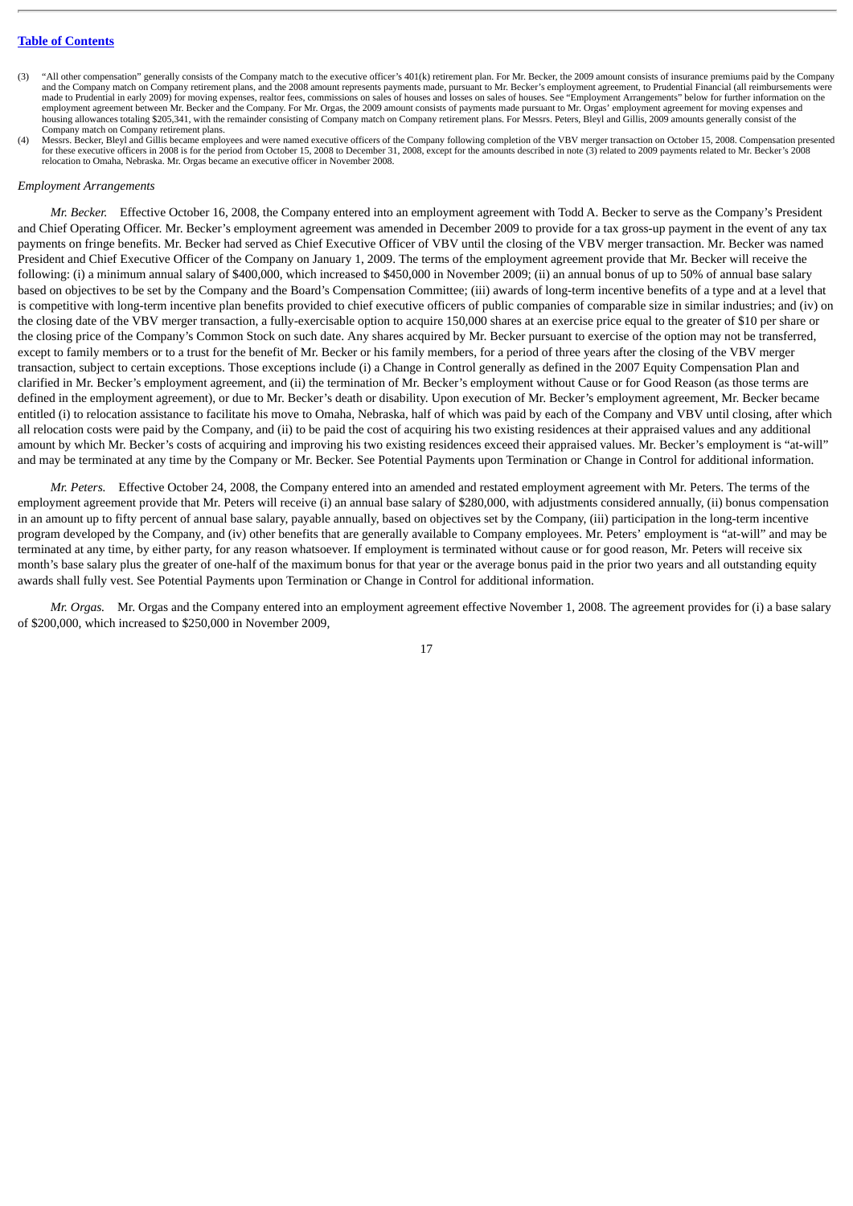[Table of Contents](#)

(3) "All other compensation" generally consists of the Company match to the executive officer's 401(k) retirement plan. For Mr. Becker, the 2009 amount consists of insurance premiums paid by the Company and the Company match on Company retirement plans, and the 2008 amount represents payments made, pursuant to Mr. Becker's employment agreement, to Prudential Financial (all reimbursements were made to Prudential in early 2009) for moving expenses, realtor fees, commissions on sales of houses and losses on sales of houses. See "Employment Arrangements" below for further information on the employment agreement between Mr. Becker and the Company. For Mr. Orgas, the 2009 amount consists of payments made pursuant to Mr. Orgas' employment agreement for moving expenses and housing allowances totaling $205,341, with the remainder consisting of Company match on Company retirement plans. For Messrs. Peters, Bleyl and Gillis, 2009 amounts generally consist of the Company match on Company retirement plans.

(4) Messrs. Becker, Bleyl and Gillis became employees and were named executive officers of the Company following completion of the VBV merger transaction on October 15, 2008. Compensation presented for these executive officers in 2008 is for the period from October 15, 2008 to December 31, 2008, except for the amounts described in note (3) related to 2009 payments related to Mr. Becker's 2008 relocation to Omaha, Nebraska. Mr. Orgas became an executive officer in November 2008.

*Employment Arrangements*

*Mr. Becker.* Effective October 16, 2008, the Company entered into an employment agreement with Todd A. Becker to serve as the Company's President and Chief Operating Officer. Mr. Becker's employment agreement was amended in December 2009 to provide for a tax gross-up payment in the event of any tax payments on fringe benefits. Mr. Becker had served as Chief Executive Officer of VBV until the closing of the VBV merger transaction. Mr. Becker was named President and Chief Executive Officer of the Company on January 1, 2009. The terms of the employment agreement provide that Mr. Becker will receive the following: (i) a minimum annual salary of $400,000, which increased to $450,000 in November 2009; (ii) an annual bonus of up to 50% of annual base salary based on objectives to be set by the Company and the Board's Compensation Committee; (iii) awards of long-term incentive benefits of a type and at a level that is competitive with long-term incentive plan benefits provided to chief executive officers of public companies of comparable size in similar industries; and (iv) on the closing date of the VBV merger transaction, a fully-exercisable option to acquire 150,000 shares at an exercise price equal to the greater of $10 per share or the closing price of the Company's Common Stock on such date. Any shares acquired by Mr. Becker pursuant to exercise of the option may not be transferred, except to family members or to a trust for the benefit of Mr. Becker or his family members, for a period of three years after the closing of the VBV merger transaction, subject to certain exceptions. Those exceptions include (i) a Change in Control generally as defined in the 2007 Equity Compensation Plan and clarified in Mr. Becker's employment agreement, and (ii) the termination of Mr. Becker's employment without Cause or for Good Reason (as those terms are defined in the employment agreement), or due to Mr. Becker's death or disability. Upon execution of Mr. Becker's employment agreement, Mr. Becker became entitled (i) to relocation assistance to facilitate his move to Omaha, Nebraska, half of which was paid by each of the Company and VBV until closing, after which all relocation costs were paid by the Company, and (ii) to be paid the cost of acquiring his two existing residences at their appraised values and any additional amount by which Mr. Becker's costs of acquiring and improving his two existing residences exceed their appraised values. Mr. Becker's employment is "at-will" and may be terminated at any time by the Company or Mr. Becker. See Potential Payments upon Termination or Change in Control for additional information.

*Mr. Peters.* Effective October 24, 2008, the Company entered into an amended and restated employment agreement with Mr. Peters. The terms of the employment agreement provide that Mr. Peters will receive (i) an annual base salary of $280,000, with adjustments considered annually, (ii) bonus compensation in an amount up to fifty percent of annual base salary, payable annually, based on objectives set by the Company, (iii) participation in the long-term incentive program developed by the Company, and (iv) other benefits that are generally available to Company employees. Mr. Peters' employment is "at-will" and may be terminated at any time, by either party, for any reason whatsoever. If employment is terminated without cause or for good reason, Mr. Peters will receive six month's base salary plus the greater of one-half of the maximum bonus for that year or the average bonus paid in the prior two years and all outstanding equity awards shall fully vest. See Potential Payments upon Termination or Change in Control for additional information.

*Mr. Orgas.* Mr. Orgas and the Company entered into an employment agreement effective November 1, 2008. The agreement provides for (i) a base salary of $200,000, which increased to $250,000 in November 2009,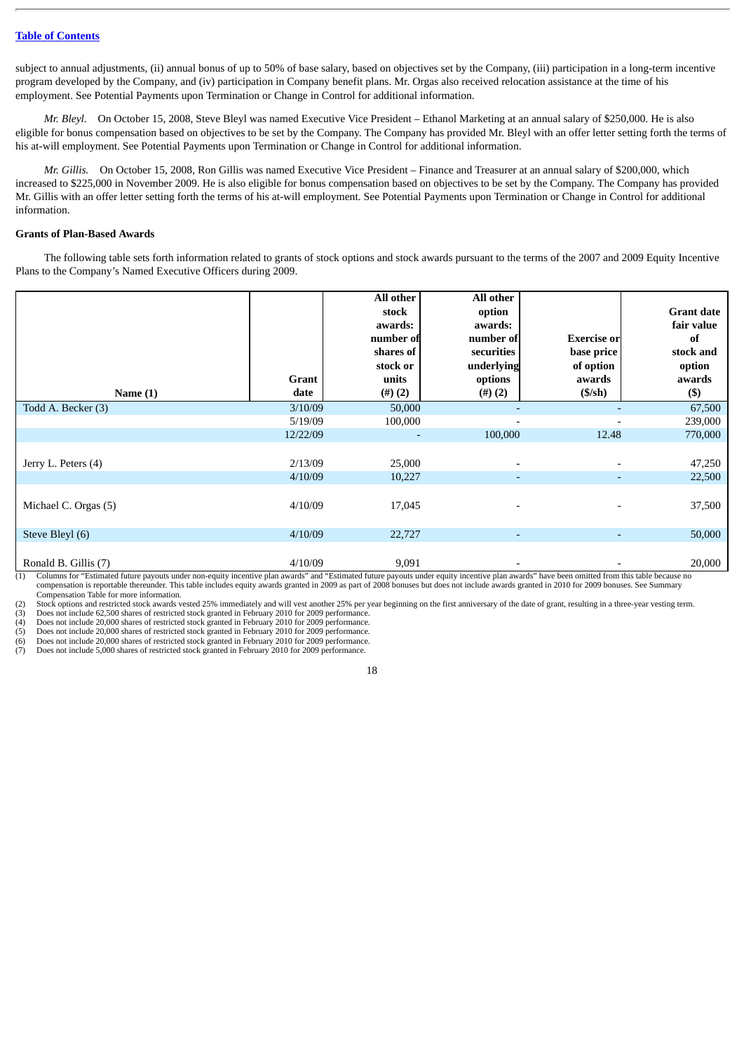subject to annual adjustments, (ii) annual bonus of up to 50% of base salary, based on objectives set by the Company, (iii) participation in a long-term incentive program developed by the Company, and (iv) participation in Company benefit plans. Mr. Orgas also received relocation assistance at the time of his employment. See Potential Payments upon Termination or Change in Control for additional information.

*Mr. Bleyl*. On October 15, 2008, Steve Bleyl was named Executive Vice President – Ethanol Marketing at an annual salary of $250,000. He is also eligible for bonus compensation based on objectives to be set by the Company. The Company has provided Mr. Bleyl with an offer letter setting forth the terms of his at-will employment. See Potential Payments upon Termination or Change in Control for additional information.

*Mr. Gillis*. On October 15, 2008, Ron Gillis was named Executive Vice President – Finance and Treasurer at an annual salary of $200,000, which increased to $225,000 in November 2009. He is also eligible for bonus compensation based on objectives to be set by the Company. The Company has provided Mr. Gillis with an offer letter setting forth the terms of his at-will employment. See Potential Payments upon Termination or Change in Control for additional information.

**Grants of Plan-Based Awards**

The following table sets forth information related to grants of stock options and stock awards pursuant to the terms of the 2007 and 2009 Equity Incentive Plans to the Company's Named Executive Officers during 2009.

| Name (1) | Grant date | All other stock awards: number of shares of stock or units (#) (2) | All other option awards: number of securities underlying options (#) (2) | Exercise or base price of option awards ($/sh) | Grant date fair value of stock and option awards ($) |
|---|---|---|---|---|---|
| Todd A. Becker (3) | 3/10/09 | 50,000 | - | - | 67,500 |
| | 5/19/09 | 100,000 | - | - | 239,000 |
| | 12/22/09 | - | 100,000 | 12.48 | 770,000 |
| Jerry L. Peters (4) | 2/13/09 | 25,000 | - | - | 47,250 |
| | 4/10/09 | 10,227 | - | - | 22,500 |
| Michael C. Orgas (5) | 4/10/09 | 17,045 | - | - | 37,500 |
| Steve Bleyl (6) | 4/10/09 | 22,727 | - | - | 50,000 |
| Ronald B. Gillis (7) | 4/10/09 | 9,091 | - | - | 20,000 |

(1) Columns for "Estimated future payouts under non-equity incentive plan awards" and "Estimated future payouts under equity incentive plan awards" have been omitted from this table because no compensation is reportable thereunder. This table includes equity awards granted in 2009 as part of 2008 bonuses but does not include awards granted in 2010 for 2009 bonuses. See Summary Compensation Table for more information.

(2) Stock options and restricted stock awards vested 25% immediately and will vest another 25% per year beginning on the first anniversary of the date of grant, resulting in a three-year vesting term.

(3) Does not include 62,500 shares of restricted stock granted in February 2010 for 2009 performance.

(4) Does not include 20,000 shares of restricted stock granted in February 2010 for 2009 performance.

(5) Does not include 20,000 shares of restricted stock granted in February 2010 for 2009 performance.

(6) Does not include 20,000 shares of restricted stock granted in February 2010 for 2009 performance.

(7) Does not include 5,000 shares of restricted stock granted in February 2010 for 2009 performance.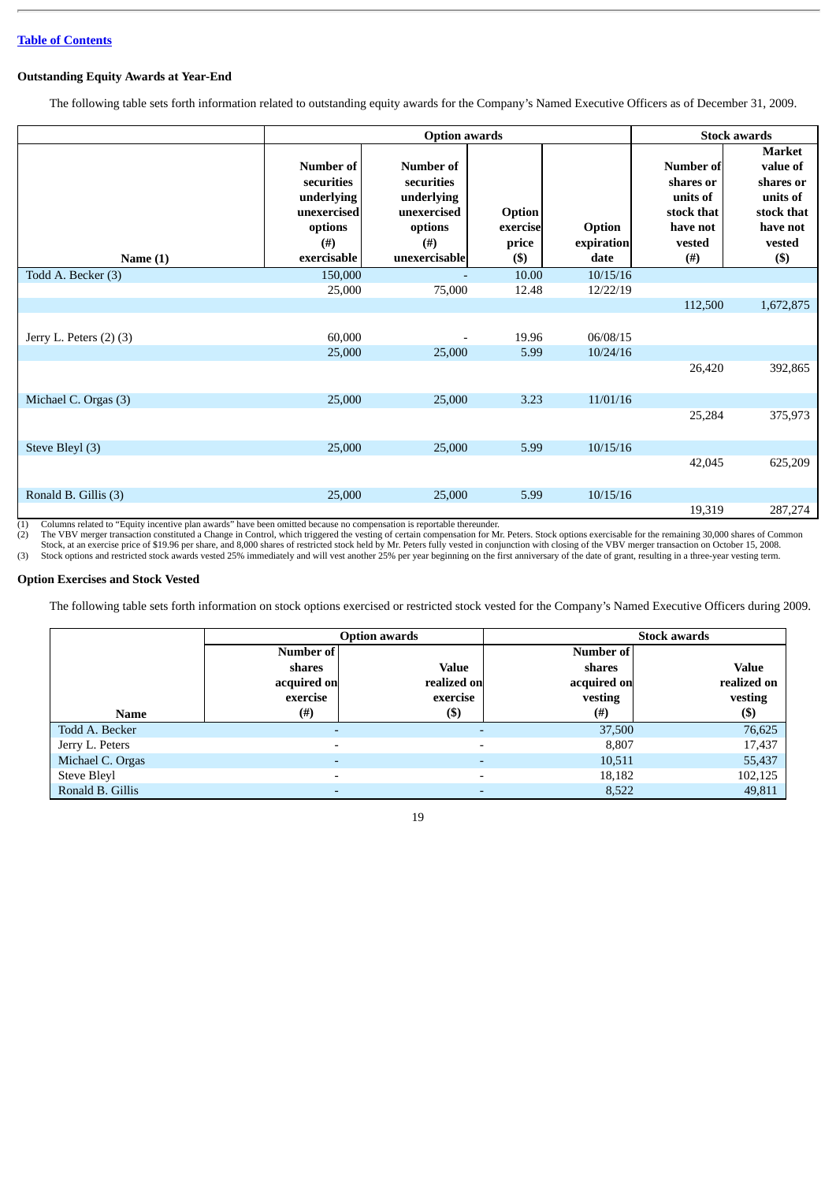[Table of Contents]

**Outstanding Equity Awards at Year-End**

The following table sets forth information related to outstanding equity awards for the Company's Named Executive Officers as of December 31, 2009.

| | Option awards | | | | Stock awards | |
|---|---|---|---|---|---|---|
| Name (1) | Number of securities underlying unexercised options (#) exercisable | Number of securities underlying unexercised options (#) unexercisable | Option exercise price ($) | Option expiration date | Number of shares or units of stock that have not vested (#) | Market value of shares or units of stock that have not vested ($) |
| Todd A. Becker (3) | 150,000 | - | 10.00 | 10/15/16 | | |
| | 25,000 | 75,000 | 12.48 | 12/22/19 | | |
| | | | | | 112,500 | 1,672,875 |
| Jerry L. Peters (2) (3) | 60,000 | - | 19.96 | 06/08/15 | | |
| | 25,000 | 25,000 | 5.99 | 10/24/16 | | |
| | | | | | 26,420 | 392,865 |
| Michael C. Orgas (3) | 25,000 | 25,000 | 3.23 | 11/01/16 | | |
| | | | | | 25,284 | 375,973 |
| Steve Bleyl (3) | 25,000 | 25,000 | 5.99 | 10/15/16 | | |
| | | | | | 42,045 | 625,209 |
| Ronald B. Gillis (3) | 25,000 | 25,000 | 5.99 | 10/15/16 | | |
| | | | | | 19,319 | 287,274 |

(1) Columns related to "Equity incentive plan awards" have been omitted because no compensation is reportable thereunder.
(2) The VBV merger transaction constituted a Change in Control, which triggered the vesting of certain compensation for Mr. Peters. Stock options exercisable for the remaining 30,000 shares of Common Stock, at an exercise price of $19.96 per share, and 8,000 shares of restricted stock held by Mr. Peters fully vested in conjunction with closing of the VBV merger transaction on October 15, 2008.
(3) Stock options and restricted stock awards vested 25% immediately and will vest another 25% per year beginning on the first anniversary of the date of grant, resulting in a three-year vesting term.

**Option Exercises and Stock Vested**

The following table sets forth information on stock options exercised or restricted stock vested for the Company's Named Executive Officers during 2009.

| | Option awards | | Stock awards | |
|---|---|---|---|---|
| Name | Number of shares acquired on exercise (#) | Value realized on exercise ($) | Number of shares acquired on vesting (#) | Value realized on vesting ($) |
| Todd A. Becker | - | - | 37,500 | 76,625 |
| Jerry L. Peters | - | - | 8,807 | 17,437 |
| Michael C. Orgas | - | - | 10,511 | 55,437 |
| Steve Bleyl | - | - | 18,182 | 102,125 |
| Ronald B. Gillis | - | - | 8,522 | 49,811 |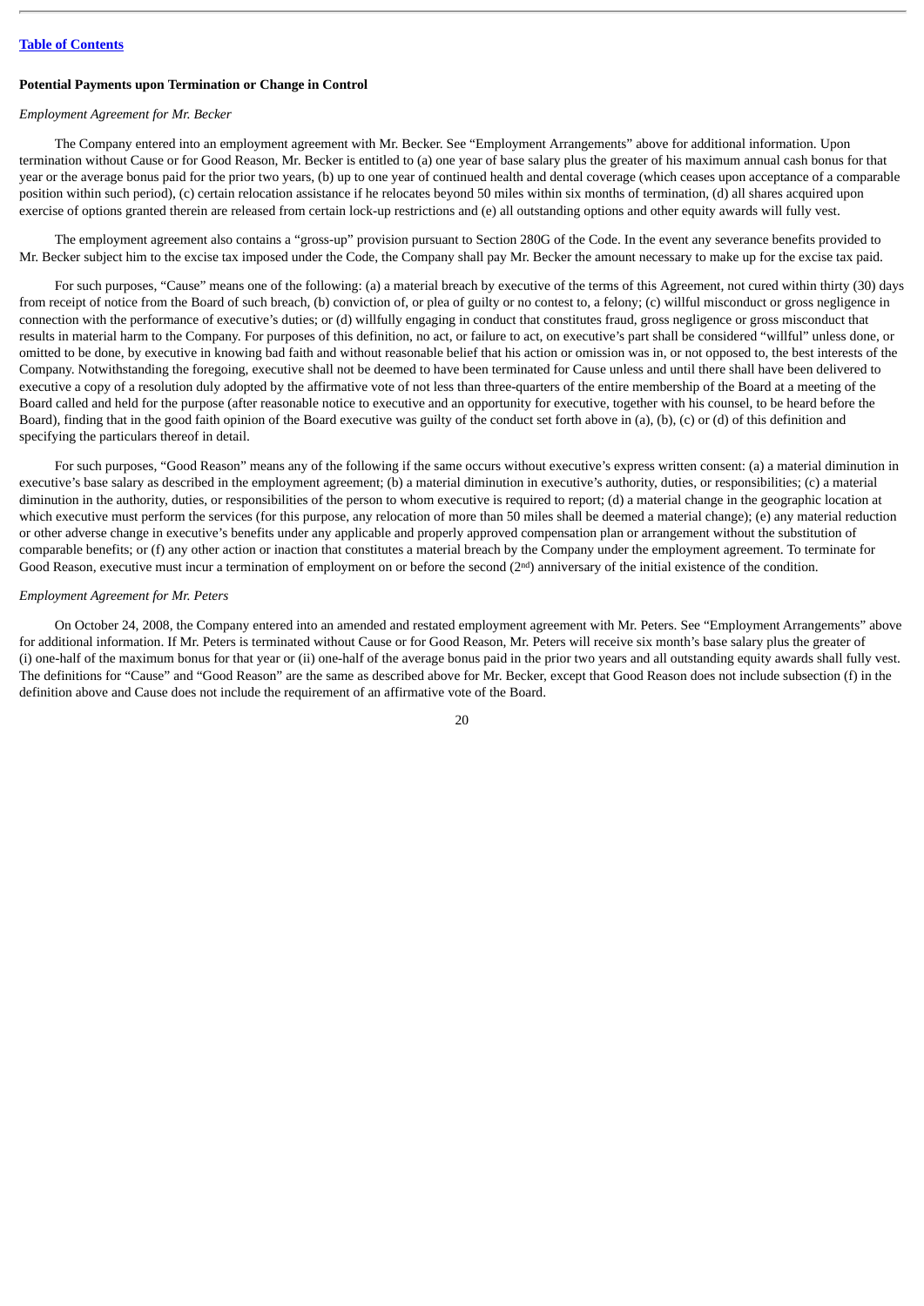**Potential Payments upon Termination or Change in Control**

*Employment Agreement for Mr. Becker*

The Company entered into an employment agreement with Mr. Becker. See "Employment Arrangements" above for additional information. Upon termination without Cause or for Good Reason, Mr. Becker is entitled to (a) one year of base salary plus the greater of his maximum annual cash bonus for that year or the average bonus paid for the prior two years, (b) up to one year of continued health and dental coverage (which ceases upon acceptance of a comparable position within such period), (c) certain relocation assistance if he relocates beyond 50 miles within six months of termination, (d) all shares acquired upon exercise of options granted therein are released from certain lock-up restrictions and (e) all outstanding options and other equity awards will fully vest.

The employment agreement also contains a "gross-up" provision pursuant to Section 280G of the Code. In the event any severance benefits provided to Mr. Becker subject him to the excise tax imposed under the Code, the Company shall pay Mr. Becker the amount necessary to make up for the excise tax paid.

For such purposes, "Cause" means one of the following: (a) a material breach by executive of the terms of this Agreement, not cured within thirty (30) days from receipt of notice from the Board of such breach, (b) conviction of, or plea of guilty or no contest to, a felony; (c) willful misconduct or gross negligence in connection with the performance of executive's duties; or (d) willfully engaging in conduct that constitutes fraud, gross negligence or gross misconduct that results in material harm to the Company. For purposes of this definition, no act, or failure to act, on executive's part shall be considered "willful" unless done, or omitted to be done, by executive in knowing bad faith and without reasonable belief that his action or omission was in, or not opposed to, the best interests of the Company. Notwithstanding the foregoing, executive shall not be deemed to have been terminated for Cause unless and until there shall have been delivered to executive a copy of a resolution duly adopted by the affirmative vote of not less than three-quarters of the entire membership of the Board at a meeting of the Board called and held for the purpose (after reasonable notice to executive and an opportunity for executive, together with his counsel, to be heard before the Board), finding that in the good faith opinion of the Board executive was guilty of the conduct set forth above in (a), (b), (c) or (d) of this definition and specifying the particulars thereof in detail.

For such purposes, "Good Reason" means any of the following if the same occurs without executive's express written consent: (a) a material diminution in executive's base salary as described in the employment agreement; (b) a material diminution in executive's authority, duties, or responsibilities; (c) a material diminution in the authority, duties, or responsibilities of the person to whom executive is required to report; (d) a material change in the geographic location at which executive must perform the services (for this purpose, any relocation of more than 50 miles shall be deemed a material change); (e) any material reduction or other adverse change in executive's benefits under any applicable and properly approved compensation plan or arrangement without the substitution of comparable benefits; or (f) any other action or inaction that constitutes a material breach by the Company under the employment agreement. To terminate for Good Reason, executive must incur a termination of employment on or before the second (2nd) anniversary of the initial existence of the condition.

*Employment Agreement for Mr. Peters*

On October 24, 2008, the Company entered into an amended and restated employment agreement with Mr. Peters. See "Employment Arrangements" above for additional information. If Mr. Peters is terminated without Cause or for Good Reason, Mr. Peters will receive six month's base salary plus the greater of (i) one-half of the maximum bonus for that year or (ii) one-half of the average bonus paid in the prior two years and all outstanding equity awards shall fully vest. The definitions for "Cause" and "Good Reason" are the same as described above for Mr. Becker, except that Good Reason does not include subsection (f) in the definition above and Cause does not include the requirement of an affirmative vote of the Board.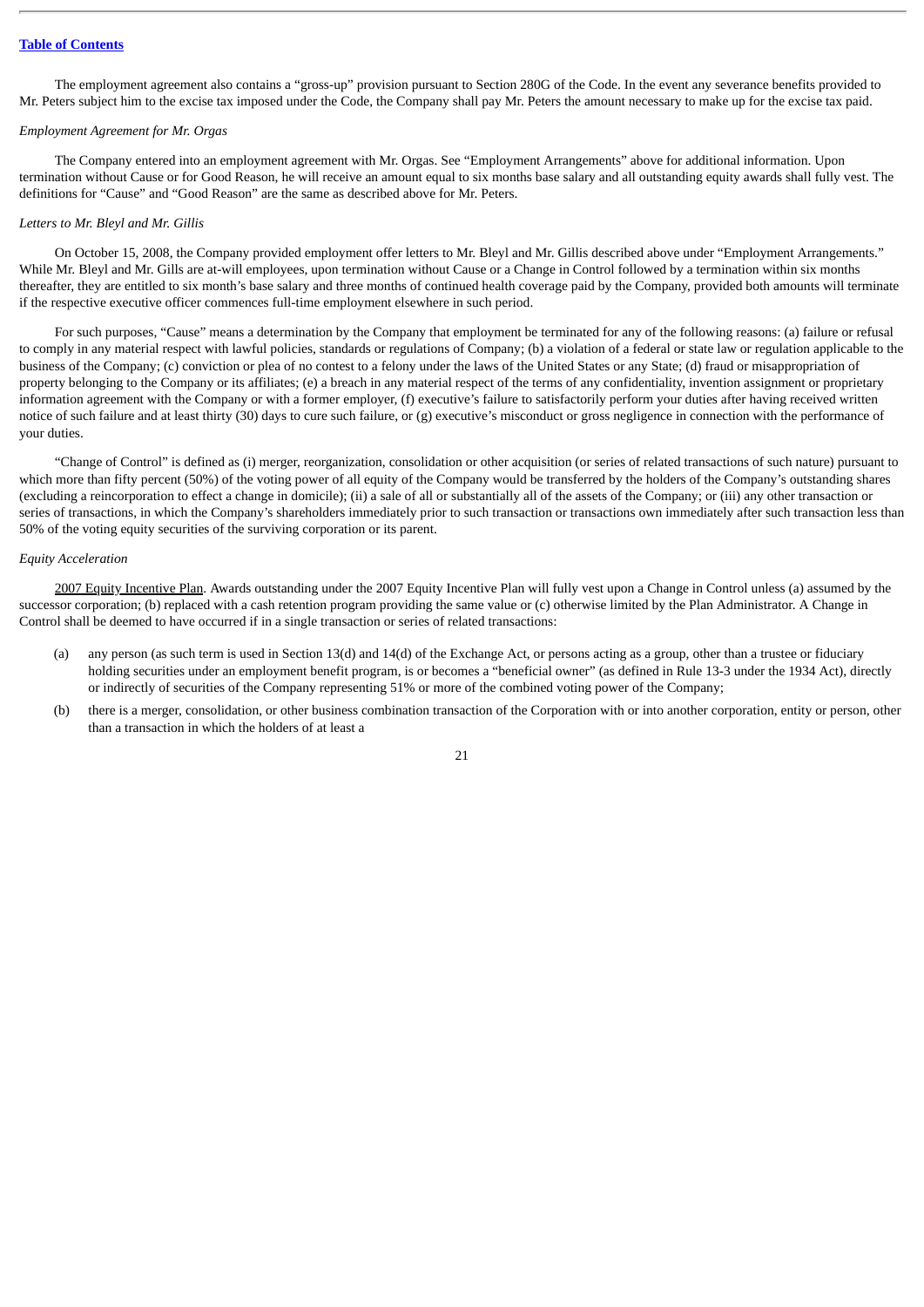The employment agreement also contains a "gross-up" provision pursuant to Section 280G of the Code. In the event any severance benefits provided to Mr. Peters subject him to the excise tax imposed under the Code, the Company shall pay Mr. Peters the amount necessary to make up for the excise tax paid.

*Employment Agreement for Mr. Orgas*

The Company entered into an employment agreement with Mr. Orgas. See "Employment Arrangements" above for additional information. Upon termination without Cause or for Good Reason, he will receive an amount equal to six months base salary and all outstanding equity awards shall fully vest. The definitions for "Cause" and "Good Reason" are the same as described above for Mr. Peters.

*Letters to Mr. Bleyl and Mr. Gillis*

On October 15, 2008, the Company provided employment offer letters to Mr. Bleyl and Mr. Gillis described above under "Employment Arrangements." While Mr. Bleyl and Mr. Gills are at-will employees, upon termination without Cause or a Change in Control followed by a termination within six months thereafter, they are entitled to six month's base salary and three months of continued health coverage paid by the Company, provided both amounts will terminate if the respective executive officer commences full-time employment elsewhere in such period.

For such purposes, "Cause" means a determination by the Company that employment be terminated for any of the following reasons: (a) failure or refusal to comply in any material respect with lawful policies, standards or regulations of Company; (b) a violation of a federal or state law or regulation applicable to the business of the Company; (c) conviction or plea of no contest to a felony under the laws of the United States or any State; (d) fraud or misappropriation of property belonging to the Company or its affiliates; (e) a breach in any material respect of the terms of any confidentiality, invention assignment or proprietary information agreement with the Company or with a former employer, (f) executive's failure to satisfactorily perform your duties after having received written notice of such failure and at least thirty (30) days to cure such failure, or (g) executive's misconduct or gross negligence in connection with the performance of your duties.

"Change of Control" is defined as (i) merger, reorganization, consolidation or other acquisition (or series of related transactions of such nature) pursuant to which more than fifty percent (50%) of the voting power of all equity of the Company would be transferred by the holders of the Company's outstanding shares (excluding a reincorporation to effect a change in domicile); (ii) a sale of all or substantially all of the assets of the Company; or (iii) any other transaction or series of transactions, in which the Company's shareholders immediately prior to such transaction or transactions own immediately after such transaction less than 50% of the voting equity securities of the surviving corporation or its parent.

*Equity Acceleration*

2007 Equity Incentive Plan. Awards outstanding under the 2007 Equity Incentive Plan will fully vest upon a Change in Control unless (a) assumed by the successor corporation; (b) replaced with a cash retention program providing the same value or (c) otherwise limited by the Plan Administrator. A Change in Control shall be deemed to have occurred if in a single transaction or series of related transactions:

(a) any person (as such term is used in Section 13(d) and 14(d) of the Exchange Act, or persons acting as a group, other than a trustee or fiduciary holding securities under an employment benefit program, is or becomes a "beneficial owner" (as defined in Rule 13-3 under the 1934 Act), directly or indirectly of securities of the Company representing 51% or more of the combined voting power of the Company;

(b) there is a merger, consolidation, or other business combination transaction of the Corporation with or into another corporation, entity or person, other than a transaction in which the holders of at least a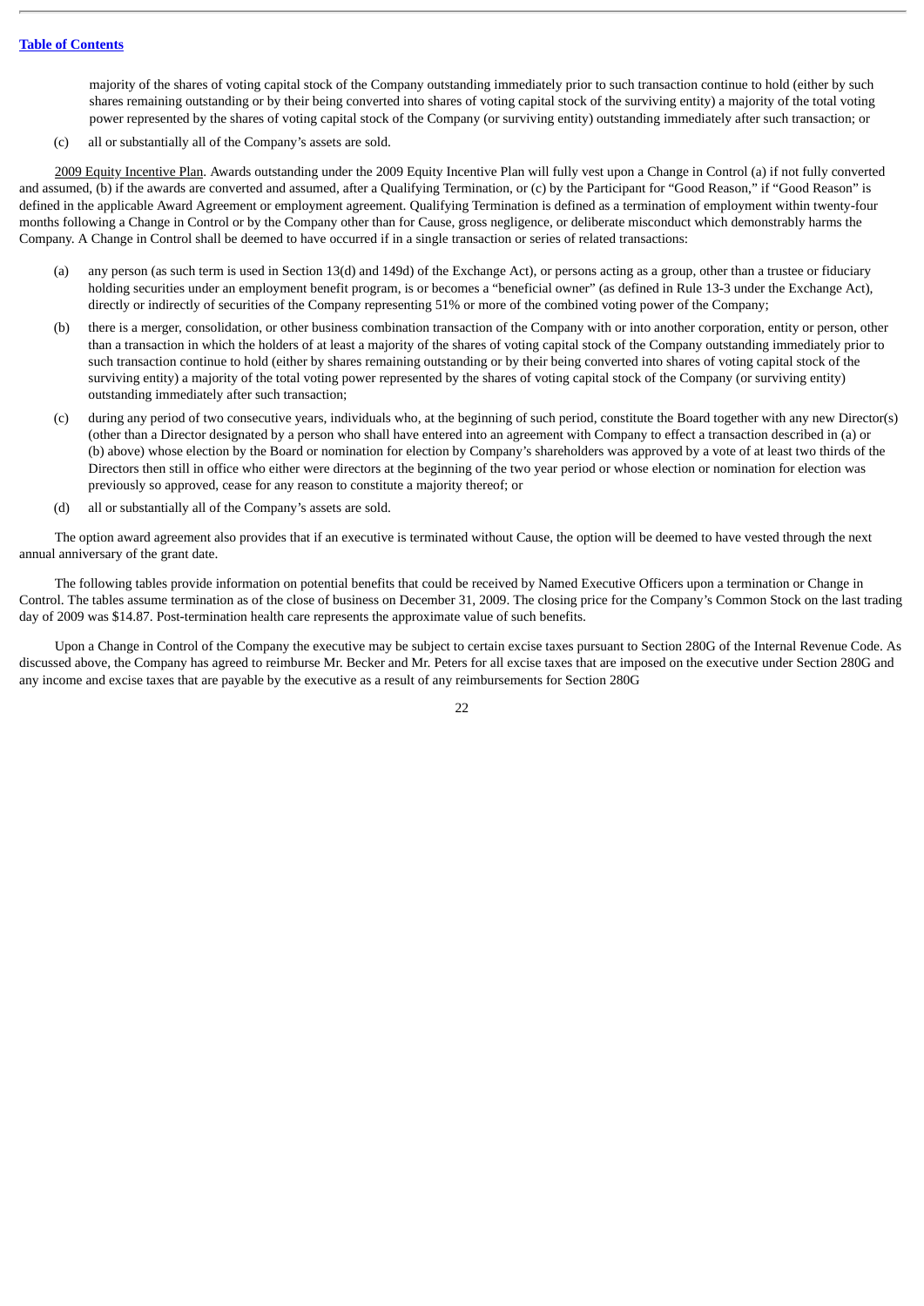majority of the shares of voting capital stock of the Company outstanding immediately prior to such transaction continue to hold (either by such shares remaining outstanding or by their being converted into shares of voting capital stock of the surviving entity) a majority of the total voting power represented by the shares of voting capital stock of the Company (or surviving entity) outstanding immediately after such transaction; or

(c) all or substantially all of the Company's assets are sold.

2009 Equity Incentive Plan. Awards outstanding under the 2009 Equity Incentive Plan will fully vest upon a Change in Control (a) if not fully converted and assumed, (b) if the awards are converted and assumed, after a Qualifying Termination, or (c) by the Participant for "Good Reason," if "Good Reason" is defined in the applicable Award Agreement or employment agreement. Qualifying Termination is defined as a termination of employment within twenty-four months following a Change in Control or by the Company other than for Cause, gross negligence, or deliberate misconduct which demonstrably harms the Company. A Change in Control shall be deemed to have occurred if in a single transaction or series of related transactions:

(a) any person (as such term is used in Section 13(d) and 149d) of the Exchange Act), or persons acting as a group, other than a trustee or fiduciary holding securities under an employment benefit program, is or becomes a "beneficial owner" (as defined in Rule 13-3 under the Exchange Act), directly or indirectly of securities of the Company representing 51% or more of the combined voting power of the Company;

(b) there is a merger, consolidation, or other business combination transaction of the Company with or into another corporation, entity or person, other than a transaction in which the holders of at least a majority of the shares of voting capital stock of the Company outstanding immediately prior to such transaction continue to hold (either by shares remaining outstanding or by their being converted into shares of voting capital stock of the surviving entity) a majority of the total voting power represented by the shares of voting capital stock of the Company (or surviving entity) outstanding immediately after such transaction;

(c) during any period of two consecutive years, individuals who, at the beginning of such period, constitute the Board together with any new Director(s) (other than a Director designated by a person who shall have entered into an agreement with Company to effect a transaction described in (a) or (b) above) whose election by the Board or nomination for election by Company's shareholders was approved by a vote of at least two thirds of the Directors then still in office who either were directors at the beginning of the two year period or whose election or nomination for election was previously so approved, cease for any reason to constitute a majority thereof; or

(d) all or substantially all of the Company's assets are sold.

The option award agreement also provides that if an executive is terminated without Cause, the option will be deemed to have vested through the next annual anniversary of the grant date.

The following tables provide information on potential benefits that could be received by Named Executive Officers upon a termination or Change in Control. The tables assume termination as of the close of business on December 31, 2009. The closing price for the Company's Common Stock on the last trading day of 2009 was $14.87. Post-termination health care represents the approximate value of such benefits.

Upon a Change in Control of the Company the executive may be subject to certain excise taxes pursuant to Section 280G of the Internal Revenue Code. As discussed above, the Company has agreed to reimburse Mr. Becker and Mr. Peters for all excise taxes that are imposed on the executive under Section 280G and any income and excise taxes that are payable by the executive as a result of any reimbursements for Section 280G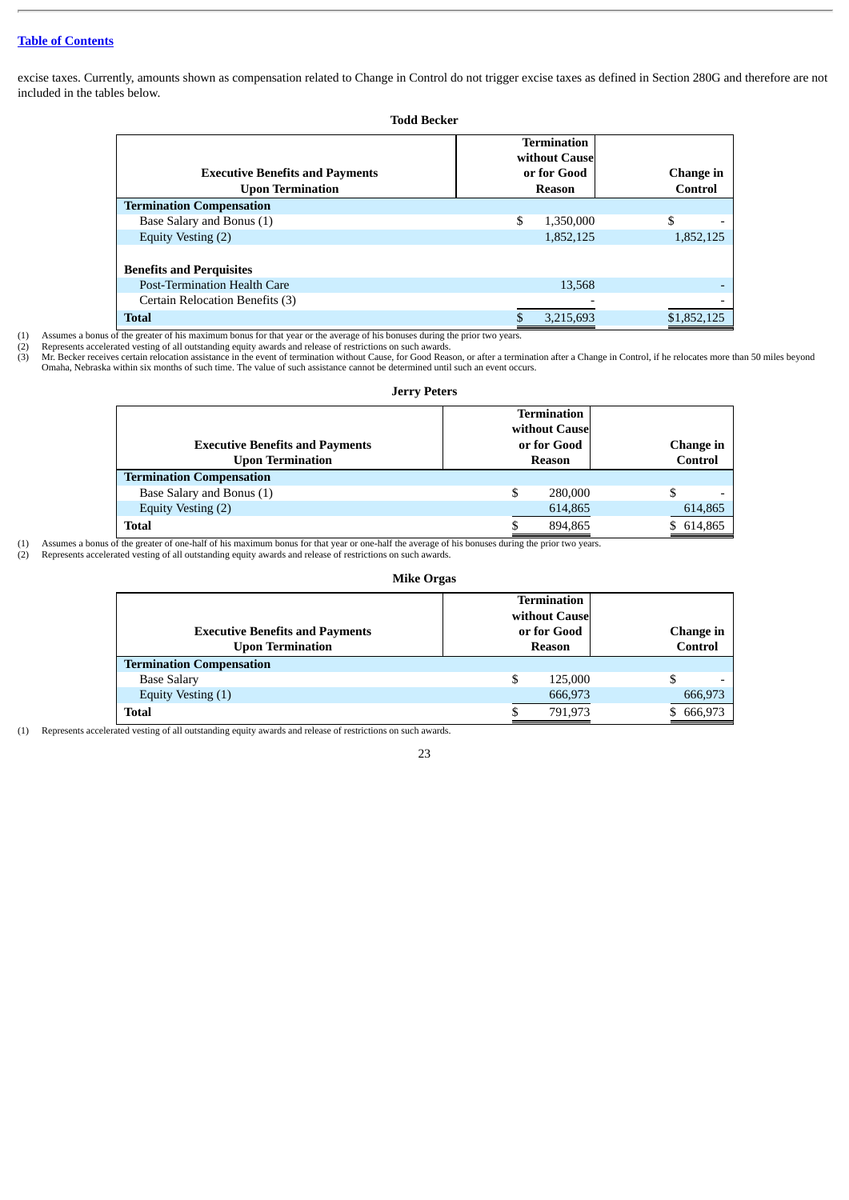excise taxes. Currently, amounts shown as compensation related to Change in Control do not trigger excise taxes as defined in Section 280G and therefore are not included in the tables below.

**Todd Becker**

| Executive Benefits and Payments Upon Termination | Termination without Cause or for Good Reason | Change in Control |
|---|---|---|
| **Termination Compensation** | | |
| Base Salary and Bonus (1) | $ 1,350,000 | $ - |
| Equity Vesting (2) | 1,852,125 | 1,852,125 |
| **Benefits and Perquisites** | | |
| Post-Termination Health Care | 13,568 | - |
| Certain Relocation Benefits (3) | - | - |
| **Total** | $ 3,215,693 | $1,852,125 |

(1) Assumes a bonus of the greater of his maximum bonus for that year or the average of his bonuses during the prior two years.
(2) Represents accelerated vesting of all outstanding equity awards and release of restrictions on such awards.
(3) Mr. Becker receives certain relocation assistance in the event of termination without Cause, for Good Reason, or after a termination after a Change in Control, if he relocates more than 50 miles beyond Omaha, Nebraska within six months of such time. The value of such assistance cannot be determined until such an event occurs.

**Jerry Peters**

| Executive Benefits and Payments Upon Termination | Termination without Cause or for Good Reason | Change in Control |
|---|---|---|
| **Termination Compensation** | | |
| Base Salary and Bonus (1) | $ 280,000 | $ - |
| Equity Vesting (2) | 614,865 | 614,865 |
| **Total** | $ 894,865 | $ 614,865 |

(1) Assumes a bonus of the greater of one-half of his maximum bonus for that year or one-half the average of his bonuses during the prior two years.
(2) Represents accelerated vesting of all outstanding equity awards and release of restrictions on such awards.

**Mike Orgas**

| Executive Benefits and Payments Upon Termination | Termination without Cause or for Good Reason | Change in Control |
|---|---|---|
| **Termination Compensation** | | |
| Base Salary | $ 125,000 | $ - |
| Equity Vesting (1) | 666,973 | 666,973 |
| **Total** | $ 791,973 | $ 666,973 |

(1) Represents accelerated vesting of all outstanding equity awards and release of restrictions on such awards.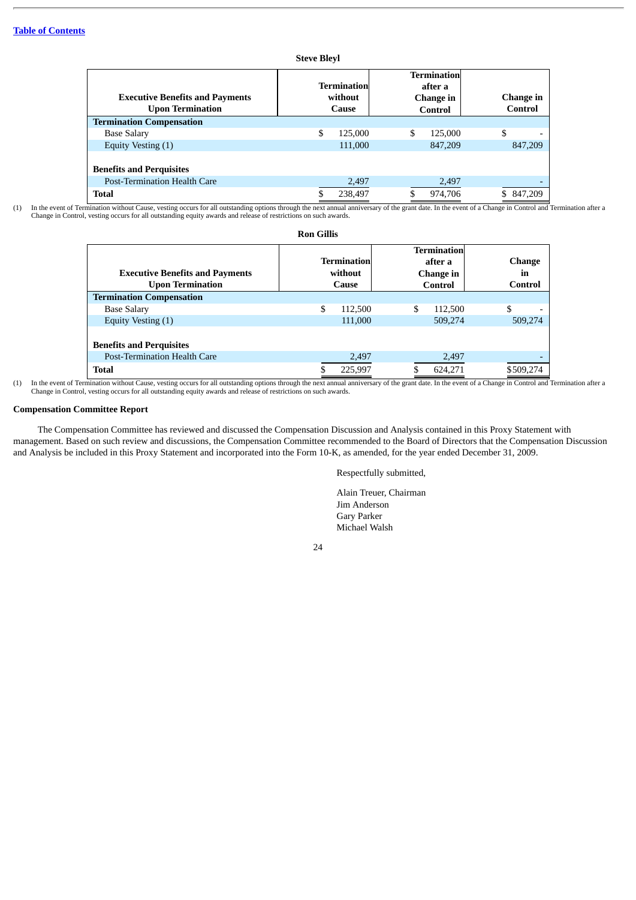[Table of Contents](#)

**Steve Bleyl**

| Executive Benefits and Payments Upon Termination | Termination without Cause | Termination after a Change in Control | Change in Control |
|---|---|---|---|
| **Termination Compensation** | | | |
| Base Salary | $ 125,000 | $ 125,000 | $ - |
| Equity Vesting (1) | 111,000 | 847,209 | 847,209 |
| | | | |
| **Benefits and Perquisites** | | | |
| Post-Termination Health Care | 2,497 | 2,497 | - |
| **Total** | $ 238,497 | $ 974,706 | $ 847,209 |

(1) In the event of Termination without Cause, vesting occurs for all outstanding options through the next annual anniversary of the grant date. In the event of a Change in Control and Termination after a Change in Control, vesting occurs for all outstanding equity awards and release of restrictions on such awards.

**Ron Gillis**

| Executive Benefits and Payments Upon Termination | Termination without Cause | Termination after a Change in Control | Change in Control |
|---|---|---|---|
| **Termination Compensation** | | | |
| Base Salary | $ 112,500 | $ 112,500 | $ - |
| Equity Vesting (1) | 111,000 | 509,274 | 509,274 |
| | | | |
| **Benefits and Perquisites** | | | |
| Post-Termination Health Care | 2,497 | 2,497 | - |
| **Total** | $ 225,997 | $ 624,271 | $509,274 |

(1) In the event of Termination without Cause, vesting occurs for all outstanding options through the next annual anniversary of the grant date. In the event of a Change in Control and Termination after a Change in Control, vesting occurs for all outstanding equity awards and release of restrictions on such awards.

### Compensation Committee Report

The Compensation Committee has reviewed and discussed the Compensation Discussion and Analysis contained in this Proxy Statement with management. Based on such review and discussions, the Compensation Committee recommended to the Board of Directors that the Compensation Discussion and Analysis be included in this Proxy Statement and incorporated into the Form 10-K, as amended, for the year ended December 31, 2009.

Respectfully submitted,

Alain Treuer, Chairman
Jim Anderson
Gary Parker
Michael Walsh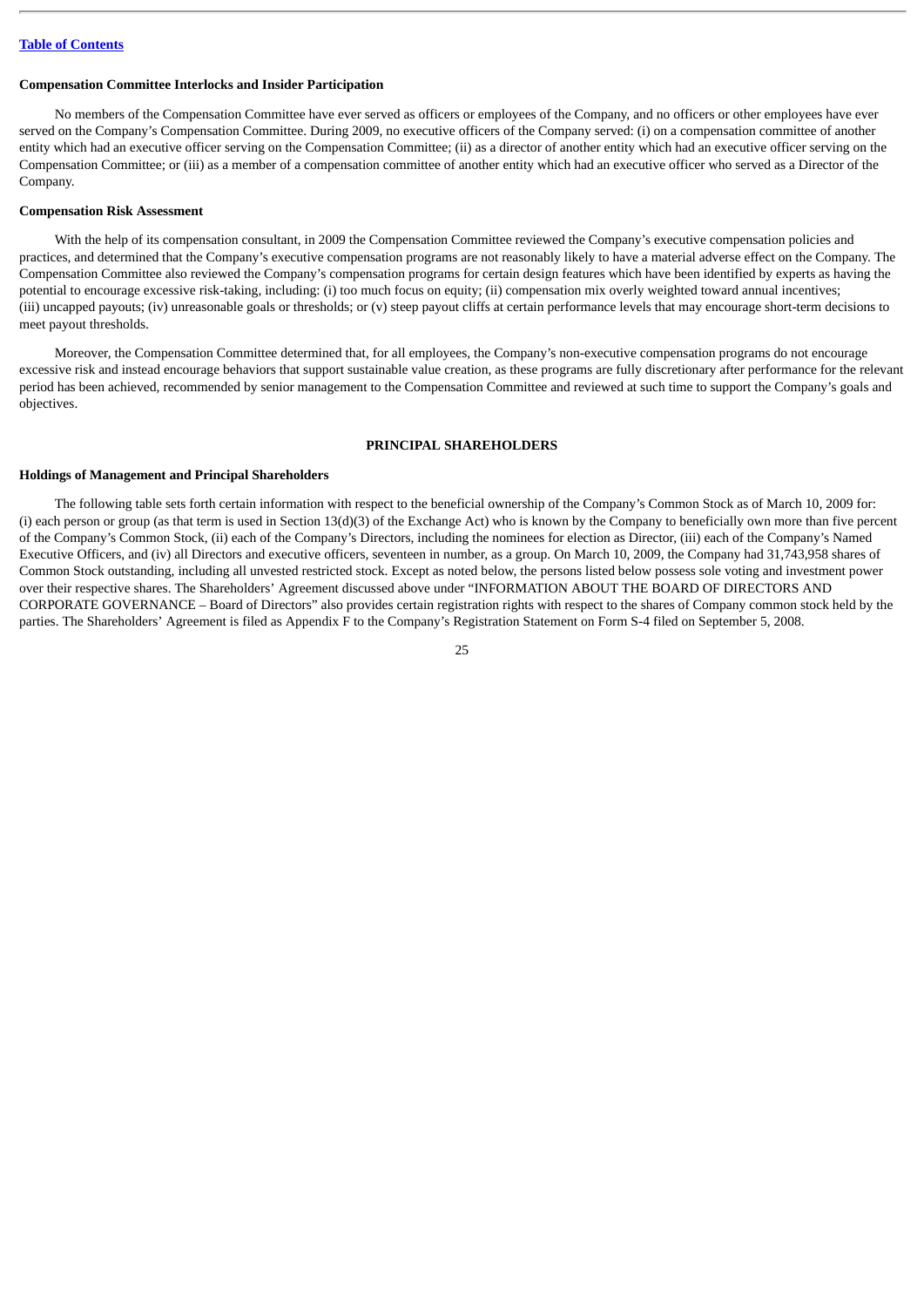### Compensation Committee Interlocks and Insider Participation

No members of the Compensation Committee have ever served as officers or employees of the Company, and no officers or other employees have ever served on the Company's Compensation Committee. During 2009, no executive officers of the Company served: (i) on a compensation committee of another entity which had an executive officer serving on the Compensation Committee; (ii) as a director of another entity which had an executive officer serving on the Compensation Committee; or (iii) as a member of a compensation committee of another entity which had an executive officer who served as a Director of the Company.

### Compensation Risk Assessment

With the help of its compensation consultant, in 2009 the Compensation Committee reviewed the Company's executive compensation policies and practices, and determined that the Company's executive compensation programs are not reasonably likely to have a material adverse effect on the Company. The Compensation Committee also reviewed the Company's compensation programs for certain design features which have been identified by experts as having the potential to encourage excessive risk-taking, including: (i) too much focus on equity; (ii) compensation mix overly weighted toward annual incentives; (iii) uncapped payouts; (iv) unreasonable goals or thresholds; or (v) steep payout cliffs at certain performance levels that may encourage short-term decisions to meet payout thresholds.

Moreover, the Compensation Committee determined that, for all employees, the Company's non-executive compensation programs do not encourage excessive risk and instead encourage behaviors that support sustainable value creation, as these programs are fully discretionary after performance for the relevant period has been achieved, recommended by senior management to the Compensation Committee and reviewed at such time to support the Company's goals and objectives.

## PRINCIPAL SHAREHOLDERS

### Holdings of Management and Principal Shareholders

The following table sets forth certain information with respect to the beneficial ownership of the Company's Common Stock as of March 10, 2009 for: (i) each person or group (as that term is used in Section 13(d)(3) of the Exchange Act) who is known by the Company to beneficially own more than five percent of the Company's Common Stock, (ii) each of the Company's Directors, including the nominees for election as Director, (iii) each of the Company's Named Executive Officers, and (iv) all Directors and executive officers, seventeen in number, as a group. On March 10, 2009, the Company had 31,743,958 shares of Common Stock outstanding, including all unvested restricted stock. Except as noted below, the persons listed below possess sole voting and investment power over their respective shares. The Shareholders' Agreement discussed above under "INFORMATION ABOUT THE BOARD OF DIRECTORS AND CORPORATE GOVERNANCE – Board of Directors" also provides certain registration rights with respect to the shares of Company common stock held by the parties. The Shareholders' Agreement is filed as Appendix F to the Company's Registration Statement on Form S-4 filed on September 5, 2008.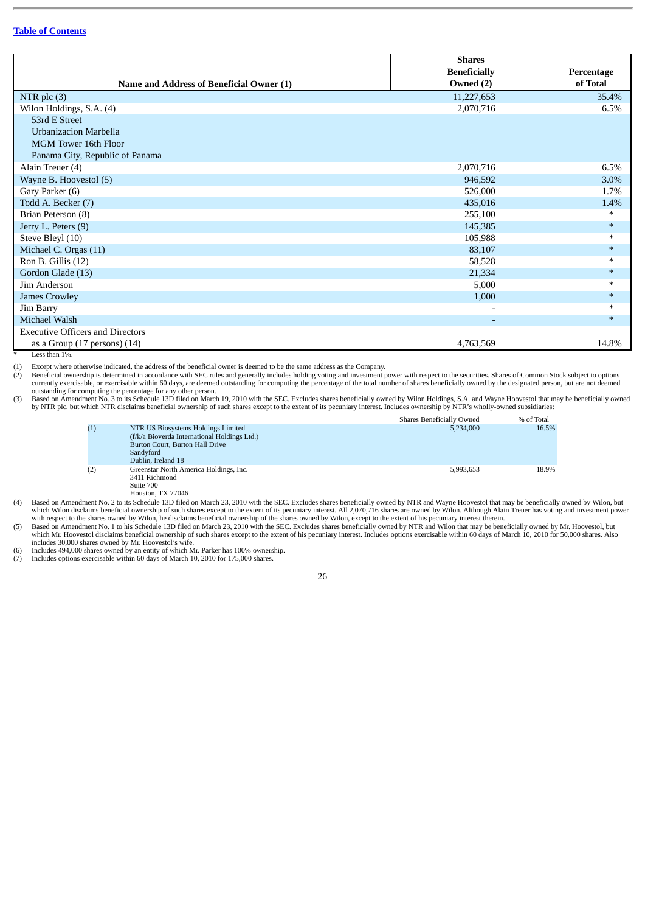[Table of Contents](#)

| Name and Address of Beneficial Owner (1) | Shares Beneficially Owned (2) | Percentage of Total |
|---|---|---|
| NTR plc (3) | 11,227,653 | 35.4% |
| Wilon Holdings, S.A. (4) | 2,070,716 | 6.5% |
| 53rd E Street<br>Urbanizacion Marbella<br>MGM Tower 16th Floor<br>Panama City, Republic of Panama | | |
| Alain Treuer (4) | 2,070,716 | 6.5% |
| Wayne B. Hoovestol (5) | 946,592 | 3.0% |
| Gary Parker (6) | 526,000 | 1.7% |
| Todd A. Becker (7) | 435,016 | 1.4% |
| Brian Peterson (8) | 255,100 | * |
| Jerry L. Peters (9) | 145,385 | * |
| Steve Bleyl (10) | 105,988 | * |
| Michael C. Orgas (11) | 83,107 | * |
| Ron B. Gillis (12) | 58,528 | * |
| Gordon Glade (13) | 21,334 | * |
| Jim Anderson | 5,000 | * |
| James Crowley | 1,000 | * |
| Jim Barry | - | * |
| Michael Walsh | - | * |
| Executive Officers and Directors as a Group (17 persons) (14) | 4,763,569 | 14.8% |

\* Less than 1%.

(1) Except where otherwise indicated, the address of the beneficial owner is deemed to be the same address as the Company.

(2) Beneficial ownership is determined in accordance with SEC rules and generally includes holding voting and investment power with respect to the securities. Shares of Common Stock subject to options currently exercisable, or exercisable within 60 days, are deemed outstanding for computing the percentage of the total number of shares beneficially owned by the designated person, but are not deemed outstanding for computing the percentage for any other person.

(3) Based on Amendment No. 3 to its Schedule 13D filed on March 19, 2010 with the SEC. Excludes shares beneficially owned by Wilon Holdings, S.A. and Wayne Hoovestol that may be beneficially owned by NTR plc, but which NTR disclaims beneficial ownership of such shares except to the extent of its pecuniary interest. Includes ownership by NTR's wholly-owned subsidiaries:

| | | Shares Beneficially Owned | % of Total |
|---|---|---|---|
| (1) | NTR US Biosystems Holdings Limited<br>(f/k/a Bioverda International Holdings Ltd.)<br>Burton Court, Burton Hall Drive<br>Sandyford<br>Dublin, Ireland 18 | 5,234,000 | 16.5% |
| (2) | Greenstar North America Holdings, Inc.<br>3411 Richmond<br>Suite 700<br>Houston, TX 77046 | 5,993,653 | 18.9% |

(4) Based on Amendment No. 2 to its Schedule 13D filed on March 23, 2010 with the SEC. Excludes shares beneficially owned by NTR and Wayne Hoovestol that may be beneficially owned by Wilon, but which Wilon disclaims beneficial ownership of such shares except to the extent of its pecuniary interest. All 2,070,716 shares are owned by Wilon. Although Alain Treuer has voting and investment power with respect to the shares owned by Wilon, he disclaims beneficial ownership of the shares owned by Wilon, except to the extent of his pecuniary interest therein.

(5) Based on Amendment No. 1 to his Schedule 13D filed on March 23, 2010 with the SEC. Excludes shares beneficially owned by NTR and Wilon that may be beneficially owned by Mr. Hoovestol, but which Mr. Hoovestol disclaims beneficial ownership of such shares except to the extent of his pecuniary interest. Includes options exercisable within 60 days of March 10, 2010 for 50,000 shares. Also includes 30,000 shares owned by Mr. Hoovestol's wife.

(6) Includes 494,000 shares owned by an entity of which Mr. Parker has 100% ownership.

(7) Includes options exercisable within 60 days of March 10, 2010 for 175,000 shares.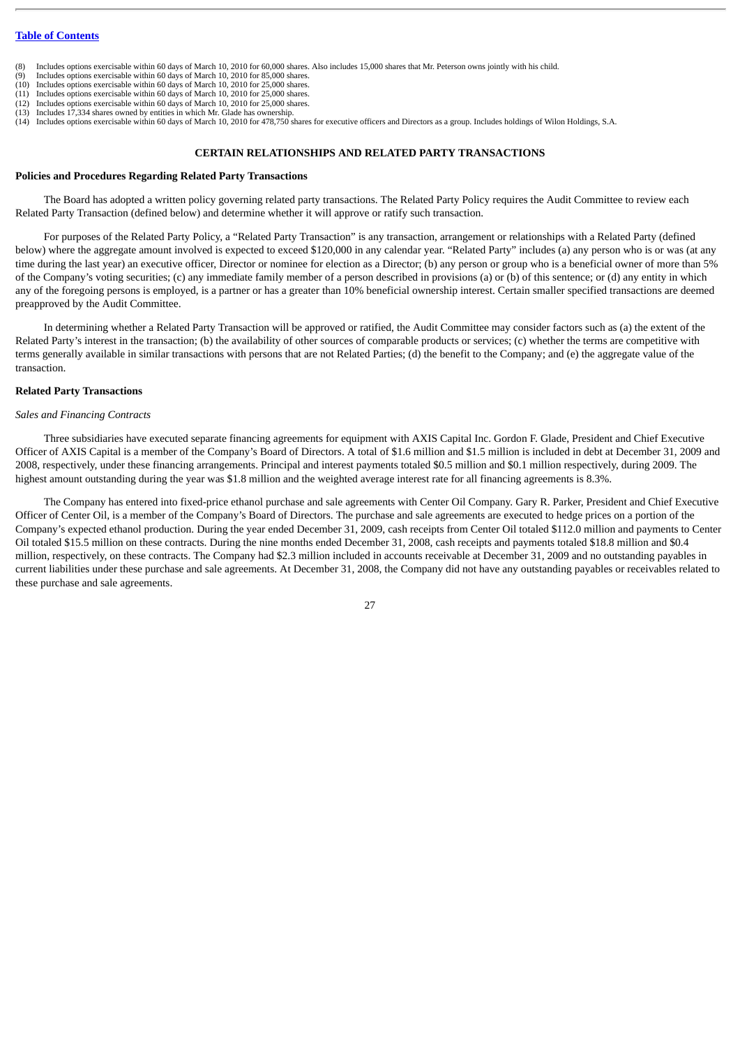[Table of Contents](#)

(8) Includes options exercisable within 60 days of March 10, 2010 for 60,000 shares. Also includes 15,000 shares that Mr. Peterson owns jointly with his child.
(9) Includes options exercisable within 60 days of March 10, 2010 for 85,000 shares.
(10) Includes options exercisable within 60 days of March 10, 2010 for 25,000 shares.
(11) Includes options exercisable within 60 days of March 10, 2010 for 25,000 shares.
(12) Includes options exercisable within 60 days of March 10, 2010 for 25,000 shares.
(13) Includes 17,334 shares owned by entities in which Mr. Glade has ownership.
(14) Includes options exercisable within 60 days of March 10, 2010 for 478,750 shares for executive officers and Directors as a group. Includes holdings of Wilon Holdings, S.A.

## CERTAIN RELATIONSHIPS AND RELATED PARTY TRANSACTIONS

### Policies and Procedures Regarding Related Party Transactions

The Board has adopted a written policy governing related party transactions. The Related Party Policy requires the Audit Committee to review each Related Party Transaction (defined below) and determine whether it will approve or ratify such transaction.

For purposes of the Related Party Policy, a "Related Party Transaction" is any transaction, arrangement or relationships with a Related Party (defined below) where the aggregate amount involved is expected to exceed $120,000 in any calendar year. "Related Party" includes (a) any person who is or was (at any time during the last year) an executive officer, Director or nominee for election as a Director; (b) any person or group who is a beneficial owner of more than 5% of the Company's voting securities; (c) any immediate family member of a person described in provisions (a) or (b) of this sentence; or (d) any entity in which any of the foregoing persons is employed, is a partner or has a greater than 10% beneficial ownership interest. Certain smaller specified transactions are deemed preapproved by the Audit Committee.

In determining whether a Related Party Transaction will be approved or ratified, the Audit Committee may consider factors such as (a) the extent of the Related Party's interest in the transaction; (b) the availability of other sources of comparable products or services; (c) whether the terms are competitive with terms generally available in similar transactions with persons that are not Related Parties; (d) the benefit to the Company; and (e) the aggregate value of the transaction.

### Related Party Transactions

*Sales and Financing Contracts*

Three subsidiaries have executed separate financing agreements for equipment with AXIS Capital Inc. Gordon F. Glade, President and Chief Executive Officer of AXIS Capital is a member of the Company's Board of Directors. A total of $1.6 million and $1.5 million is included in debt at December 31, 2009 and 2008, respectively, under these financing arrangements. Principal and interest payments totaled $0.5 million and $0.1 million respectively, during 2009. The highest amount outstanding during the year was $1.8 million and the weighted average interest rate for all financing agreements is 8.3%.

The Company has entered into fixed-price ethanol purchase and sale agreements with Center Oil Company. Gary R. Parker, President and Chief Executive Officer of Center Oil, is a member of the Company's Board of Directors. The purchase and sale agreements are executed to hedge prices on a portion of the Company's expected ethanol production. During the year ended December 31, 2009, cash receipts from Center Oil totaled $112.0 million and payments to Center Oil totaled $15.5 million on these contracts. During the nine months ended December 31, 2008, cash receipts and payments totaled $18.8 million and $0.4 million, respectively, on these contracts. The Company had $2.3 million included in accounts receivable at December 31, 2009 and no outstanding payables in current liabilities under these purchase and sale agreements. At December 31, 2008, the Company did not have any outstanding payables or receivables related to these purchase and sale agreements.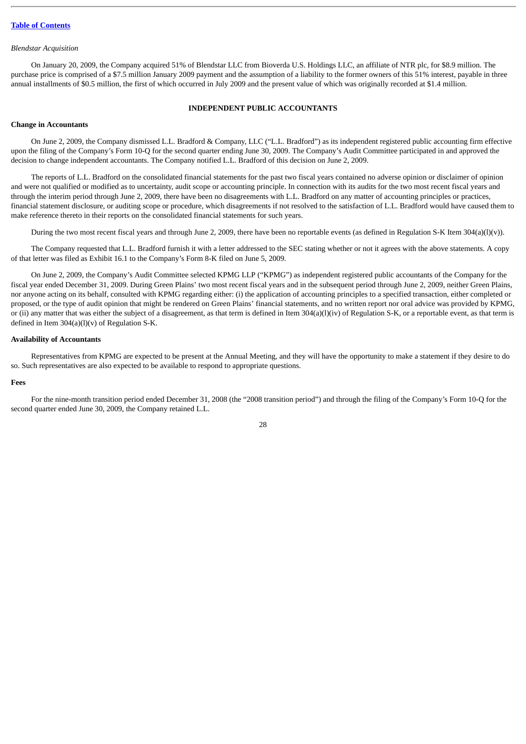*Blendstar Acquisition*

On January 20, 2009, the Company acquired 51% of Blendstar LLC from Bioverda U.S. Holdings LLC, an affiliate of NTR plc, for $8.9 million. The purchase price is comprised of a $7.5 million January 2009 payment and the assumption of a liability to the former owners of this 51% interest, payable in three annual installments of $0.5 million, the first of which occurred in July 2009 and the present value of which was originally recorded at $1.4 million.

## INDEPENDENT PUBLIC ACCOUNTANTS

**Change in Accountants**

On June 2, 2009, the Company dismissed L.L. Bradford & Company, LLC ("L.L. Bradford") as its independent registered public accounting firm effective upon the filing of the Company's Form 10-Q for the second quarter ending June 30, 2009. The Company's Audit Committee participated in and approved the decision to change independent accountants. The Company notified L.L. Bradford of this decision on June 2, 2009.

The reports of L.L. Bradford on the consolidated financial statements for the past two fiscal years contained no adverse opinion or disclaimer of opinion and were not qualified or modified as to uncertainty, audit scope or accounting principle. In connection with its audits for the two most recent fiscal years and through the interim period through June 2, 2009, there have been no disagreements with L.L. Bradford on any matter of accounting principles or practices, financial statement disclosure, or auditing scope or procedure, which disagreements if not resolved to the satisfaction of L.L. Bradford would have caused them to make reference thereto in their reports on the consolidated financial statements for such years.

During the two most recent fiscal years and through June 2, 2009, there have been no reportable events (as defined in Regulation S-K Item 304(a)(l)(v)).

The Company requested that L.L. Bradford furnish it with a letter addressed to the SEC stating whether or not it agrees with the above statements. A copy of that letter was filed as Exhibit 16.1 to the Company's Form 8-K filed on June 5, 2009.

On June 2, 2009, the Company's Audit Committee selected KPMG LLP ("KPMG") as independent registered public accountants of the Company for the fiscal year ended December 31, 2009. During Green Plains' two most recent fiscal years and in the subsequent period through June 2, 2009, neither Green Plains, nor anyone acting on its behalf, consulted with KPMG regarding either: (i) the application of accounting principles to a specified transaction, either completed or proposed, or the type of audit opinion that might be rendered on Green Plains' financial statements, and no written report nor oral advice was provided by KPMG, or (ii) any matter that was either the subject of a disagreement, as that term is defined in Item 304(a)(l)(iv) of Regulation S-K, or a reportable event, as that term is defined in Item 304(a)(l)(v) of Regulation S-K.

**Availability of Accountants**

Representatives from KPMG are expected to be present at the Annual Meeting, and they will have the opportunity to make a statement if they desire to do so. Such representatives are also expected to be available to respond to appropriate questions.

**Fees**

For the nine-month transition period ended December 31, 2008 (the "2008 transition period") and through the filing of the Company's Form 10-Q for the second quarter ended June 30, 2009, the Company retained L.L.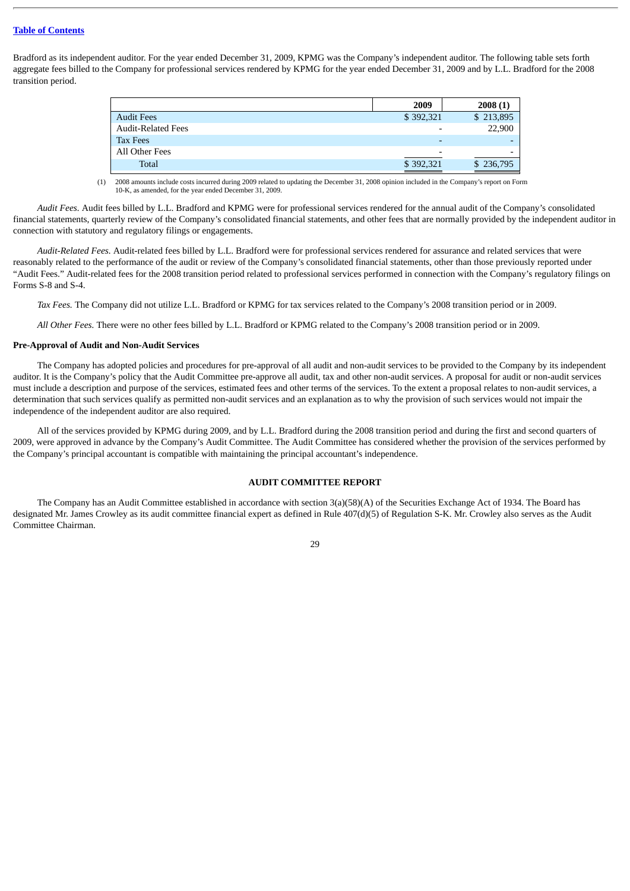Bradford as its independent auditor. For the year ended December 31, 2009, KPMG was the Company's independent auditor. The following table sets forth aggregate fees billed to the Company for professional services rendered by KPMG for the year ended December 31, 2009 and by L.L. Bradford for the 2008 transition period.

| | 2009 | 2008 (1) |
|---|---|---|
| Audit Fees | $ 392,321 | $ 213,895 |
| Audit-Related Fees | - | 22,900 |
| Tax Fees | - | - |
| All Other Fees | - | - |
| Total | $ 392,321 | $ 236,795 |

(1) 2008 amounts include costs incurred during 2009 related to updating the December 31, 2008 opinion included in the Company's report on Form 10-K, as amended, for the year ended December 31, 2009.

*Audit Fees.* Audit fees billed by L.L. Bradford and KPMG were for professional services rendered for the annual audit of the Company's consolidated financial statements, quarterly review of the Company's consolidated financial statements, and other fees that are normally provided by the independent auditor in connection with statutory and regulatory filings or engagements.

*Audit-Related Fees.* Audit-related fees billed by L.L. Bradford were for professional services rendered for assurance and related services that were reasonably related to the performance of the audit or review of the Company's consolidated financial statements, other than those previously reported under "Audit Fees." Audit-related fees for the 2008 transition period related to professional services performed in connection with the Company's regulatory filings on Forms S-8 and S-4.

*Tax Fees.* The Company did not utilize L.L. Bradford or KPMG for tax services related to the Company's 2008 transition period or in 2009.

*All Other Fees.* There were no other fees billed by L.L. Bradford or KPMG related to the Company's 2008 transition period or in 2009.

**Pre-Approval of Audit and Non-Audit Services**

The Company has adopted policies and procedures for pre-approval of all audit and non-audit services to be provided to the Company by its independent auditor. It is the Company's policy that the Audit Committee pre-approve all audit, tax and other non-audit services. A proposal for audit or non-audit services must include a description and purpose of the services, estimated fees and other terms of the services. To the extent a proposal relates to non-audit services, a determination that such services qualify as permitted non-audit services and an explanation as to why the provision of such services would not impair the independence of the independent auditor are also required.

All of the services provided by KPMG during 2009, and by L.L. Bradford during the 2008 transition period and during the first and second quarters of 2009, were approved in advance by the Company's Audit Committee. The Audit Committee has considered whether the provision of the services performed by the Company's principal accountant is compatible with maintaining the principal accountant's independence.

## AUDIT COMMITTEE REPORT

The Company has an Audit Committee established in accordance with section 3(a)(58)(A) of the Securities Exchange Act of 1934. The Board has designated Mr. James Crowley as its audit committee financial expert as defined in Rule 407(d)(5) of Regulation S-K. Mr. Crowley also serves as the Audit Committee Chairman.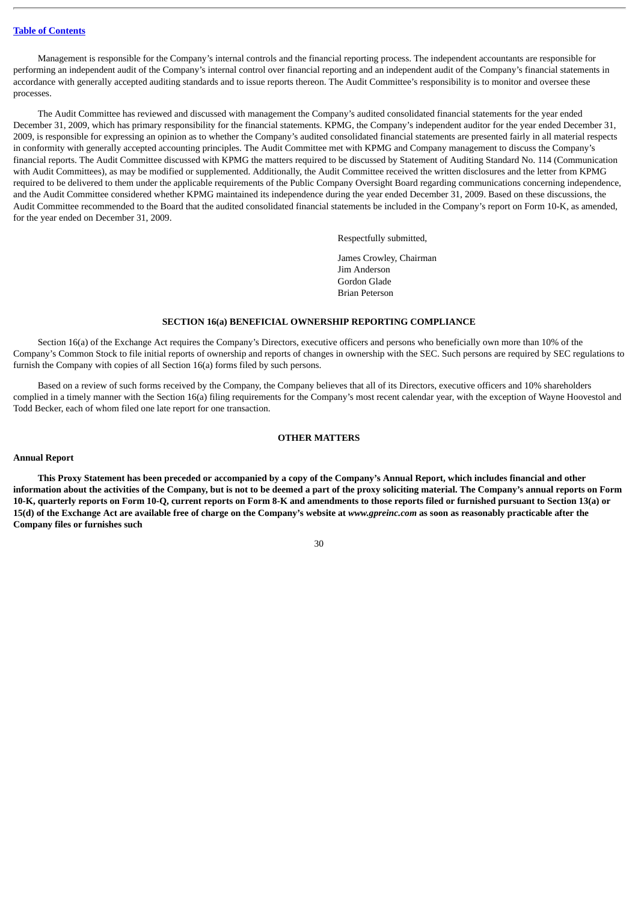Management is responsible for the Company's internal controls and the financial reporting process. The independent accountants are responsible for performing an independent audit of the Company's internal control over financial reporting and an independent audit of the Company's financial statements in accordance with generally accepted auditing standards and to issue reports thereon. The Audit Committee's responsibility is to monitor and oversee these processes.

The Audit Committee has reviewed and discussed with management the Company's audited consolidated financial statements for the year ended December 31, 2009, which has primary responsibility for the financial statements. KPMG, the Company's independent auditor for the year ended December 31, 2009, is responsible for expressing an opinion as to whether the Company's audited consolidated financial statements are presented fairly in all material respects in conformity with generally accepted accounting principles. The Audit Committee met with KPMG and Company management to discuss the Company's financial reports. The Audit Committee discussed with KPMG the matters required to be discussed by Statement of Auditing Standard No. 114 (Communication with Audit Committees), as may be modified or supplemented. Additionally, the Audit Committee received the written disclosures and the letter from KPMG required to be delivered to them under the applicable requirements of the Public Company Oversight Board regarding communications concerning independence, and the Audit Committee considered whether KPMG maintained its independence during the year ended December 31, 2009. Based on these discussions, the Audit Committee recommended to the Board that the audited consolidated financial statements be included in the Company's report on Form 10-K, as amended, for the year ended on December 31, 2009.

Respectfully submitted,

James Crowley, Chairman
Jim Anderson
Gordon Glade
Brian Peterson

## SECTION 16(a) BENEFICIAL OWNERSHIP REPORTING COMPLIANCE

Section 16(a) of the Exchange Act requires the Company's Directors, executive officers and persons who beneficially own more than 10% of the Company's Common Stock to file initial reports of ownership and reports of changes in ownership with the SEC. Such persons are required by SEC regulations to furnish the Company with copies of all Section 16(a) forms filed by such persons.

Based on a review of such forms received by the Company, the Company believes that all of its Directors, executive officers and 10% shareholders complied in a timely manner with the Section 16(a) filing requirements for the Company's most recent calendar year, with the exception of Wayne Hoovestol and Todd Becker, each of whom filed one late report for one transaction.

## OTHER MATTERS

### Annual Report

**This Proxy Statement has been preceded or accompanied by a copy of the Company's Annual Report, which includes financial and other information about the activities of the Company, but is not to be deemed a part of the proxy soliciting material. The Company's annual reports on Form 10-K, quarterly reports on Form 10-Q, current reports on Form 8-K and amendments to those reports filed or furnished pursuant to Section 13(a) or 15(d) of the Exchange Act are available free of charge on the Company's website at *www.gpreinc.com* as soon as reasonably practicable after the Company files or furnishes such**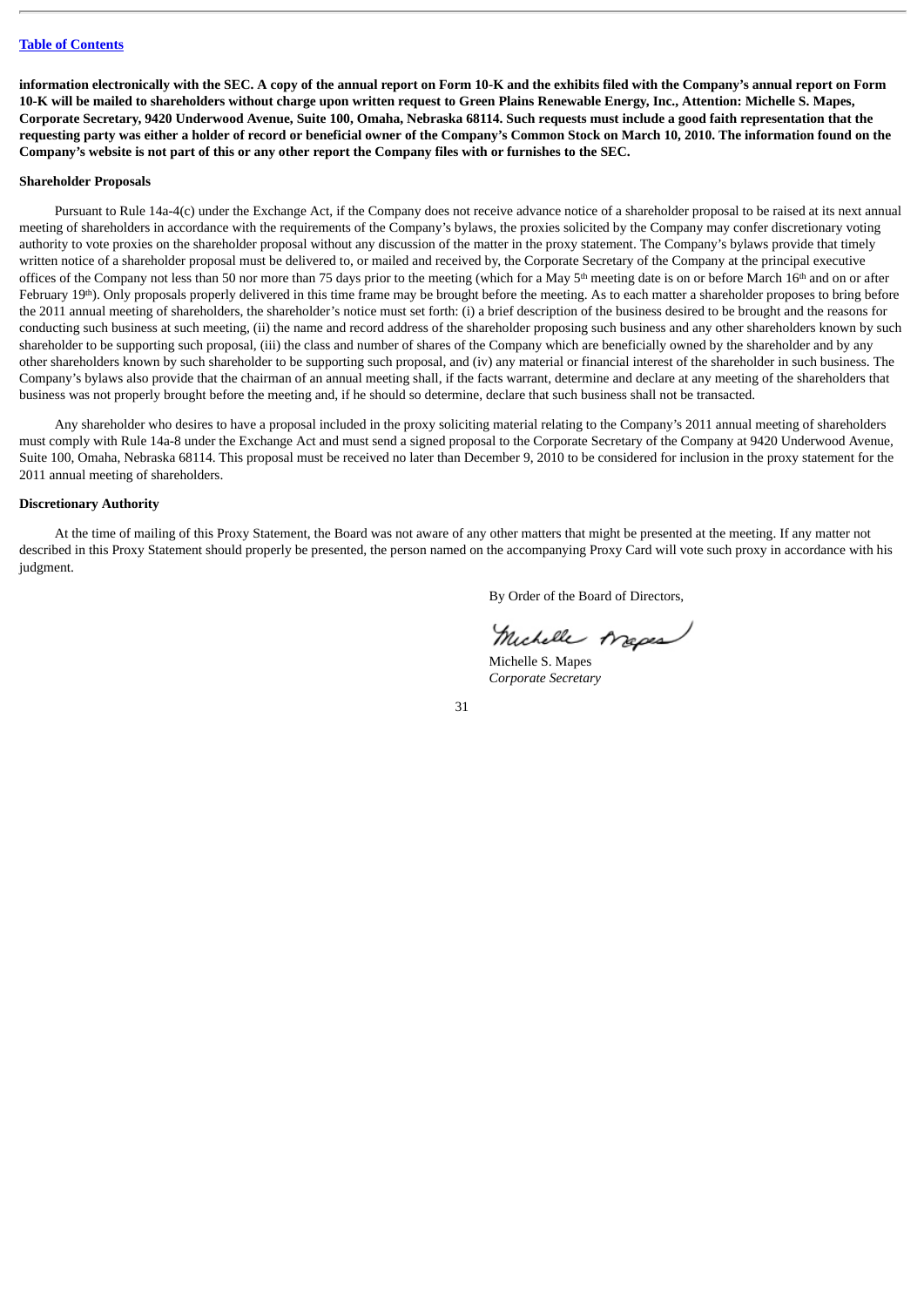**information electronically with the SEC. A copy of the annual report on Form 10-K and the exhibits filed with the Company's annual report on Form 10-K will be mailed to shareholders without charge upon written request to Green Plains Renewable Energy, Inc., Attention: Michelle S. Mapes, Corporate Secretary, 9420 Underwood Avenue, Suite 100, Omaha, Nebraska 68114. Such requests must include a good faith representation that the requesting party was either a holder of record or beneficial owner of the Company's Common Stock on March 10, 2010. The information found on the Company's website is not part of this or any other report the Company files with or furnishes to the SEC.**

**Shareholder Proposals**

Pursuant to Rule 14a-4(c) under the Exchange Act, if the Company does not receive advance notice of a shareholder proposal to be raised at its next annual meeting of shareholders in accordance with the requirements of the Company's bylaws, the proxies solicited by the Company may confer discretionary voting authority to vote proxies on the shareholder proposal without any discussion of the matter in the proxy statement. The Company's bylaws provide that timely written notice of a shareholder proposal must be delivered to, or mailed and received by, the Corporate Secretary of the Company at the principal executive offices of the Company not less than 50 nor more than 75 days prior to the meeting (which for a May 5th meeting date is on or before March 16th and on or after February 19th). Only proposals properly delivered in this time frame may be brought before the meeting. As to each matter a shareholder proposes to bring before the 2011 annual meeting of shareholders, the shareholder's notice must set forth: (i) a brief description of the business desired to be brought and the reasons for conducting such business at such meeting, (ii) the name and record address of the shareholder proposing such business and any other shareholders known by such shareholder to be supporting such proposal, (iii) the class and number of shares of the Company which are beneficially owned by the shareholder and by any other shareholders known by such shareholder to be supporting such proposal, and (iv) any material or financial interest of the shareholder in such business. The Company's bylaws also provide that the chairman of an annual meeting shall, if the facts warrant, determine and declare at any meeting of the shareholders that business was not properly brought before the meeting and, if he should so determine, declare that such business shall not be transacted.

Any shareholder who desires to have a proposal included in the proxy soliciting material relating to the Company's 2011 annual meeting of shareholders must comply with Rule 14a-8 under the Exchange Act and must send a signed proposal to the Corporate Secretary of the Company at 9420 Underwood Avenue, Suite 100, Omaha, Nebraska 68114. This proposal must be received no later than December 9, 2010 to be considered for inclusion in the proxy statement for the 2011 annual meeting of shareholders.

**Discretionary Authority**

At the time of mailing of this Proxy Statement, the Board was not aware of any other matters that might be presented at the meeting. If any matter not described in this Proxy Statement should properly be presented, the person named on the accompanying Proxy Card will vote such proxy in accordance with his judgment.

By Order of the Board of Directors,

Michelle S. Mapes
*Corporate Secretary*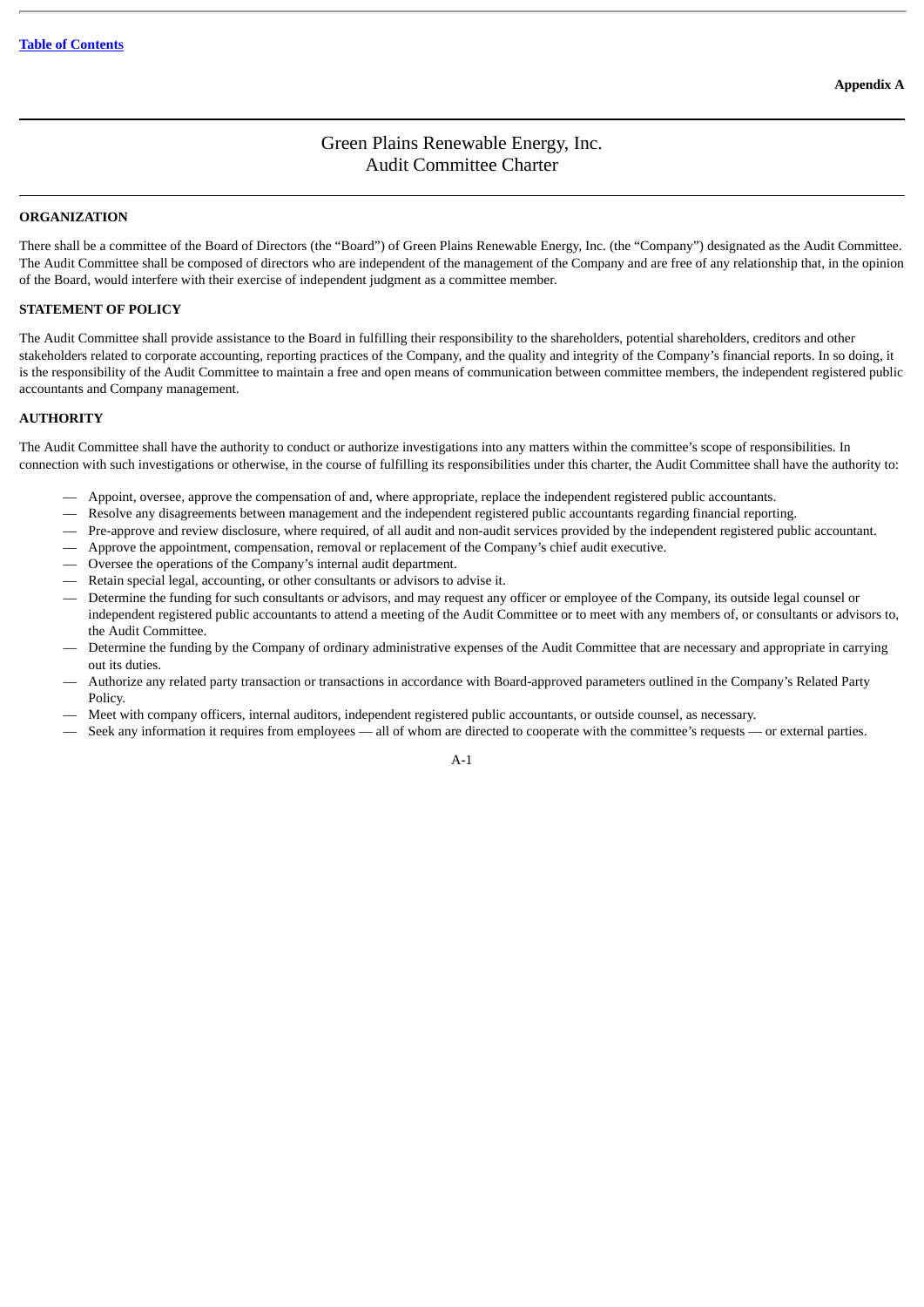Appendix A

# Green Plains Renewable Energy, Inc.
# Audit Committee Charter

## ORGANIZATION

There shall be a committee of the Board of Directors (the "Board") of Green Plains Renewable Energy, Inc. (the "Company") designated as the Audit Committee. The Audit Committee shall be composed of directors who are independent of the management of the Company and are free of any relationship that, in the opinion of the Board, would interfere with their exercise of independent judgment as a committee member.

## STATEMENT OF POLICY

The Audit Committee shall provide assistance to the Board in fulfilling their responsibility to the shareholders, potential shareholders, creditors and other stakeholders related to corporate accounting, reporting practices of the Company, and the quality and integrity of the Company's financial reports. In so doing, it is the responsibility of the Audit Committee to maintain a free and open means of communication between committee members, the independent registered public accountants and Company management.

## AUTHORITY

The Audit Committee shall have the authority to conduct or authorize investigations into any matters within the committee's scope of responsibilities. In connection with such investigations or otherwise, in the course of fulfilling its responsibilities under this charter, the Audit Committee shall have the authority to:

- Appoint, oversee, approve the compensation of and, where appropriate, replace the independent registered public accountants.
- Resolve any disagreements between management and the independent registered public accountants regarding financial reporting.
- Pre-approve and review disclosure, where required, of all audit and non-audit services provided by the independent registered public accountant.
- Approve the appointment, compensation, removal or replacement of the Company's chief audit executive.
- Oversee the operations of the Company's internal audit department.
- Retain special legal, accounting, or other consultants or advisors to advise it.
- Determine the funding for such consultants or advisors, and may request any officer or employee of the Company, its outside legal counsel or independent registered public accountants to attend a meeting of the Audit Committee or to meet with any members of, or consultants or advisors to, the Audit Committee.
- Determine the funding by the Company of ordinary administrative expenses of the Audit Committee that are necessary and appropriate in carrying out its duties.
- Authorize any related party transaction or transactions in accordance with Board-approved parameters outlined in the Company's Related Party Policy.
- Meet with company officers, internal auditors, independent registered public accountants, or outside counsel, as necessary.
- Seek any information it requires from employees — all of whom are directed to cooperate with the committee's requests — or external parties.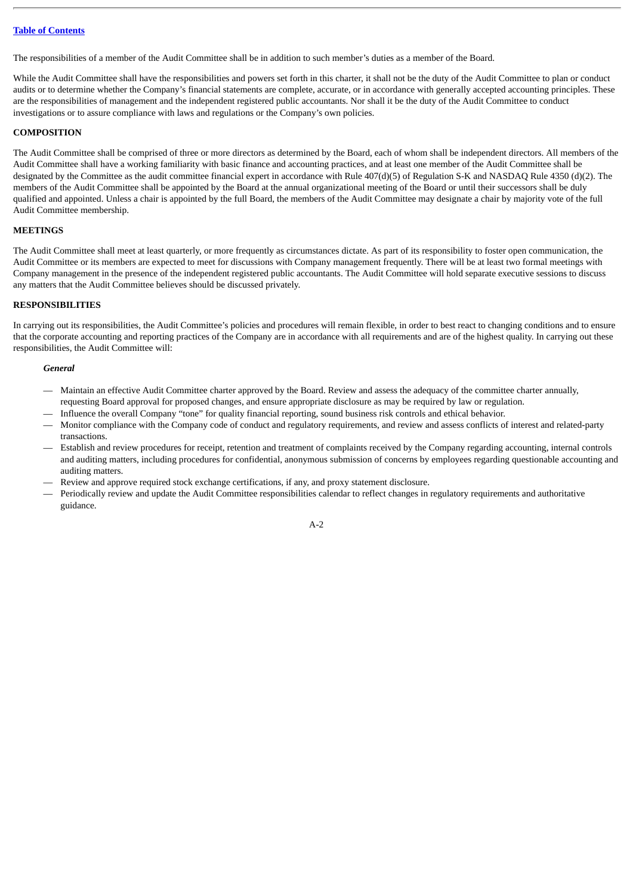The responsibilities of a member of the Audit Committee shall be in addition to such member's duties as a member of the Board.

While the Audit Committee shall have the responsibilities and powers set forth in this charter, it shall not be the duty of the Audit Committee to plan or conduct audits or to determine whether the Company's financial statements are complete, accurate, or in accordance with generally accepted accounting principles. These are the responsibilities of management and the independent registered public accountants. Nor shall it be the duty of the Audit Committee to conduct investigations or to assure compliance with laws and regulations or the Company's own policies.

## COMPOSITION

The Audit Committee shall be comprised of three or more directors as determined by the Board, each of whom shall be independent directors. All members of the Audit Committee shall have a working familiarity with basic finance and accounting practices, and at least one member of the Audit Committee shall be designated by the Committee as the audit committee financial expert in accordance with Rule 407(d)(5) of Regulation S-K and NASDAQ Rule 4350 (d)(2). The members of the Audit Committee shall be appointed by the Board at the annual organizational meeting of the Board or until their successors shall be duly qualified and appointed. Unless a chair is appointed by the full Board, the members of the Audit Committee may designate a chair by majority vote of the full Audit Committee membership.

## MEETINGS

The Audit Committee shall meet at least quarterly, or more frequently as circumstances dictate. As part of its responsibility to foster open communication, the Audit Committee or its members are expected to meet for discussions with Company management frequently. There will be at least two formal meetings with Company management in the presence of the independent registered public accountants. The Audit Committee will hold separate executive sessions to discuss any matters that the Audit Committee believes should be discussed privately.

## RESPONSIBILITIES

In carrying out its responsibilities, the Audit Committee's policies and procedures will remain flexible, in order to best react to changing conditions and to ensure that the corporate accounting and reporting practices of the Company are in accordance with all requirements and are of the highest quality. In carrying out these responsibilities, the Audit Committee will:

### *General*

- Maintain an effective Audit Committee charter approved by the Board. Review and assess the adequacy of the committee charter annually, requesting Board approval for proposed changes, and ensure appropriate disclosure as may be required by law or regulation.
- Influence the overall Company "tone" for quality financial reporting, sound business risk controls and ethical behavior.
- Monitor compliance with the Company code of conduct and regulatory requirements, and review and assess conflicts of interest and related-party transactions.
- Establish and review procedures for receipt, retention and treatment of complaints received by the Company regarding accounting, internal controls and auditing matters, including procedures for confidential, anonymous submission of concerns by employees regarding questionable accounting and auditing matters.
- Review and approve required stock exchange certifications, if any, and proxy statement disclosure.
- Periodically review and update the Audit Committee responsibilities calendar to reflect changes in regulatory requirements and authoritative guidance.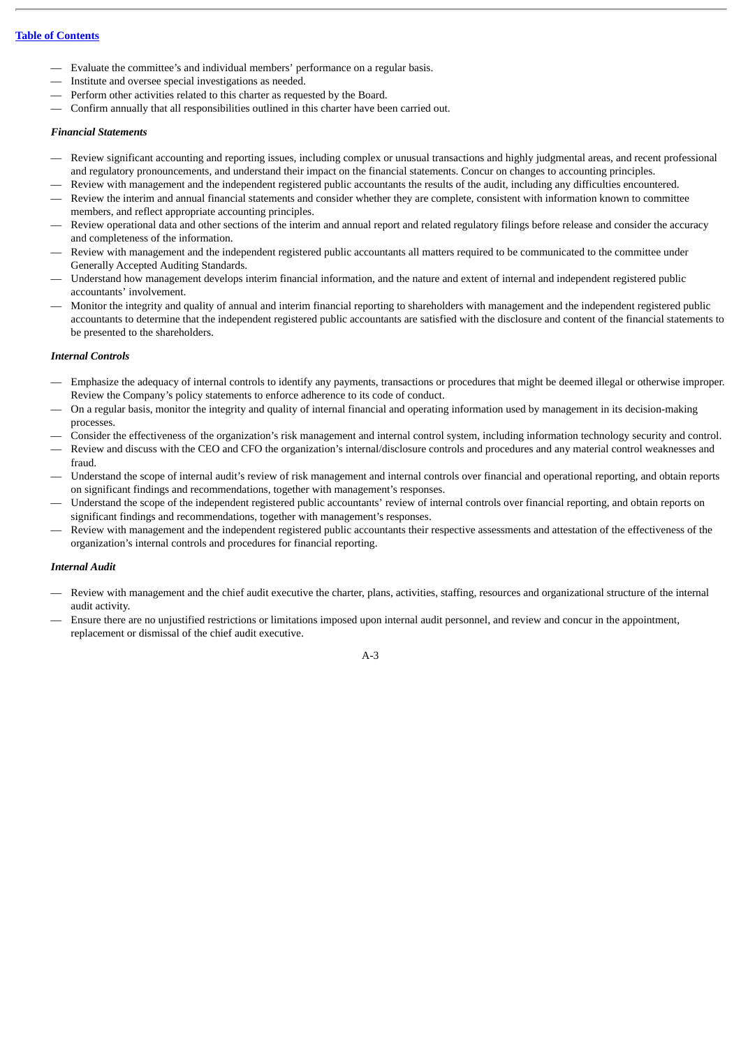— Evaluate the committee's and individual members' performance on a regular basis.
— Institute and oversee special investigations as needed.
— Perform other activities related to this charter as requested by the Board.
— Confirm annually that all responsibilities outlined in this charter have been carried out.

***Financial Statements***

— Review significant accounting and reporting issues, including complex or unusual transactions and highly judgmental areas, and recent professional and regulatory pronouncements, and understand their impact on the financial statements. Concur on changes to accounting principles.
— Review with management and the independent registered public accountants the results of the audit, including any difficulties encountered.
— Review the interim and annual financial statements and consider whether they are complete, consistent with information known to committee members, and reflect appropriate accounting principles.
— Review operational data and other sections of the interim and annual report and related regulatory filings before release and consider the accuracy and completeness of the information.
— Review with management and the independent registered public accountants all matters required to be communicated to the committee under Generally Accepted Auditing Standards.
— Understand how management develops interim financial information, and the nature and extent of internal and independent registered public accountants' involvement.
— Monitor the integrity and quality of annual and interim financial reporting to shareholders with management and the independent registered public accountants to determine that the independent registered public accountants are satisfied with the disclosure and content of the financial statements to be presented to the shareholders.

***Internal Controls***

— Emphasize the adequacy of internal controls to identify any payments, transactions or procedures that might be deemed illegal or otherwise improper. Review the Company's policy statements to enforce adherence to its code of conduct.
— On a regular basis, monitor the integrity and quality of internal financial and operating information used by management in its decision-making processes.
— Consider the effectiveness of the organization's risk management and internal control system, including information technology security and control.
— Review and discuss with the CEO and CFO the organization's internal/disclosure controls and procedures and any material control weaknesses and fraud.
— Understand the scope of internal audit's review of risk management and internal controls over financial and operational reporting, and obtain reports on significant findings and recommendations, together with management's responses.
— Understand the scope of the independent registered public accountants' review of internal controls over financial reporting, and obtain reports on significant findings and recommendations, together with management's responses.
— Review with management and the independent registered public accountants their respective assessments and attestation of the effectiveness of the organization's internal controls and procedures for financial reporting.

***Internal Audit***

— Review with management and the chief audit executive the charter, plans, activities, staffing, resources and organizational structure of the internal audit activity.
— Ensure there are no unjustified restrictions or limitations imposed upon internal audit personnel, and review and concur in the appointment, replacement or dismissal of the chief audit executive.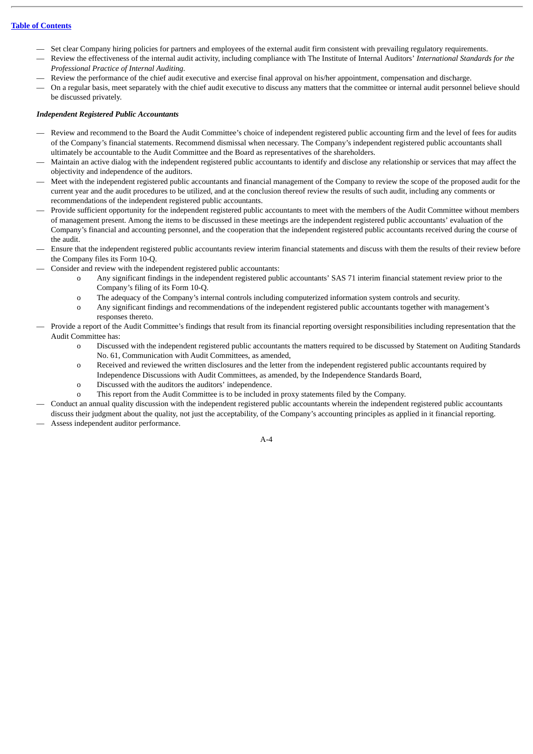- Set clear Company hiring policies for partners and employees of the external audit firm consistent with prevailing regulatory requirements.
- Review the effectiveness of the internal audit activity, including compliance with The Institute of Internal Auditors' *International Standards for the Professional Practice of Internal Auditing*.
- Review the performance of the chief audit executive and exercise final approval on his/her appointment, compensation and discharge.
- On a regular basis, meet separately with the chief audit executive to discuss any matters that the committee or internal audit personnel believe should be discussed privately.

***Independent Registered Public Accountants***

- Review and recommend to the Board the Audit Committee's choice of independent registered public accounting firm and the level of fees for audits of the Company's financial statements. Recommend dismissal when necessary. The Company's independent registered public accountants shall ultimately be accountable to the Audit Committee and the Board as representatives of the shareholders.
- Maintain an active dialog with the independent registered public accountants to identify and disclose any relationship or services that may affect the objectivity and independence of the auditors.
- Meet with the independent registered public accountants and financial management of the Company to review the scope of the proposed audit for the current year and the audit procedures to be utilized, and at the conclusion thereof review the results of such audit, including any comments or recommendations of the independent registered public accountants.
- Provide sufficient opportunity for the independent registered public accountants to meet with the members of the Audit Committee without members of management present. Among the items to be discussed in these meetings are the independent registered public accountants' evaluation of the Company's financial and accounting personnel, and the cooperation that the independent registered public accountants received during the course of the audit.
- Ensure that the independent registered public accountants review interim financial statements and discuss with them the results of their review before the Company files its Form 10-Q.
- Consider and review with the independent registered public accountants:
  - Any significant findings in the independent registered public accountants' SAS 71 interim financial statement review prior to the Company's filing of its Form 10-Q.
  - The adequacy of the Company's internal controls including computerized information system controls and security.
  - Any significant findings and recommendations of the independent registered public accountants together with management's responses thereto.
- Provide a report of the Audit Committee's findings that result from its financial reporting oversight responsibilities including representation that the Audit Committee has:
  - Discussed with the independent registered public accountants the matters required to be discussed by Statement on Auditing Standards No. 61, Communication with Audit Committees, as amended,
  - Received and reviewed the written disclosures and the letter from the independent registered public accountants required by Independence Discussions with Audit Committees, as amended, by the Independence Standards Board,
  - Discussed with the auditors the auditors' independence.
  - This report from the Audit Committee is to be included in proxy statements filed by the Company.
- Conduct an annual quality discussion with the independent registered public accountants wherein the independent registered public accountants discuss their judgment about the quality, not just the acceptability, of the Company's accounting principles as applied in it financial reporting.
- Assess independent auditor performance.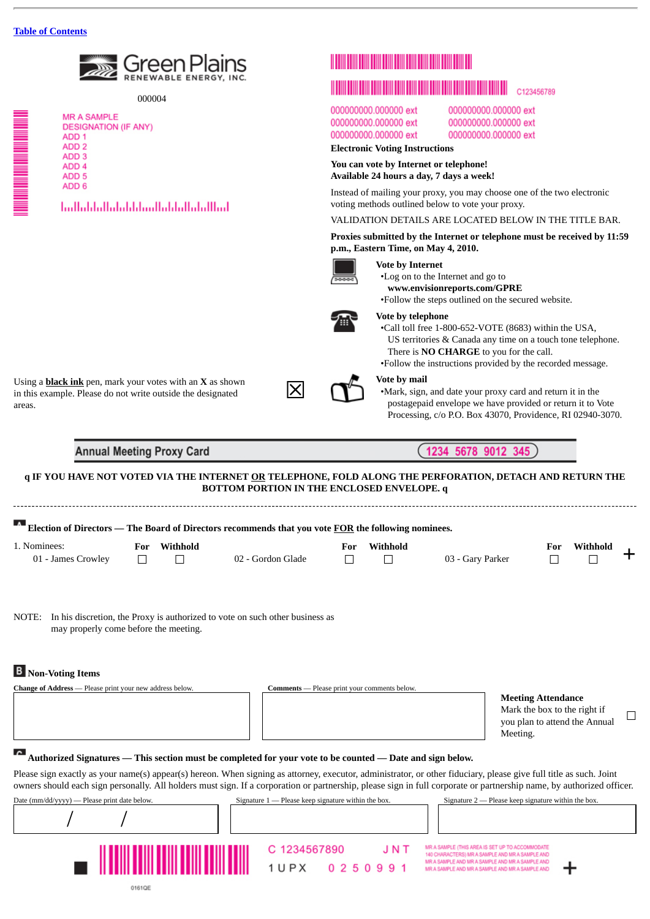[Table of Contents](#)

Green Plains RENEWABLE ENERGY, INC.

000004

MR A SAMPLE
DESIGNATION (IF ANY)
ADD 1
ADD 2
ADD 3
ADD 4
ADD 5
ADD 6

C123456789

000000000.000000 ext 000000000.000000 ext
000000000.000000 ext 000000000.000000 ext
000000000.000000 ext 000000000.000000 ext

**Electronic Voting Instructions**

**You can vote by Internet or telephone!**
**Available 24 hours a day, 7 days a week!**

Instead of mailing your proxy, you may choose one of the two electronic voting methods outlined below to vote your proxy.

VALIDATION DETAILS ARE LOCATED BELOW IN THE TITLE BAR.

**Proxies submitted by the Internet or telephone must be received by 11:59 p.m., Eastern Time, on May 4, 2010.**

**Vote by Internet**
- Log on to the Internet and go to **www.envisionreports.com/GPRE**
- Follow the steps outlined on the secured website.

**Vote by telephone**
- Call toll free 1-800-652-VOTE (8683) within the USA, US territories & Canada any time on a touch tone telephone. There is **NO CHARGE** to you for the call.
- Follow the instructions provided by the recorded message.

Using a **black ink** pen, mark your votes with an **X** as shown in this example. Please do not write outside the designated areas. ☒

**Vote by mail**
- Mark, sign, and date your proxy card and return it in the postagepaid envelope we have provided or return it to Vote Processing, c/o P.O. Box 43070, Providence, RI 02940-3070.

## Annual Meeting Proxy Card 1234 5678 9012 345

**q IF YOU HAVE NOT VOTED VIA THE INTERNET OR TELEPHONE, FOLD ALONG THE PERFORATION, DETACH AND RETURN THE BOTTOM PORTION IN THE ENCLOSED ENVELOPE. q**

---

**A Election of Directors — The Board of Directors recommends that you vote FOR the following nominees.**

1. Nominees:

| Nominee | For | Withhold | Nominee | For | Withhold | Nominee | For | Withhold |
|---|---|---|---|---|---|---|---|---|
| 01 - James Crowley | ☐ | ☐ | 02 - Gordon Glade | ☐ | ☐ | 03 - Gary Parker | ☐ | ☐ |

NOTE: In his discretion, the Proxy is authorized to vote on such other business as may properly come before the meeting.

**B Non-Voting Items**

**Change of Address** — Please print your new address below.

**Comments** — Please print your comments below.

**Meeting Attendance**
Mark the box to the right if you plan to attend the Annual Meeting. ☐

**C Authorized Signatures — This section must be completed for your vote to be counted — Date and sign below.**

Please sign exactly as your name(s) appear(s) hereon. When signing as attorney, executor, administrator, or other fiduciary, please give full title as such. Joint owners should each sign personally. All holders must sign. If a corporation or partnership, please sign in full corporate or partnership name, by authorized officer.

| Date (mm/dd/yyyy) — Please print date below. | Signature 1 — Please keep signature within the box. | Signature 2 — Please keep signature within the box. |
|---|---|---|
| / / | | |

C 1234567890 J N T
1 U P X 0 2 5 0 9 9 1

MR A SAMPLE (THIS AREA IS SET UP TO ACCOMMODATE 140 CHARACTERS) MR A SAMPLE AND MR A SAMPLE AND MR A SAMPLE AND MR A SAMPLE AND MR A SAMPLE AND MR A SAMPLE AND MR A SAMPLE AND MR A SAMPLE AND

0161QE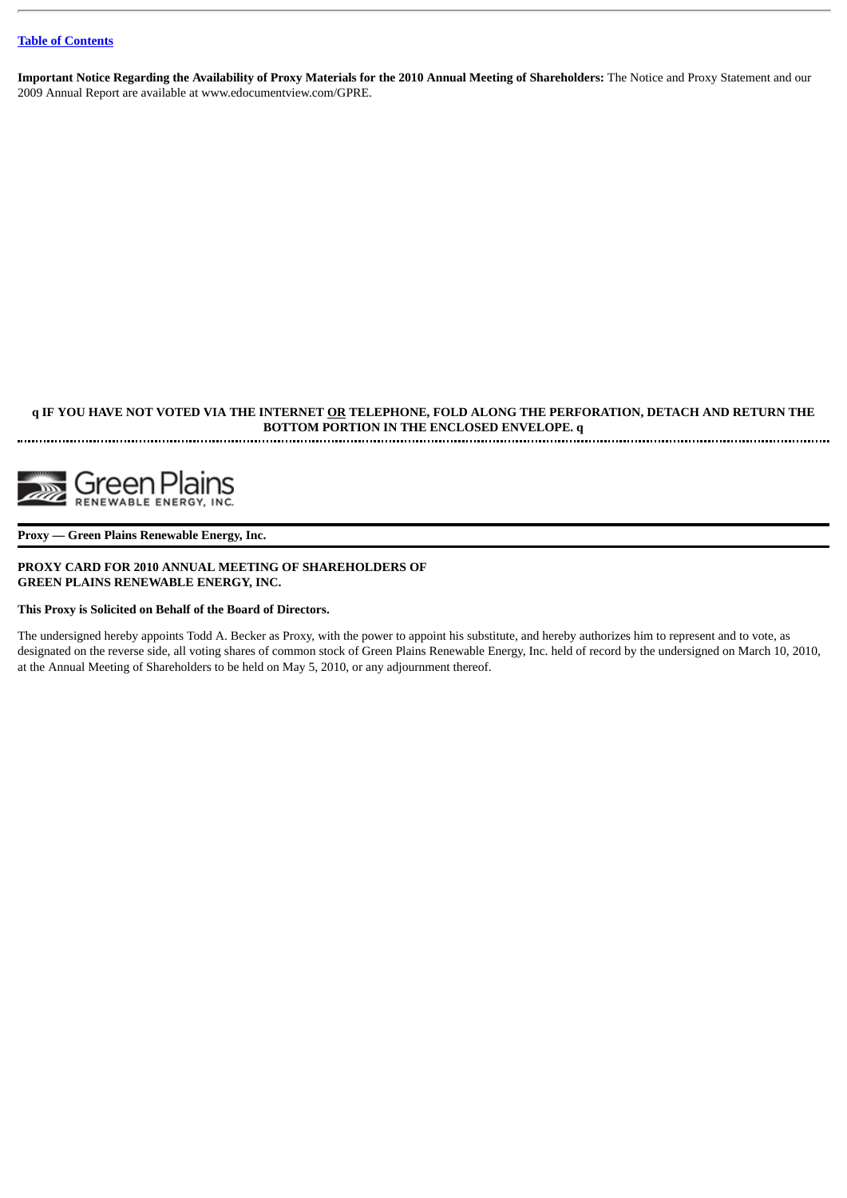[Table of Contents](#)

**Important Notice Regarding the Availability of Proxy Materials for the 2010 Annual Meeting of Shareholders:** The Notice and Proxy Statement and our 2009 Annual Report are available at www.edocumentview.com/GPRE.

**q IF YOU HAVE NOT VOTED VIA THE INTERNET OR TELEPHONE, FOLD ALONG THE PERFORATION, DETACH AND RETURN THE BOTTOM PORTION IN THE ENCLOSED ENVELOPE. q**

Green Plains
RENEWABLE ENERGY, INC.

**Proxy — Green Plains Renewable Energy, Inc.**

**PROXY CARD FOR 2010 ANNUAL MEETING OF SHAREHOLDERS OF GREEN PLAINS RENEWABLE ENERGY, INC.**

**This Proxy is Solicited on Behalf of the Board of Directors.**

The undersigned hereby appoints Todd A. Becker as Proxy, with the power to appoint his substitute, and hereby authorizes him to represent and to vote, as designated on the reverse side, all voting shares of common stock of Green Plains Renewable Energy, Inc. held of record by the undersigned on March 10, 2010, at the Annual Meeting of Shareholders to be held on May 5, 2010, or any adjournment thereof.